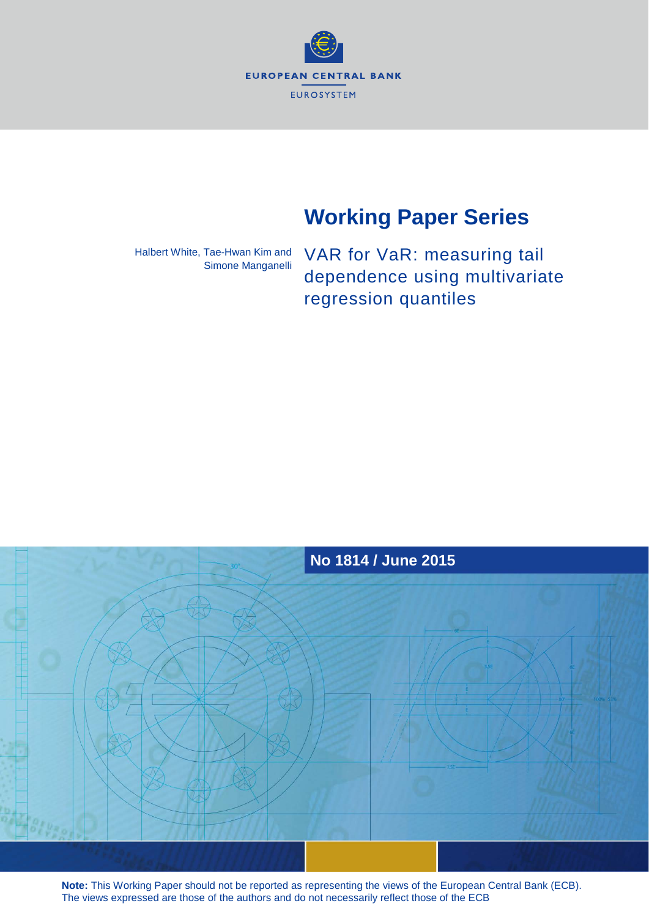EUROPEAN CENTRAL BANK

EUROSYSTEM

# Working Paper Series

Halbert White, Tae-Hwan Kim and Simone Manganelli

## VAR for VaR: measuring tail dependence using multivariate regression quantiles

**No 1814 / June 2015**

**Note:** This Working Paper should not be reported as representing the views of the European Central Bank (ECB). The views expressed are those of the authors and do not necessarily reflect those of the ECB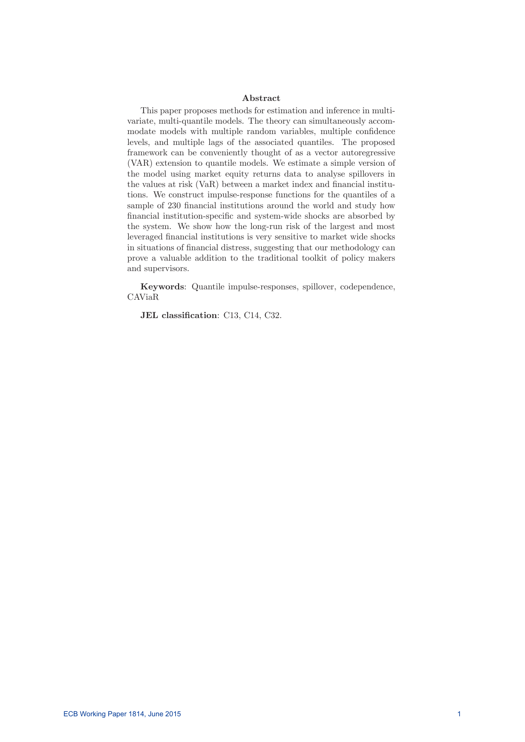## Abstract

This paper proposes methods for estimation and inference in multivariate, multi-quantile models. The theory can simultaneously accommodate models with multiple random variables, multiple confidence levels, and multiple lags of the associated quantiles. The proposed framework can be conveniently thought of as a vector autoregressive (VAR) extension to quantile models. We estimate a simple version of the model using market equity returns data to analyse spillovers in the values at risk (VaR) between a market index and financial institutions. We construct impulse-response functions for the quantiles of a sample of 230 financial institutions around the world and study how financial institution-specific and system-wide shocks are absorbed by the system. We show how the long-run risk of the largest and most leveraged financial institutions is very sensitive to market wide shocks in situations of financial distress, suggesting that our methodology can prove a valuable addition to the traditional toolkit of policy makers and supervisors.

**Keywords**: Quantile impulse-responses, spillover, codependence, CAViaR

**JEL classification**: C13, C14, C32.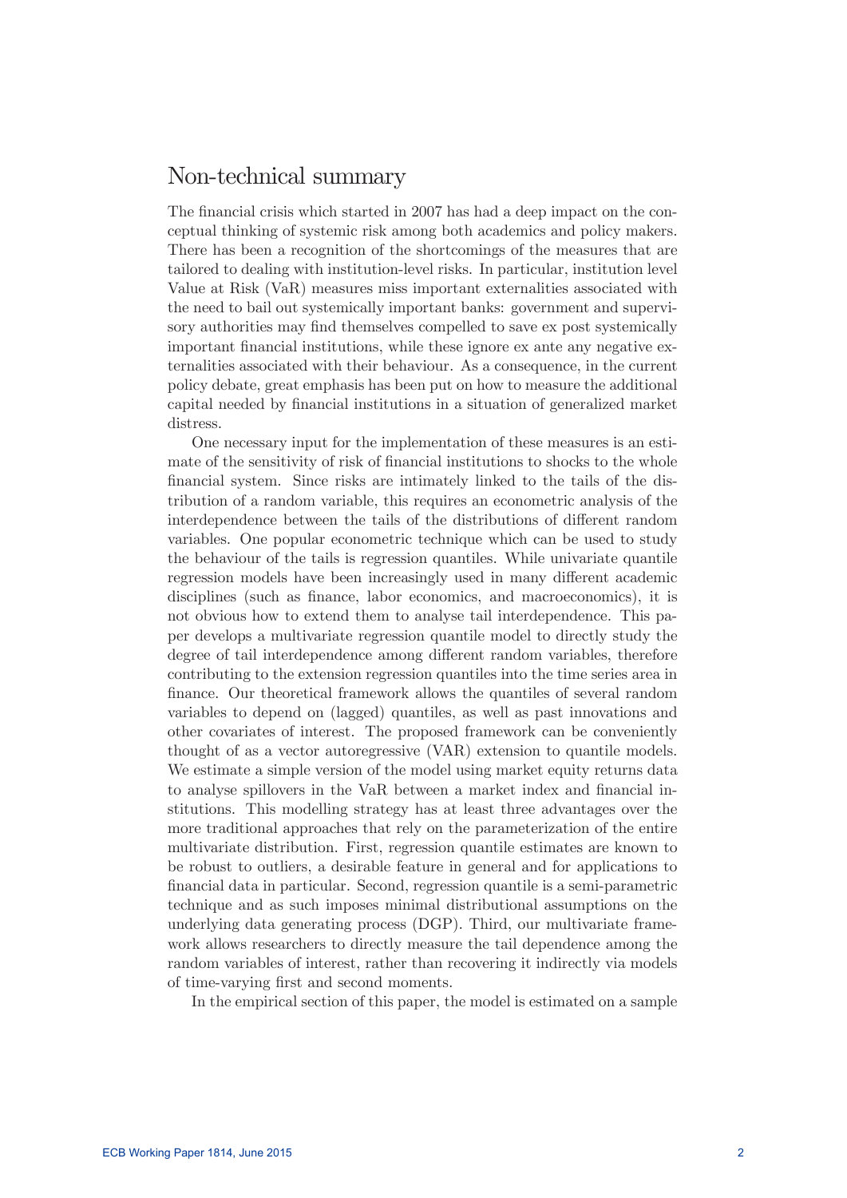# Non-technical summary

The financial crisis which started in 2007 has had a deep impact on the conceptual thinking of systemic risk among both academics and policy makers. There has been a recognition of the shortcomings of the measures that are tailored to dealing with institution-level risks. In particular, institution level Value at Risk (VaR) measures miss important externalities associated with the need to bail out systemically important banks: government and supervisory authorities may find themselves compelled to save ex post systemically important financial institutions, while these ignore ex ante any negative externalities associated with their behaviour. As a consequence, in the current policy debate, great emphasis has been put on how to measure the additional capital needed by financial institutions in a situation of generalized market distress.

One necessary input for the implementation of these measures is an estimate of the sensitivity of risk of financial institutions to shocks to the whole financial system. Since risks are intimately linked to the tails of the distribution of a random variable, this requires an econometric analysis of the interdependence between the tails of the distributions of different random variables. One popular econometric technique which can be used to study the behaviour of the tails is regression quantiles. While univariate quantile regression models have been increasingly used in many different academic disciplines (such as finance, labor economics, and macroeconomics), it is not obvious how to extend them to analyse tail interdependence. This paper develops a multivariate regression quantile model to directly study the degree of tail interdependence among different random variables, therefore contributing to the extension regression quantiles into the time series area in finance. Our theoretical framework allows the quantiles of several random variables to depend on (lagged) quantiles, as well as past innovations and other covariates of interest. The proposed framework can be conveniently thought of as a vector autoregressive (VAR) extension to quantile models. We estimate a simple version of the model using market equity returns data to analyse spillovers in the VaR between a market index and financial institutions. This modelling strategy has at least three advantages over the more traditional approaches that rely on the parameterization of the entire multivariate distribution. First, regression quantile estimates are known to be robust to outliers, a desirable feature in general and for applications to financial data in particular. Second, regression quantile is a semi-parametric technique and as such imposes minimal distributional assumptions on the underlying data generating process (DGP). Third, our multivariate framework allows researchers to directly measure the tail dependence among the random variables of interest, rather than recovering it indirectly via models of time-varying first and second moments.

In the empirical section of this paper, the model is estimated on a sample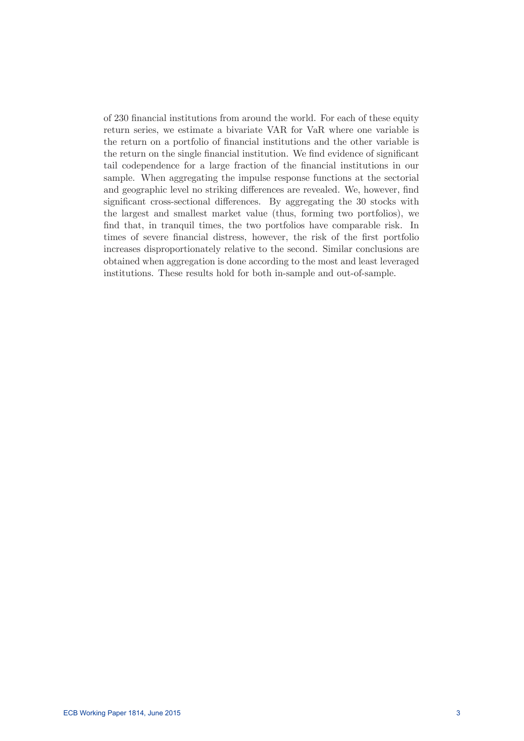of 230 financial institutions from around the world. For each of these equity return series, we estimate a bivariate VAR for VaR where one variable is the return on a portfolio of financial institutions and the other variable is the return on the single financial institution. We find evidence of significant tail codependence for a large fraction of the financial institutions in our sample. When aggregating the impulse response functions at the sectorial and geographic level no striking differences are revealed. We, however, find significant cross-sectional differences. By aggregating the 30 stocks with the largest and smallest market value (thus, forming two portfolios), we find that, in tranquil times, the two portfolios have comparable risk. In times of severe financial distress, however, the risk of the first portfolio increases disproportionately relative to the second. Similar conclusions are obtained when aggregation is done according to the most and least leveraged institutions. These results hold for both in-sample and out-of-sample.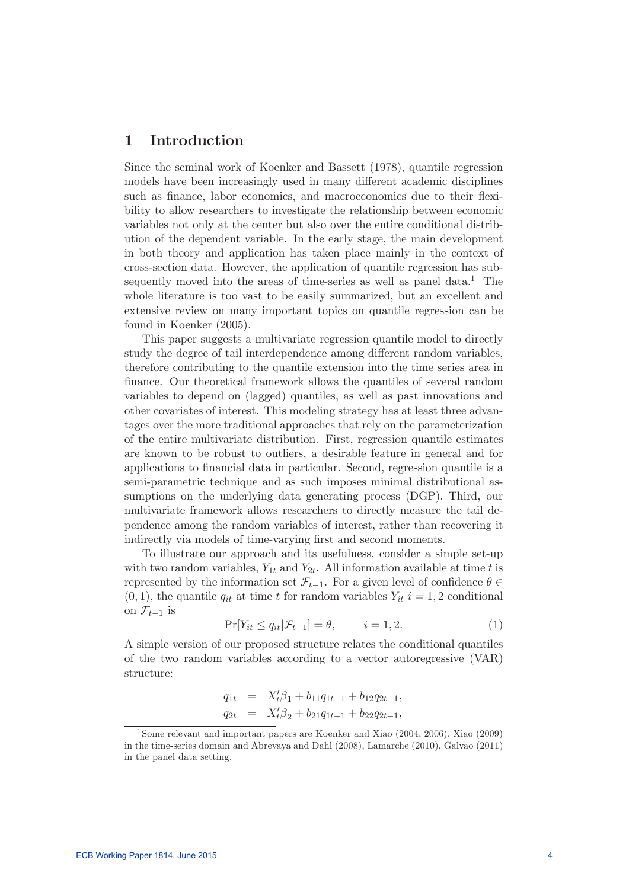# 1 Introduction

Since the seminal work of Koenker and Bassett (1978), quantile regression models have been increasingly used in many different academic disciplines such as finance, labor economics, and macroeconomics due to their flexibility to allow researchers to investigate the relationship between economic variables not only at the center but also over the entire conditional distribution of the dependent variable. In the early stage, the main development in both theory and application has taken place mainly in the context of cross-section data. However, the application of quantile regression has subsequently moved into the areas of time-series as well as panel data.[1] The whole literature is too vast to be easily summarized, but an excellent and extensive review on many important topics on quantile regression can be found in Koenker (2005).

This paper suggests a multivariate regression quantile model to directly study the degree of tail interdependence among different random variables, therefore contributing to the quantile extension into the time series area in finance. Our theoretical framework allows the quantiles of several random variables to depend on (lagged) quantiles, as well as past innovations and other covariates of interest. This modeling strategy has at least three advantages over the more traditional approaches that rely on the parameterization of the entire multivariate distribution. First, regression quantile estimates are known to be robust to outliers, a desirable feature in general and for applications to financial data in particular. Second, regression quantile is a semi-parametric technique and as such imposes minimal distributional assumptions on the underlying data generating process (DGP). Third, our multivariate framework allows researchers to directly measure the tail dependence among the random variables of interest, rather than recovering it indirectly via models of time-varying first and second moments.

To illustrate our approach and its usefulness, consider a simple set-up with two random variables, $Y_{1t}$ and $Y_{2t}$. All information available at time $t$ is represented by the information set $\mathcal{F}_{t-1}$. For a given level of confidence $\theta \in (0, 1)$, the quantile $q_{it}$ at time $t$ for random variables $Y_{it}$ $i = 1, 2$ conditional on $\mathcal{F}_{t-1}$ is

$$\Pr[Y_{it} \leq q_{it} | \mathcal{F}_{t-1}] = \theta, \qquad i = 1, 2. \tag{1}$$

A simple version of our proposed structure relates the conditional quantiles of the two random variables according to a vector autoregressive (VAR) structure:

$$\begin{aligned} q_{1t} &= X_t'\beta_1 + b_{11}q_{1t-1} + b_{12}q_{2t-1}, \\ q_{2t} &= X_t'\beta_2 + b_{21}q_{1t-1} + b_{22}q_{2t-1}, \end{aligned}$$

[1] Some relevant and important papers are Koenker and Xiao (2004, 2006), Xiao (2009) in the time-series domain and Abrevaya and Dahl (2008), Lamarche (2010), Galvao (2011) in the panel data setting.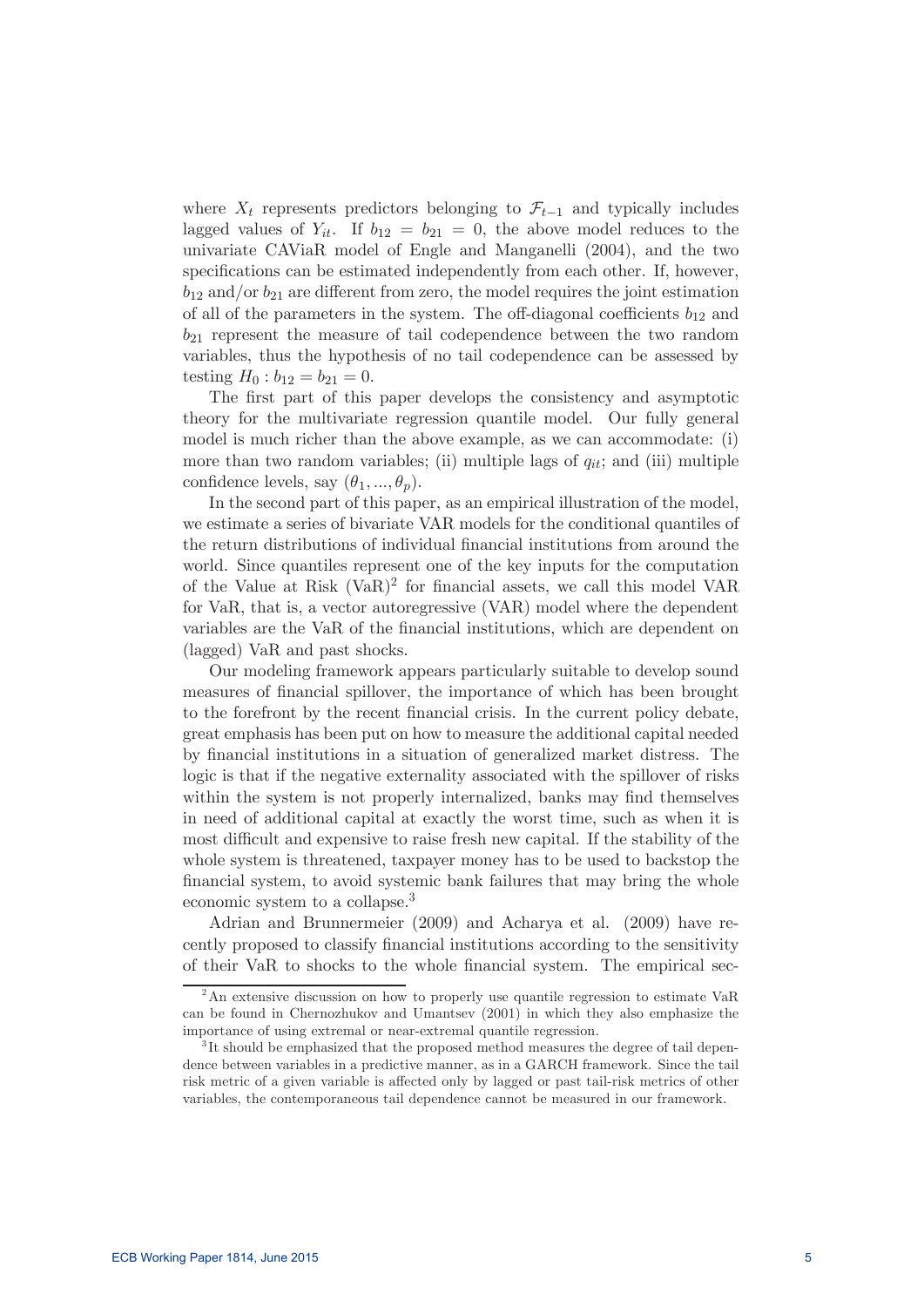where $X_t$ represents predictors belonging to $\mathcal{F}_{t-1}$ and typically includes lagged values of $Y_{it}$. If $b_{12} = b_{21} = 0$, the above model reduces to the univariate CAViaR model of Engle and Manganelli (2004), and the two specifications can be estimated independently from each other. If, however, $b_{12}$ and/or $b_{21}$ are different from zero, the model requires the joint estimation of all of the parameters in the system. The off-diagonal coefficients $b_{12}$ and $b_{21}$ represent the measure of tail codependence between the two random variables, thus the hypothesis of no tail codependence can be assessed by testing $H_0 : b_{12} = b_{21} = 0$.

The first part of this paper develops the consistency and asymptotic theory for the multivariate regression quantile model. Our fully general model is much richer than the above example, as we can accommodate: (i) more than two random variables; (ii) multiple lags of $q_{it}$; and (iii) multiple confidence levels, say $(\theta_1, ..., \theta_p)$.

In the second part of this paper, as an empirical illustration of the model, we estimate a series of bivariate VAR models for the conditional quantiles of the return distributions of individual financial institutions from around the world. Since quantiles represent one of the key inputs for the computation of the Value at Risk (VaR)[2] for financial assets, we call this model VAR for VaR, that is, a vector autoregressive (VAR) model where the dependent variables are the VaR of the financial institutions, which are dependent on (lagged) VaR and past shocks.

Our modeling framework appears particularly suitable to develop sound measures of financial spillover, the importance of which has been brought to the forefront by the recent financial crisis. In the current policy debate, great emphasis has been put on how to measure the additional capital needed by financial institutions in a situation of generalized market distress. The logic is that if the negative externality associated with the spillover of risks within the system is not properly internalized, banks may find themselves in need of additional capital at exactly the worst time, such as when it is most difficult and expensive to raise fresh new capital. If the stability of the whole system is threatened, taxpayer money has to be used to backstop the financial system, to avoid systemic bank failures that may bring the whole economic system to a collapse.[3]

Adrian and Brunnermeier (2009) and Acharya et al. (2009) have recently proposed to classify financial institutions according to the sensitivity of their VaR to shocks to the whole financial system. The empirical sec-

[2] An extensive discussion on how to properly use quantile regression to estimate VaR can be found in Chernozhukov and Umantsev (2001) in which they also emphasize the importance of using extremal or near-extremal quantile regression.

[3] It should be emphasized that the proposed method measures the degree of tail dependence between variables in a predictive manner, as in a GARCH framework. Since the tail risk metric of a given variable is affected only by lagged or past tail-risk metrics of other variables, the contemporaneous tail dependence cannot be measured in our framework.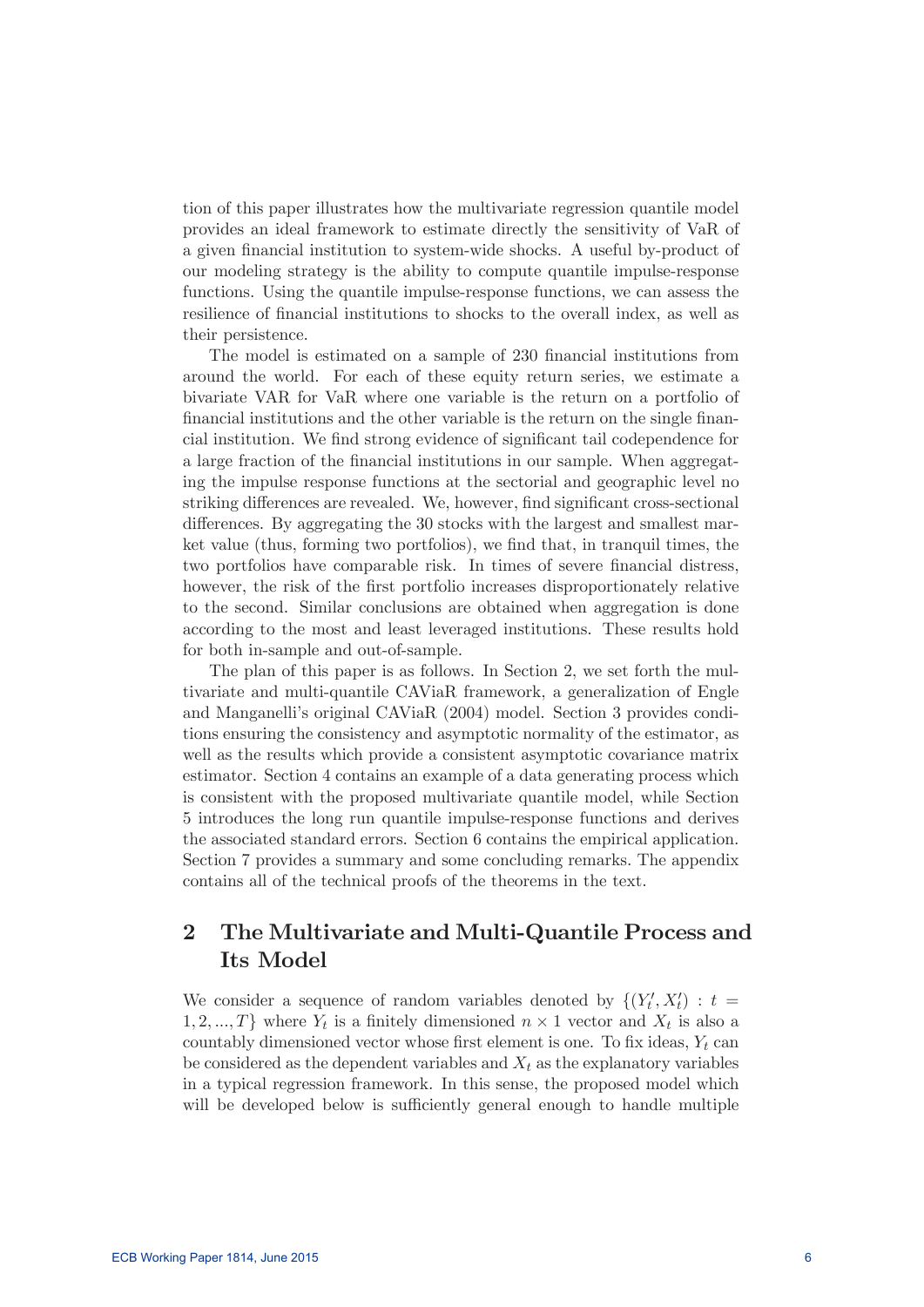tion of this paper illustrates how the multivariate regression quantile model provides an ideal framework to estimate directly the sensitivity of VaR of a given financial institution to system-wide shocks. A useful by-product of our modeling strategy is the ability to compute quantile impulse-response functions. Using the quantile impulse-response functions, we can assess the resilience of financial institutions to shocks to the overall index, as well as their persistence.

The model is estimated on a sample of 230 financial institutions from around the world. For each of these equity return series, we estimate a bivariate VAR for VaR where one variable is the return on a portfolio of financial institutions and the other variable is the return on the single financial institution. We find strong evidence of significant tail codependence for a large fraction of the financial institutions in our sample. When aggregating the impulse response functions at the sectorial and geographic level no striking differences are revealed. We, however, find significant cross-sectional differences. By aggregating the 30 stocks with the largest and smallest market value (thus, forming two portfolios), we find that, in tranquil times, the two portfolios have comparable risk. In times of severe financial distress, however, the risk of the first portfolio increases disproportionately relative to the second. Similar conclusions are obtained when aggregation is done according to the most and least leveraged institutions. These results hold for both in-sample and out-of-sample.

The plan of this paper is as follows. In Section 2, we set forth the multivariate and multi-quantile CAViaR framework, a generalization of Engle and Manganelli's original CAViaR (2004) model. Section 3 provides conditions ensuring the consistency and asymptotic normality of the estimator, as well as the results which provide a consistent asymptotic covariance matrix estimator. Section 4 contains an example of a data generating process which is consistent with the proposed multivariate quantile model, while Section 5 introduces the long run quantile impulse-response functions and derives the associated standard errors. Section 6 contains the empirical application. Section 7 provides a summary and some concluding remarks. The appendix contains all of the technical proofs of the theorems in the text.

## 2 The Multivariate and Multi-Quantile Process and Its Model

We consider a sequence of random variables denoted by $\{(Y_t', X_t') : t = 1, 2, ..., T\}$ where $Y_t$ is a finitely dimensioned $n \times 1$ vector and $X_t$ is also a countably dimensioned vector whose first element is one. To fix ideas, $Y_t$ can be considered as the dependent variables and $X_t$ as the explanatory variables in a typical regression framework. In this sense, the proposed model which will be developed below is sufficiently general enough to handle multiple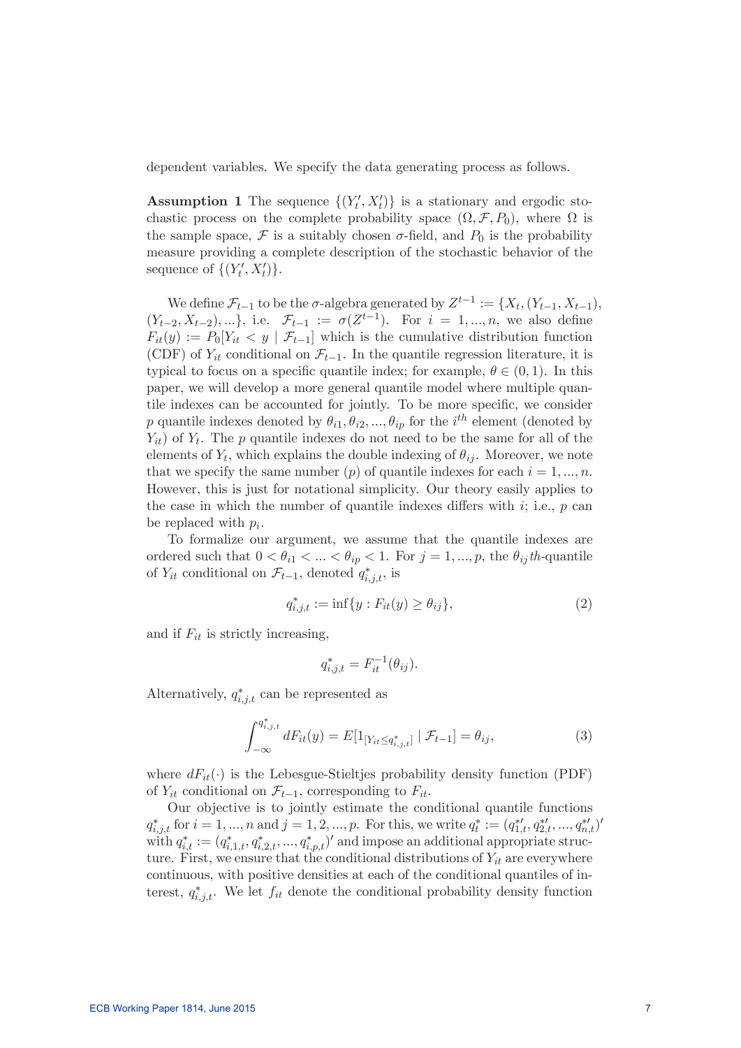dependent variables. We specify the data generating process as follows.

**Assumption 1** The sequence $\{(Y_t', X_t')\}$ is a stationary and ergodic stochastic process on the complete probability space $(\Omega, \mathcal{F}, P_0)$, where $\Omega$ is the sample space, $\mathcal{F}$ is a suitably chosen $\sigma$-field, and $P_0$ is the probability measure providing a complete description of the stochastic behavior of the sequence of $\{(Y_t', X_t')\}$.

We define $\mathcal{F}_{t-1}$ to be the $\sigma$-algebra generated by $Z^{t-1} := \{X_t, (Y_{t-1}, X_{t-1}), (Y_{t-2}, X_{t-2}), ...\}$, i.e. $\mathcal{F}_{t-1} := \sigma(Z^{t-1})$. For $i = 1, ..., n$, we also define $F_{it}(y) := P_0[Y_{it} < y \mid \mathcal{F}_{t-1}]$ which is the cumulative distribution function (CDF) of $Y_{it}$ conditional on $\mathcal{F}_{t-1}$. In the quantile regression literature, it is typical to focus on a specific quantile index; for example, $\theta \in (0, 1)$. In this paper, we will develop a more general quantile model where multiple quantile indexes can be accounted for jointly. To be more specific, we consider $p$ quantile indexes denoted by $\theta_{i1}, \theta_{i2}, ..., \theta_{ip}$ for the $i^{th}$ element (denoted by $Y_{it}$) of $Y_t$. The $p$ quantile indexes do not need to be the same for all of the elements of $Y_t$, which explains the double indexing of $\theta_{ij}$. Moreover, we note that we specify the same number ($p$) of quantile indexes for each $i = 1, ..., n$. However, this is just for notational simplicity. Our theory easily applies to the case in which the number of quantile indexes differs with $i$; i.e., $p$ can be replaced with $p_i$.

To formalize our argument, we assume that the quantile indexes are ordered such that $0 < \theta_{i1} < ... < \theta_{ip} < 1$. For $j = 1, ..., p$, the $\theta_{ij}th$-quantile of $Y_{it}$ conditional on $\mathcal{F}_{t-1}$, denoted $q^*_{i,j,t}$, is

$$q^*_{i,j,t} := \inf\{y : F_{it}(y) \geq \theta_{ij}\}, \tag{2}$$

and if $F_{it}$ is strictly increasing,

$$q^*_{i,j,t} = F_{it}^{-1}(\theta_{ij}).$$

Alternatively, $q^*_{i,j,t}$ can be represented as

$$\int_{-\infty}^{q^*_{i,j,t}} dF_{it}(y) = E[1_{[Y_{it} \leq q^*_{i,j,t}]} \mid \mathcal{F}_{t-1}] = \theta_{ij}, \tag{3}$$

where $dF_{it}(\cdot)$ is the Lebesgue-Stieltjes probability density function (PDF) of $Y_{it}$ conditional on $\mathcal{F}_{t-1}$, corresponding to $F_{it}$.

Our objective is to jointly estimate the conditional quantile functions $q^*_{i,j,t}$ for $i = 1, ..., n$ and $j = 1, 2, ..., p$. For this, we write $q^*_t := (q^{*\prime}_{1,t}, q^{*\prime}_{2,t}, ..., q^{*\prime}_{n,t})'$ with $q^*_{i,t} := (q^*_{i,1,t}, q^*_{i,2,t}, ..., q^*_{i,p,t})'$ and impose an additional appropriate structure. First, we ensure that the conditional distributions of $Y_{it}$ are everywhere continuous, with positive densities at each of the conditional quantiles of interest, $q^*_{i,j,t}$. We let $f_{it}$ denote the conditional probability density function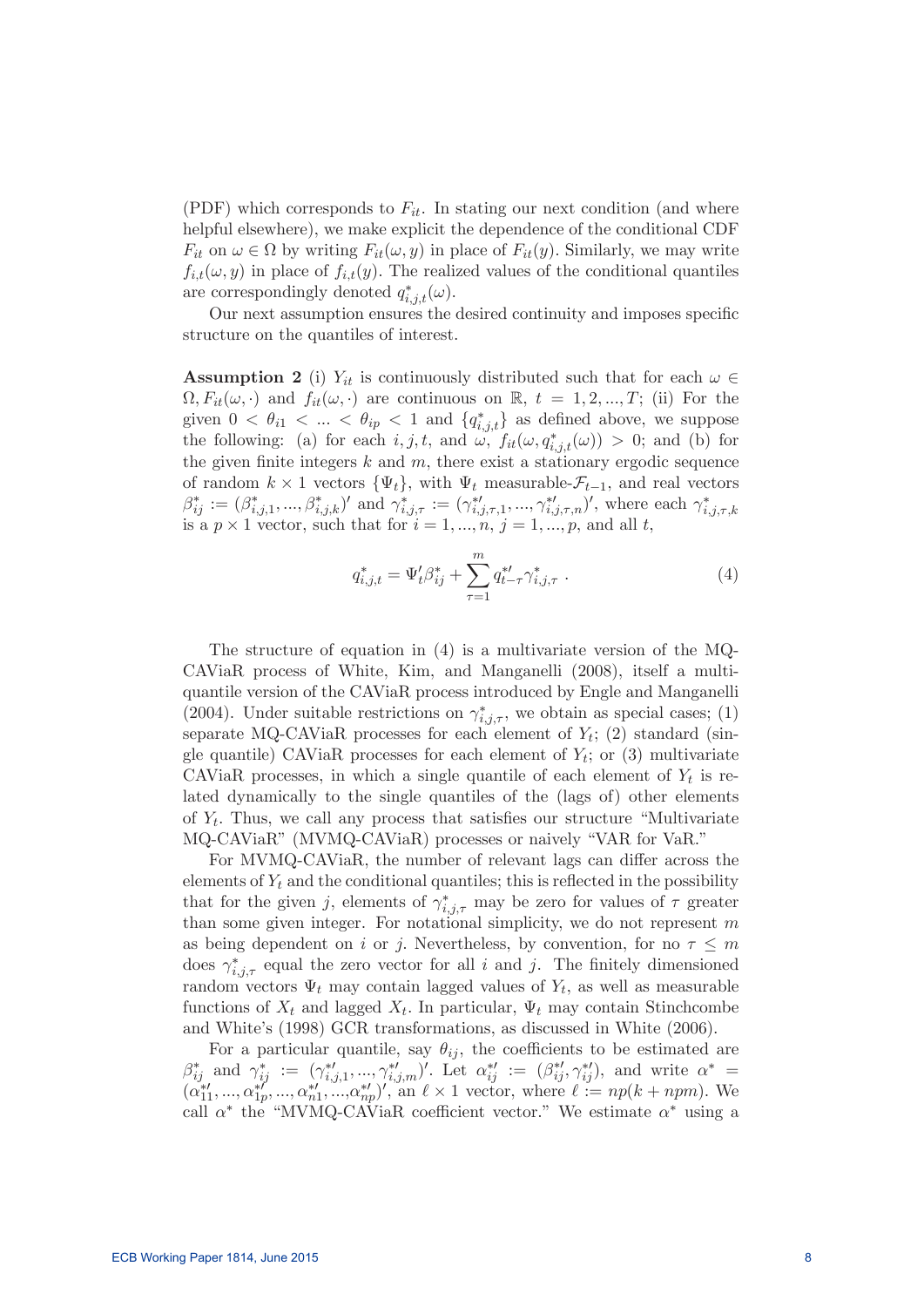(PDF) which corresponds to $F_{it}$. In stating our next condition (and where helpful elsewhere), we make explicit the dependence of the conditional CDF $F_{it}$ on $\omega \in \Omega$ by writing $F_{it}(\omega, y)$ in place of $F_{it}(y)$. Similarly, we may write $f_{i,t}(\omega, y)$ in place of $f_{i,t}(y)$. The realized values of the conditional quantiles are correspondingly denoted $q^*_{i,j,t}(\omega)$.

Our next assumption ensures the desired continuity and imposes specific structure on the quantiles of interest.

**Assumption 2** (i) $Y_{it}$ is continuously distributed such that for each $\omega \in \Omega, F_{it}(\omega, \cdot)$ and $f_{it}(\omega, \cdot)$ are continuous on $\mathbb{R}$, $t = 1, 2, ..., T$; (ii) For the given $0 < \theta_{i1} < ... < \theta_{ip} < 1$ and $\{q^*_{i,j,t}\}$ as defined above, we suppose the following: (a) for each $i, j, t$, and $\omega$, $f_{it}(\omega, q^*_{i,j,t}(\omega)) > 0$; and (b) for the given finite integers $k$ and $m$, there exist a stationary ergodic sequence of random $k \times 1$ vectors $\{\Psi_t\}$, with $\Psi_t$ measurable-$\mathcal{F}_{t-1}$, and real vectors $\beta^*_{ij} := (\beta^*_{i,j,1}, ..., \beta^*_{i,j,k})'$ and $\gamma^*_{i,j,\tau} := (\gamma^{*\prime}_{i,j,\tau,1}, ..., \gamma^{*\prime}_{i,j,\tau,n})'$, where each $\gamma^*_{i,j,\tau,k}$ is a $p \times 1$ vector, such that for $i = 1, ..., n$, $j = 1, ..., p$, and all $t$,

$$q^*_{i,j,t} = \Psi'_t \beta^*_{ij} + \sum_{\tau=1}^{m} q^{*\prime}_{t-\tau} \gamma^*_{i,j,\tau} \ . \tag{4}$$

The structure of equation in (4) is a multivariate version of the MQ-CAViaR process of White, Kim, and Manganelli (2008), itself a multi-quantile version of the CAViaR process introduced by Engle and Manganelli (2004). Under suitable restrictions on $\gamma^*_{i,j,\tau}$, we obtain as special cases; (1) separate MQ-CAViaR processes for each element of $Y_t$; (2) standard (single quantile) CAViaR processes for each element of $Y_t$; or (3) multivariate CAViaR processes, in which a single quantile of each element of $Y_t$ is related dynamically to the single quantiles of the (lags of) other elements of $Y_t$. Thus, we call any process that satisfies our structure "Multivariate MQ-CAViaR" (MVMQ-CAViaR) processes or naively "VAR for VaR."

For MVMQ-CAViaR, the number of relevant lags can differ across the elements of $Y_t$ and the conditional quantiles; this is reflected in the possibility that for the given $j$, elements of $\gamma^*_{i,j,\tau}$ may be zero for values of $\tau$ greater than some given integer. For notational simplicity, we do not represent $m$ as being dependent on $i$ or $j$. Nevertheless, by convention, for no $\tau \leq m$ does $\gamma^*_{i,j,\tau}$ equal the zero vector for all $i$ and $j$. The finitely dimensioned random vectors $\Psi_t$ may contain lagged values of $Y_t$, as well as measurable functions of $X_t$ and lagged $X_t$. In particular, $\Psi_t$ may contain Stinchcombe and White's (1998) GCR transformations, as discussed in White (2006).

For a particular quantile, say $\theta_{ij}$, the coefficients to be estimated are $\beta^*_{ij}$ and $\gamma^*_{ij} := (\gamma^{*\prime}_{i,j,1}, ..., \gamma^{*\prime}_{i,j,m})'$. Let $\alpha^{*\prime}_{ij} := (\beta^{*\prime}_{ij}, \gamma^{*\prime}_{ij})$, and write $\alpha^* = (\alpha^{*\prime}_{11}, ..., \alpha^{*\prime}_{1p}, ..., \alpha^{*\prime}_{n1}, ..., \alpha^{*\prime}_{np})'$, an $\ell \times 1$ vector, where $\ell := np(k + npm)$. We call $\alpha^*$ the "MVMQ-CAViaR coefficient vector." We estimate $\alpha^*$ using a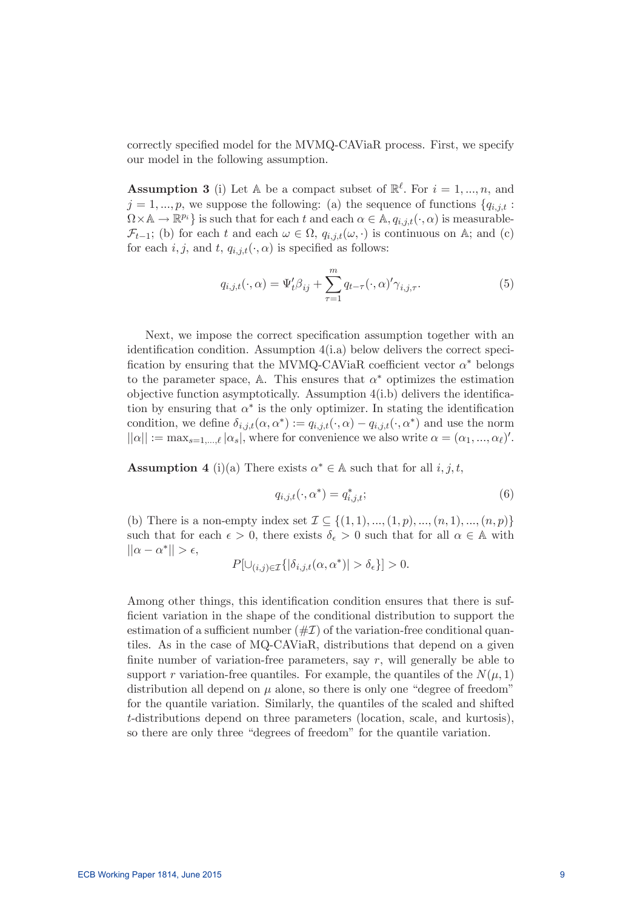correctly specified model for the MVMQ-CAViaR process. First, we specify our model in the following assumption.

**Assumption 3** (i) Let $\mathbb{A}$ be a compact subset of $\mathbb{R}^{\ell}$. For $i = 1, ..., n$, and $j = 1, ..., p$, we suppose the following: (a) the sequence of functions $\{q_{i,j,t} : \Omega \times \mathbb{A} \to \mathbb{R}^{p_i}\}$ is such that for each $t$ and each $\alpha \in \mathbb{A}$, $q_{i,j,t}(\cdot, \alpha)$ is measurable-$\mathcal{F}_{t-1}$; (b) for each $t$ and each $\omega \in \Omega$, $q_{i,j,t}(\omega, \cdot)$ is continuous on $\mathbb{A}$; and (c) for each $i, j$, and $t$, $q_{i,j,t}(\cdot, \alpha)$ is specified as follows:

$$q_{i,j,t}(\cdot, \alpha) = \Psi_t' \beta_{ij} + \sum_{\tau=1}^{m} q_{t-\tau}(\cdot, \alpha)' \gamma_{i,j,\tau}. \tag{5}$$

Next, we impose the correct specification assumption together with an identification condition. Assumption 4(i.a) below delivers the correct specification by ensuring that the MVMQ-CAViaR coefficient vector $\alpha^*$ belongs to the parameter space, $\mathbb{A}$. This ensures that $\alpha^*$ optimizes the estimation objective function asymptotically. Assumption 4(i.b) delivers the identification by ensuring that $\alpha^*$ is the only optimizer. In stating the identification condition, we define $\delta_{i,j,t}(\alpha, \alpha^*) := q_{i,j,t}(\cdot, \alpha) - q_{i,j,t}(\cdot, \alpha^*)$ and use the norm $||\alpha|| := \max_{s=1,...,\ell} |\alpha_s|$, where for convenience we also write $\alpha = (\alpha_1, ..., \alpha_\ell)'$.

**Assumption 4** (i)(a) There exists $\alpha^* \in \mathbb{A}$ such that for all $i, j, t$,

$$q_{i,j,t}(\cdot, \alpha^*) = q_{i,j,t}^*; \tag{6}$$

(b) There is a non-empty index set $\mathcal{I} \subseteq \{(1,1), ..., (1,p), ..., (n,1), ..., (n,p)\}$ such that for each $\epsilon > 0$, there exists $\delta_\epsilon > 0$ such that for all $\alpha \in \mathbb{A}$ with $||\alpha - \alpha^*|| > \epsilon$,

$$P[\cup_{(i,j) \in \mathcal{I}} \{|\delta_{i,j,t}(\alpha, \alpha^*)| > \delta_\epsilon\}] > 0.$$

Among other things, this identification condition ensures that there is sufficient variation in the shape of the conditional distribution to support the estimation of a sufficient number ($\#\mathcal{I}$) of the variation-free conditional quantiles. As in the case of MQ-CAViaR, distributions that depend on a given finite number of variation-free parameters, say $r$, will generally be able to support $r$ variation-free quantiles. For example, the quantiles of the $N(\mu, 1)$ distribution all depend on $\mu$ alone, so there is only one "degree of freedom" for the quantile variation. Similarly, the quantiles of the scaled and shifted $t$-distributions depend on three parameters (location, scale, and kurtosis), so there are only three "degrees of freedom" for the quantile variation.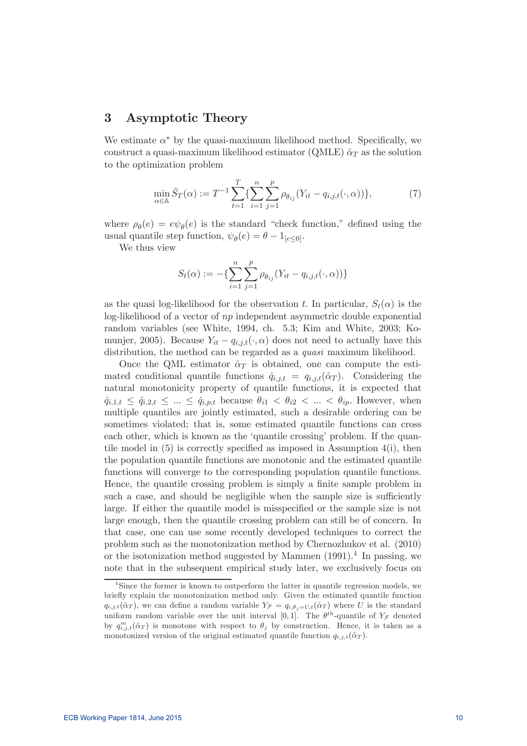## 3 Asymptotic Theory

We estimate $\alpha^*$ by the quasi-maximum likelihood method. Specifically, we construct a quasi-maximum likelihood estimator (QMLE) $\hat{\alpha}_T$ as the solution to the optimization problem

$$\min_{\alpha \in \mathbb{A}} \bar{S}_T(\alpha) := T^{-1} \sum_{t=1}^{T} \{ \sum_{i=1}^{n} \sum_{j=1}^{p} \rho_{\theta_{ij}}(Y_{it} - q_{i,j,t}(\cdot, \alpha)) \}, \tag{7}$$

where $\rho_\theta(e) = e\psi_\theta(e)$ is the standard "check function," defined using the usual quantile step function, $\psi_\theta(e) = \theta - 1_{[e \leq 0]}$.

We thus view

$$S_t(\alpha) := -\{ \sum_{i=1}^{n} \sum_{j=1}^{p} \rho_{\theta_{ij}}(Y_{it} - q_{i,j,t}(\cdot, \alpha)) \}$$

as the quasi log-likelihood for the observation $t$. In particular, $S_t(\alpha)$ is the log-likelihood of a vector of $np$ independent asymmetric double exponential random variables (see White, 1994, ch. 5.3; Kim and White, 2003; Komunjer, 2005). Because $Y_{it} - q_{i,j,t}(\cdot, \alpha)$ does not need to actually have this distribution, the method can be regarded as a *quasi* maximum likelihood.

Once the QML estimator $\hat{\alpha}_T$ is obtained, one can compute the estimated conditional quantile functions $\hat{q}_{i,j,t} = q_{i,j,t}(\hat{\alpha}_T)$. Considering the natural monotonicity property of quantile functions, it is expected that $\hat{q}_{i,1,t} \leq \hat{q}_{i,2,t} \leq \ldots \leq \hat{q}_{i,p,t}$ because $\theta_{i1} < \theta_{i2} < \ldots < \theta_{ip}$. However, when multiple quantiles are jointly estimated, such a desirable ordering can be sometimes violated; that is, some estimated quantile functions can cross each other, which is known as the 'quantile crossing' problem. If the quantile model in (5) is correctly specified as imposed in Assumption 4(i), then the population quantile functions are monotonic and the estimated quantile functions will converge to the corresponding population quantile functions. Hence, the quantile crossing problem is simply a finite sample problem in such a case, and should be negligible when the sample size is sufficiently large. If either the quantile model is misspecified or the sample size is not large enough, then the quantile crossing problem can still be of concern. In that case, one can use some recently developed techniques to correct the problem such as the monotonization method by Chernozhukov et al. (2010) or the isotonization method suggested by Mammen (1991).[4] In passing, we note that in the subsequent empirical study later, we exclusively focus on

[4] Since the former is known to outperform the latter in quantile regression models, we briefly explain the monotonization method only. Given the estimated quantile function $q_{i,j,t}(\hat{\alpha}_T)$, we can define a random variable $Y_{\mathcal{F}} = q_{i,\theta_j = U,t}(\hat{\alpha}_T)$ where $U$ is the standard uniform random variable over the unit interval $[0, 1]$. The $\theta^{th}$-quantile of $Y_{\mathcal{F}}$ denoted by $q^m_{i,j,t}(\hat{\alpha}_T)$ is monotone with respect to $\theta_j$ by construction. Hence, it is taken as a monotonized version of the original estimated quantile function $q_{i,j,t}(\hat{\alpha}_T)$.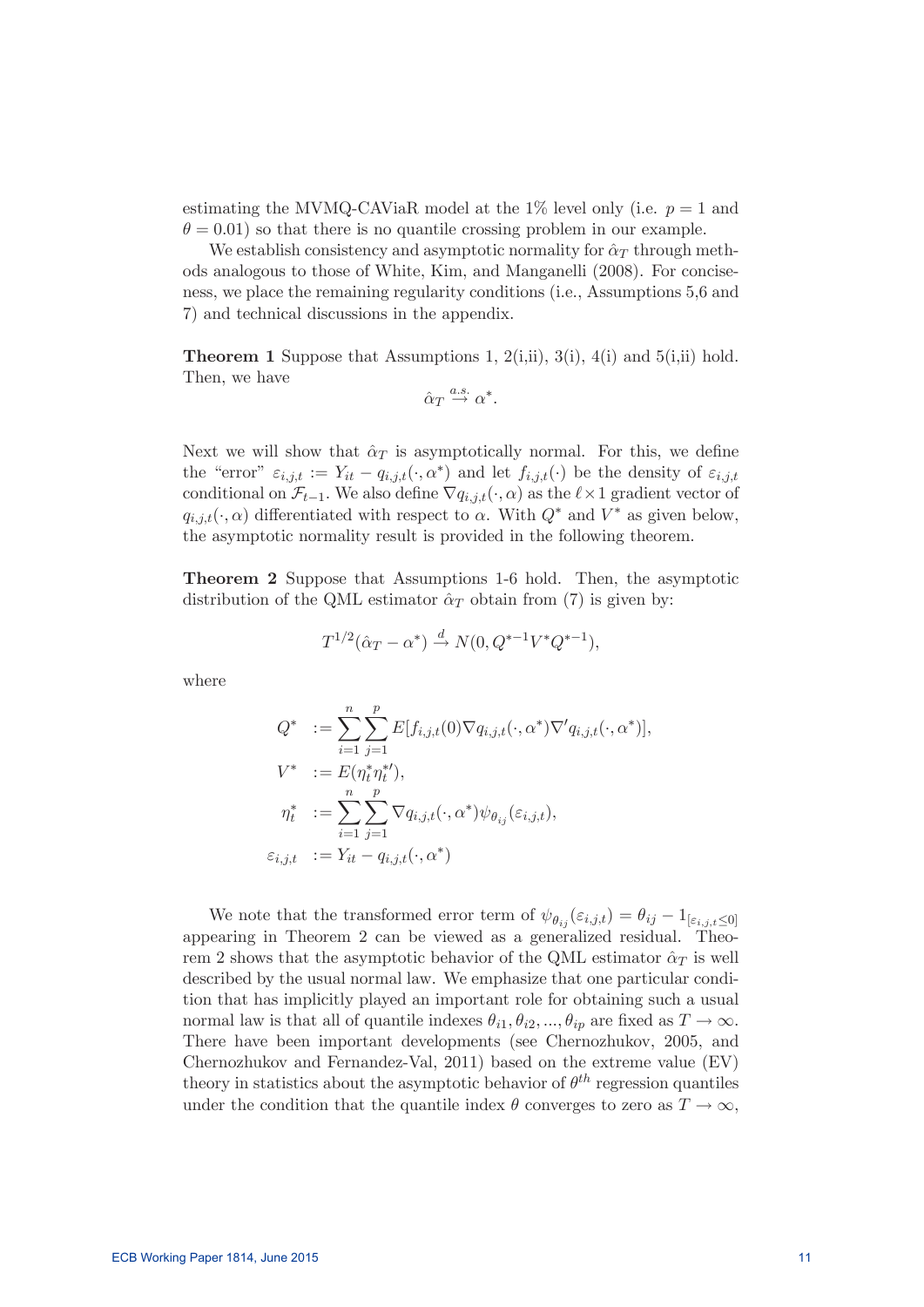estimating the MVMQ-CAViaR model at the 1% level only (i.e. $p = 1$ and $\theta = 0.01$) so that there is no quantile crossing problem in our example.

We establish consistency and asymptotic normality for $\hat{\alpha}_T$ through methods analogous to those of White, Kim, and Manganelli (2008). For conciseness, we place the remaining regularity conditions (i.e., Assumptions 5,6 and 7) and technical discussions in the appendix.

**Theorem 1** Suppose that Assumptions 1, 2(i,ii), 3(i), 4(i) and 5(i,ii) hold. Then, we have

$$\hat{\alpha}_T \overset{a.s.}{\rightarrow} \alpha^*.$$

Next we will show that $\hat{\alpha}_T$ is asymptotically normal. For this, we define the "error" $\varepsilon_{i,j,t} := Y_{it} - q_{i,j,t}(\cdot, \alpha^*)$ and let $f_{i,j,t}(\cdot)$ be the density of $\varepsilon_{i,j,t}$ conditional on $\mathcal{F}_{t-1}$. We also define $\nabla q_{i,j,t}(\cdot, \alpha)$ as the $\ell \times 1$ gradient vector of $q_{i,j,t}(\cdot, \alpha)$ differentiated with respect to $\alpha$. With $Q^*$ and $V^*$ as given below, the asymptotic normality result is provided in the following theorem.

**Theorem 2** Suppose that Assumptions 1-6 hold. Then, the asymptotic distribution of the QML estimator $\hat{\alpha}_T$ obtain from (7) is given by:

$$T^{1/2}(\hat{\alpha}_T - \alpha^*) \overset{d}{\rightarrow} N(0, Q^{*-1}V^*Q^{*-1}),$$

where

$$\begin{aligned}
Q^* &:= \sum_{i=1}^{n}\sum_{j=1}^{p} E[f_{i,j,t}(0)\nabla q_{i,j,t}(\cdot, \alpha^*)\nabla' q_{i,j,t}(\cdot, \alpha^*)], \\
V^* &:= E(\eta_t^* \eta_t^{*\prime}), \\
\eta_t^* &:= \sum_{i=1}^{n}\sum_{j=1}^{p} \nabla q_{i,j,t}(\cdot, \alpha^*)\psi_{\theta_{ij}}(\varepsilon_{i,j,t}), \\
\varepsilon_{i,j,t} &:= Y_{it} - q_{i,j,t}(\cdot, \alpha^*)
\end{aligned}$$

We note that the transformed error term of $\psi_{\theta_{ij}}(\varepsilon_{i,j,t}) = \theta_{ij} - 1_{[\varepsilon_{i,j,t} \leq 0]}$ appearing in Theorem 2 can be viewed as a generalized residual. Theorem 2 shows that the asymptotic behavior of the QML estimator $\hat{\alpha}_T$ is well described by the usual normal law. We emphasize that one particular condition that has implicitly played an important role for obtaining such a usual normal law is that all of quantile indexes $\theta_{i1}, \theta_{i2}, ..., \theta_{ip}$ are fixed as $T \rightarrow \infty$. There have been important developments (see Chernozhukov, 2005, and Chernozhukov and Fernandez-Val, 2011) based on the extreme value (EV) theory in statistics about the asymptotic behavior of $\theta^{th}$ regression quantiles under the condition that the quantile index $\theta$ converges to zero as $T \rightarrow \infty$,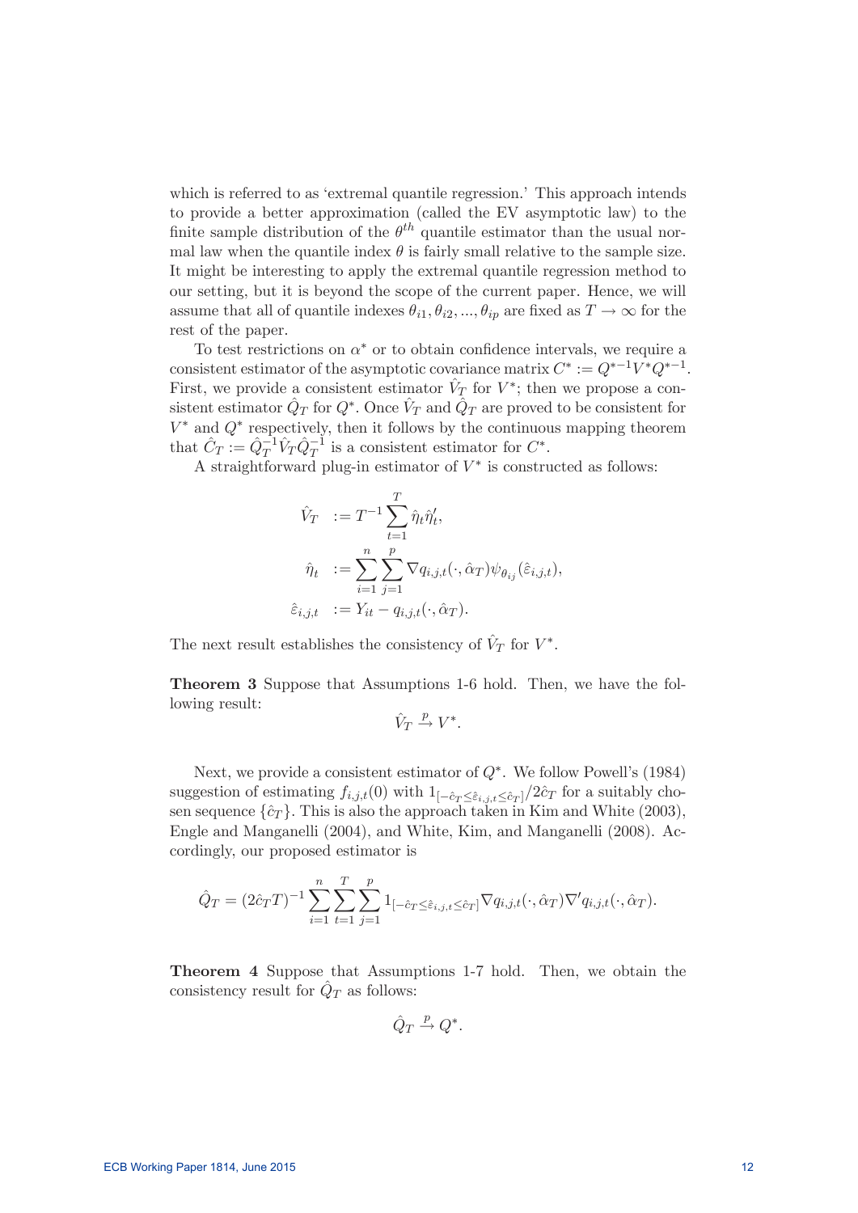which is referred to as 'extremal quantile regression.' This approach intends to provide a better approximation (called the EV asymptotic law) to the finite sample distribution of the $\theta^{th}$ quantile estimator than the usual normal law when the quantile index $\theta$ is fairly small relative to the sample size. It might be interesting to apply the extremal quantile regression method to our setting, but it is beyond the scope of the current paper. Hence, we will assume that all of quantile indexes $\theta_{i1}, \theta_{i2}, ..., \theta_{ip}$ are fixed as $T \to \infty$ for the rest of the paper.

To test restrictions on $\alpha^*$ or to obtain confidence intervals, we require a consistent estimator of the asymptotic covariance matrix $C^* := Q^{*-1}V^*Q^{*-1}$. First, we provide a consistent estimator $\hat{V}_T$ for $V^*$; then we propose a consistent estimator $\hat{Q}_T$ for $Q^*$. Once $\hat{V}_T$ and $\hat{Q}_T$ are proved to be consistent for $V^*$ and $Q^*$ respectively, then it follows by the continuous mapping theorem that $\hat{C}_T := \hat{Q}_T^{-1}\hat{V}_T\hat{Q}_T^{-1}$ is a consistent estimator for $C^*$.

A straightforward plug-in estimator of $V^*$ is constructed as follows:

$$
\begin{aligned}
\hat{V}_T \; &:= T^{-1}\sum_{t=1}^{T}\hat{\eta}_t\hat{\eta}_t', \\
\hat{\eta}_t \; &:= \sum_{i=1}^{n}\sum_{j=1}^{p}\nabla q_{i,j,t}(\cdot,\hat{\alpha}_T)\psi_{\theta_{ij}}(\hat{\varepsilon}_{i,j,t}), \\
\hat{\varepsilon}_{i,j,t} \; &:= Y_{it} - q_{i,j,t}(\cdot,\hat{\alpha}_T).
\end{aligned}
$$

The next result establishes the consistency of $\hat{V}_T$ for $V^*$.

**Theorem 3** Suppose that Assumptions 1-6 hold. Then, we have the following result:

$$
\hat{V}_T \xrightarrow{p} V^*.
$$

Next, we provide a consistent estimator of $Q^*$. We follow Powell's (1984) suggestion of estimating $f_{i,j,t}(0)$ with $1_{[-\hat{c}_T \leq \hat{\varepsilon}_{i,j,t} \leq \hat{c}_T]}/2\hat{c}_T$ for a suitably chosen sequence $\{\hat{c}_T\}$. This is also the approach taken in Kim and White (2003), Engle and Manganelli (2004), and White, Kim, and Manganelli (2008). Accordingly, our proposed estimator is

$$
\hat{Q}_T = (2\hat{c}_T T)^{-1}\sum_{i=1}^{n}\sum_{t=1}^{T}\sum_{j=1}^{p}1_{[-\hat{c}_T \leq \hat{\varepsilon}_{i,j,t} \leq \hat{c}_T]}\nabla q_{i,j,t}(\cdot,\hat{\alpha}_T)\nabla' q_{i,j,t}(\cdot,\hat{\alpha}_T).
$$

**Theorem 4** Suppose that Assumptions 1-7 hold. Then, we obtain the consistency result for $\hat{Q}_T$ as follows:

$$
\hat{Q}_T \xrightarrow{p} Q^*.
$$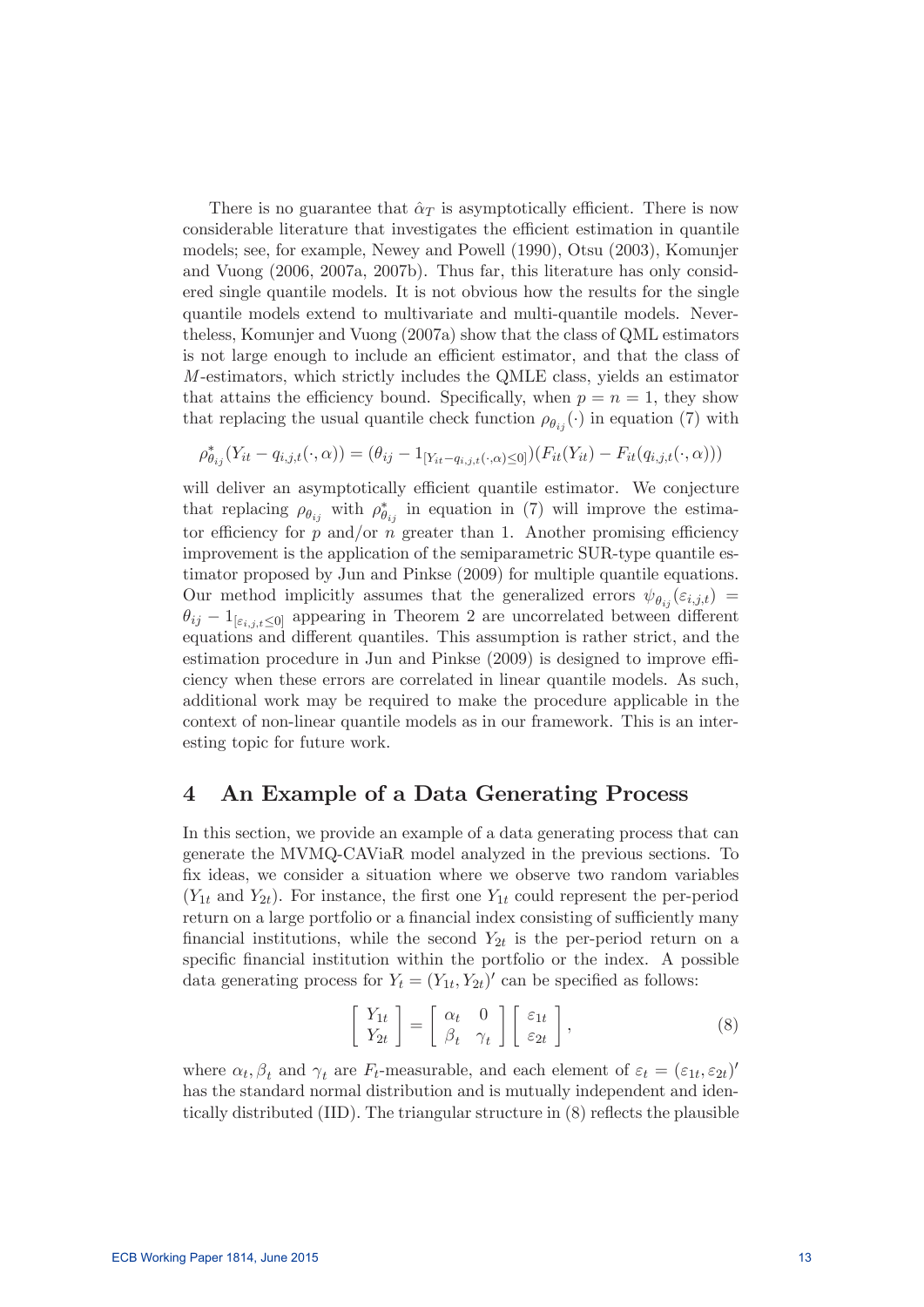There is no guarantee that $\hat{\alpha}_T$ is asymptotically efficient. There is now considerable literature that investigates the efficient estimation in quantile models; see, for example, Newey and Powell (1990), Otsu (2003), Komunjer and Vuong (2006, 2007a, 2007b). Thus far, this literature has only considered single quantile models. It is not obvious how the results for the single quantile models extend to multivariate and multi-quantile models. Nevertheless, Komunjer and Vuong (2007a) show that the class of QML estimators is not large enough to include an efficient estimator, and that the class of $M$-estimators, which strictly includes the QMLE class, yields an estimator that attains the efficiency bound. Specifically, when $p = n = 1$, they show that replacing the usual quantile check function $\rho_{\theta_{ij}}(\cdot)$ in equation (7) with

$$\rho^*_{\theta_{ij}}(Y_{it} - q_{i,j,t}(\cdot, \alpha)) = (\theta_{ij} - 1_{[Y_{it} - q_{i,j,t}(\cdot,\alpha) \leq 0]})(F_{it}(Y_{it}) - F_{it}(q_{i,j,t}(\cdot, \alpha)))$$

will deliver an asymptotically efficient quantile estimator. We conjecture that replacing $\rho_{\theta_{ij}}$ with $\rho^*_{\theta_{ij}}$ in equation in (7) will improve the estimator efficiency for $p$ and/or $n$ greater than 1. Another promising efficiency improvement is the application of the semiparametric SUR-type quantile estimator proposed by Jun and Pinkse (2009) for multiple quantile equations. Our method implicitly assumes that the generalized errors $\psi_{\theta_{ij}}(\varepsilon_{i,j,t}) = \theta_{ij} - 1_{[\varepsilon_{i,j,t} \leq 0]}$ appearing in Theorem 2 are uncorrelated between different equations and different quantiles. This assumption is rather strict, and the estimation procedure in Jun and Pinkse (2009) is designed to improve efficiency when these errors are correlated in linear quantile models. As such, additional work may be required to make the procedure applicable in the context of non-linear quantile models as in our framework. This is an interesting topic for future work.

## 4 An Example of a Data Generating Process

In this section, we provide an example of a data generating process that can generate the MVMQ-CAViaR model analyzed in the previous sections. To fix ideas, we consider a situation where we observe two random variables ($Y_{1t}$ and $Y_{2t}$). For instance, the first one $Y_{1t}$ could represent the per-period return on a large portfolio or a financial index consisting of sufficiently many financial institutions, while the second $Y_{2t}$ is the per-period return on a specific financial institution within the portfolio or the index. A possible data generating process for $Y_t = (Y_{1t}, Y_{2t})'$ can be specified as follows:

$$\begin{bmatrix} Y_{1t} \\ Y_{2t} \end{bmatrix} = \begin{bmatrix} \alpha_t & 0 \\ \beta_t & \gamma_t \end{bmatrix} \begin{bmatrix} \varepsilon_{1t} \\ \varepsilon_{2t} \end{bmatrix}, \tag{8}$$

where $\alpha_t, \beta_t$ and $\gamma_t$ are $F_t$-measurable, and each element of $\varepsilon_t = (\varepsilon_{1t}, \varepsilon_{2t})'$ has the standard normal distribution and is mutually independent and identically distributed (IID). The triangular structure in (8) reflects the plausible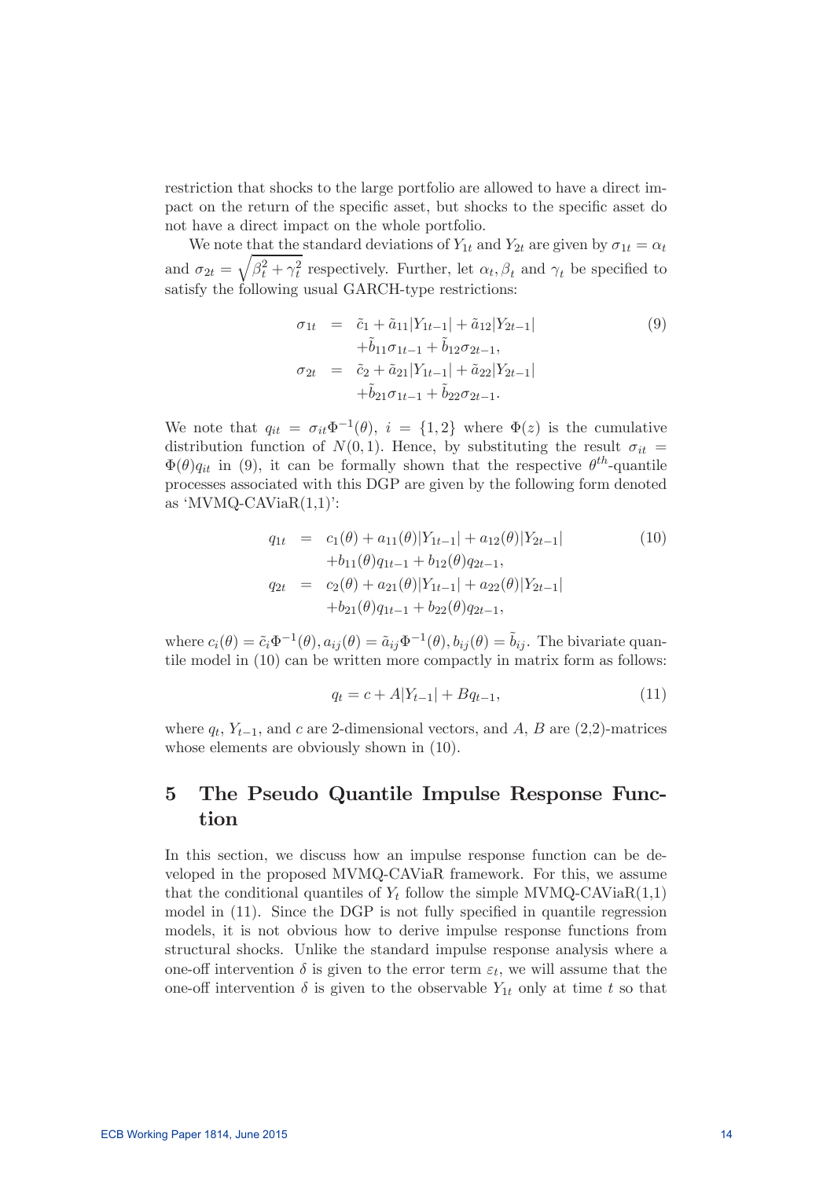restriction that shocks to the large portfolio are allowed to have a direct impact on the return of the specific asset, but shocks to the specific asset do not have a direct impact on the whole portfolio.

We note that the standard deviations of $Y_{1t}$ and $Y_{2t}$ are given by $\sigma_{1t} = \alpha_t$ and $\sigma_{2t} = \sqrt{\beta_t^2 + \gamma_t^2}$ respectively. Further, let $\alpha_t, \beta_t$ and $\gamma_t$ be specified to satisfy the following usual GARCH-type restrictions:

$$
\begin{aligned}
\sigma_{1t} &= \tilde{c}_1 + \tilde{a}_{11}|Y_{1t-1}| + \tilde{a}_{12}|Y_{2t-1}| \\
&\quad + \tilde{b}_{11}\sigma_{1t-1} + \tilde{b}_{12}\sigma_{2t-1}, \\
\sigma_{2t} &= \tilde{c}_2 + \tilde{a}_{21}|Y_{1t-1}| + \tilde{a}_{22}|Y_{2t-1}| \\
&\quad + \tilde{b}_{21}\sigma_{1t-1} + \tilde{b}_{22}\sigma_{2t-1}.
\end{aligned} \tag{9}
$$

We note that $q_{it} = \sigma_{it}\Phi^{-1}(\theta),\ i = \{1, 2\}$ where $\Phi(z)$ is the cumulative distribution function of $N(0, 1)$. Hence, by substituting the result $\sigma_{it} = \Phi(\theta)q_{it}$ in (9), it can be formally shown that the respective $\theta^{th}$-quantile processes associated with this DGP are given by the following form denoted as 'MVMQ-CAViaR(1,1)':

$$
\begin{aligned}
q_{1t} &= c_1(\theta) + a_{11}(\theta)|Y_{1t-1}| + a_{12}(\theta)|Y_{2t-1}| \\
&\quad + b_{11}(\theta)q_{1t-1} + b_{12}(\theta)q_{2t-1}, \\
q_{2t} &= c_2(\theta) + a_{21}(\theta)|Y_{1t-1}| + a_{22}(\theta)|Y_{2t-1}| \\
&\quad + b_{21}(\theta)q_{1t-1} + b_{22}(\theta)q_{2t-1},
\end{aligned} \tag{10}
$$

where $c_i(\theta) = \tilde{c}_i\Phi^{-1}(\theta), a_{ij}(\theta) = \tilde{a}_{ij}\Phi^{-1}(\theta), b_{ij}(\theta) = \tilde{b}_{ij}$. The bivariate quantile model in (10) can be written more compactly in matrix form as follows:

$$
q_t = c + A|Y_{t-1}| + Bq_{t-1}, \tag{11}
$$

where $q_t$, $Y_{t-1}$, and $c$ are 2-dimensional vectors, and $A$, $B$ are (2,2)-matrices whose elements are obviously shown in (10).

# 5 The Pseudo Quantile Impulse Response Function

In this section, we discuss how an impulse response function can be developed in the proposed MVMQ-CAViaR framework. For this, we assume that the conditional quantiles of $Y_t$ follow the simple MVMQ-CAViaR(1,1) model in (11). Since the DGP is not fully specified in quantile regression models, it is not obvious how to derive impulse response functions from structural shocks. Unlike the standard impulse response analysis where a one-off intervention $\delta$ is given to the error term $\varepsilon_t$, we will assume that the one-off intervention $\delta$ is given to the observable $Y_{1t}$ only at time $t$ so that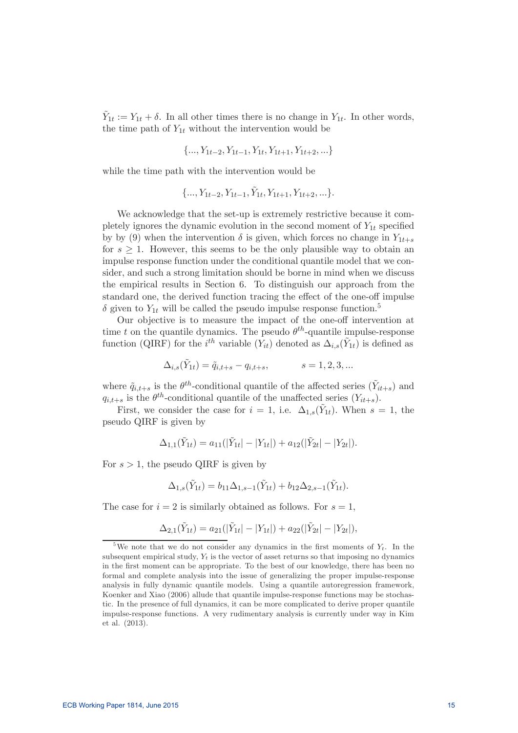$\tilde{Y}_{1t} := Y_{1t} + \delta$. In all other times there is no change in $Y_{1t}$. In other words, the time path of $Y_{1t}$ without the intervention would be

$$\{..., Y_{1t-2}, Y_{1t-1}, Y_{1t}, Y_{1t+1}, Y_{1t+2}, ...\}$$

while the time path with the intervention would be

$$\{..., Y_{1t-2}, Y_{1t-1}, \tilde{Y}_{1t}, Y_{1t+1}, Y_{1t+2}, ...\}.$$

We acknowledge that the set-up is extremely restrictive because it completely ignores the dynamic evolution in the second moment of $Y_{1t}$ specified by by (9) when the intervention $\delta$ is given, which forces no change in $Y_{1t+s}$ for $s \geq 1$. However, this seems to be the only plausible way to obtain an impulse response function under the conditional quantile model that we consider, and such a strong limitation should be borne in mind when we discuss the empirical results in Section 6. To distinguish our approach from the standard one, the derived function tracing the effect of the one-off impulse $\delta$ given to $Y_{1t}$ will be called the pseudo impulse response function.[5]

Our objective is to measure the impact of the one-off intervention at time $t$ on the quantile dynamics. The pseudo $\theta^{th}$-quantile impulse-response function (QIRF) for the $i^{th}$ variable ($Y_{it}$) denoted as $\Delta_{i,s}(\tilde{Y}_{1t})$ is defined as

$$\Delta_{i,s}(\tilde{Y}_{1t}) = \tilde{q}_{i,t+s} - q_{i,t+s}, \qquad s = 1, 2, 3, ...$$

where $\tilde{q}_{i,t+s}$ is the $\theta^{th}$-conditional quantile of the affected series ($\tilde{Y}_{it+s}$) and $q_{i,t+s}$ is the $\theta^{th}$-conditional quantile of the unaffected series ($Y_{it+s}$).

First, we consider the case for $i = 1$, i.e. $\Delta_{1,s}(\tilde{Y}_{1t})$. When $s = 1$, the pseudo QIRF is given by

$$\Delta_{1,1}(\tilde{Y}_{1t}) = a_{11}(|\tilde{Y}_{1t}| - |Y_{1t}|) + a_{12}(|\tilde{Y}_{2t}| - |Y_{2t}|).$$

For $s > 1$, the pseudo QIRF is given by

$$\Delta_{1,s}(\tilde{Y}_{1t}) = b_{11}\Delta_{1,s-1}(\tilde{Y}_{1t}) + b_{12}\Delta_{2,s-1}(\tilde{Y}_{1t}).$$

The case for $i = 2$ is similarly obtained as follows. For $s = 1$,

$$\Delta_{2,1}(\tilde{Y}_{1t}) = a_{21}(|\tilde{Y}_{1t}| - |Y_{1t}|) + a_{22}(|\tilde{Y}_{2t}| - |Y_{2t}|),$$

[5] We note that we do not consider any dynamics in the first moments of $Y_t$. In the subsequent empirical study, $Y_t$ is the vector of asset returns so that imposing no dynamics in the first moment can be appropriate. To the best of our knowledge, there has been no formal and complete analysis into the issue of generalizing the proper impulse-response analysis in fully dynamic quantile models. Using a quantile autoregression framework, Koenker and Xiao (2006) allude that quantile impulse-response functions may be stochastic. In the presence of full dynamics, it can be more complicated to derive proper quantile impulse-response functions. A very rudimentary analysis is currently under way in Kim et al. (2013).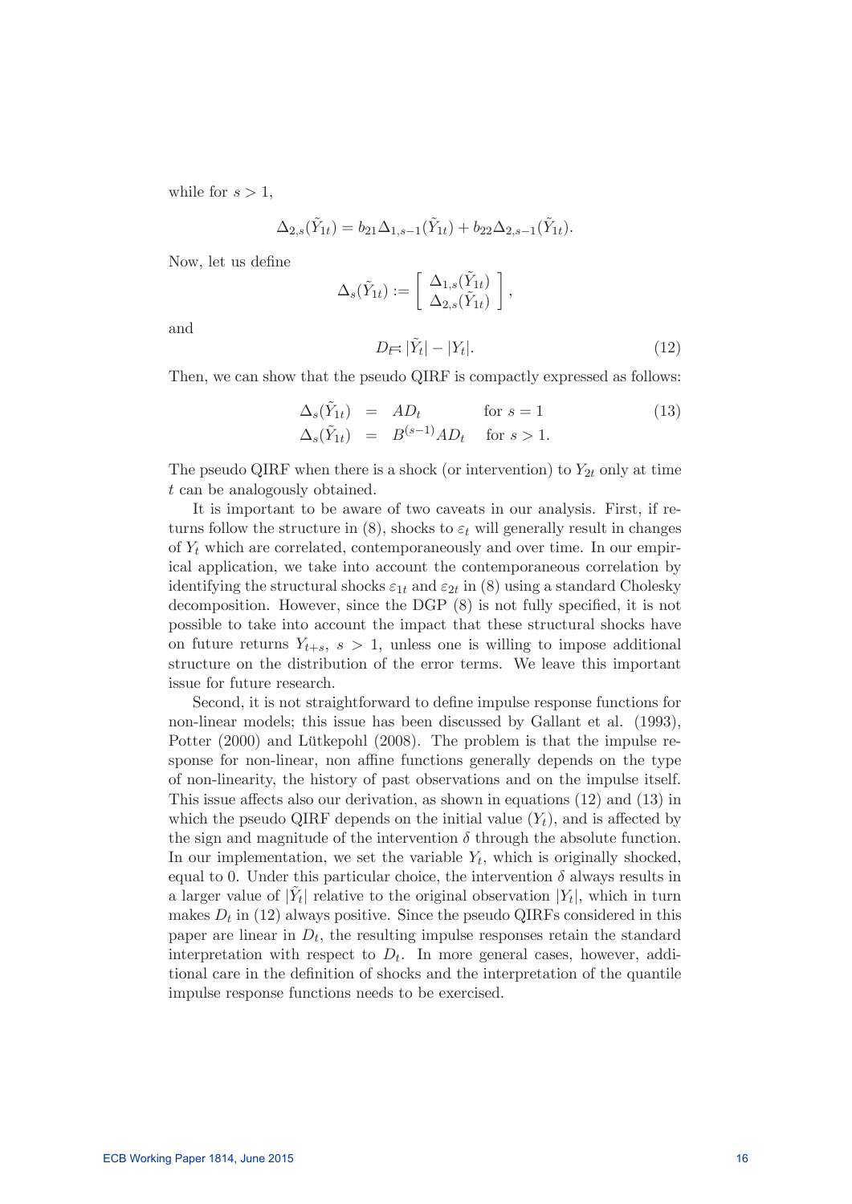while for $s > 1$,

$$\Delta_{2,s}(\tilde{Y}_{1t}) = b_{21}\Delta_{1,s-1}(\tilde{Y}_{1t}) + b_{22}\Delta_{2,s-1}(\tilde{Y}_{1t}).$$

Now, let us define

$$\Delta_s(\tilde{Y}_{1t}) := \left[ \begin{array}{c} \Delta_{1,s}(\tilde{Y}_{1t}) \\ \Delta_{2,s}(\tilde{Y}_{1t}) \end{array} \right],$$

and

$$D_t := |\tilde{Y}_t| - |Y_t|. \tag{12}$$

Then, we can show that the pseudo QIRF is compactly expressed as follows:

$$\begin{aligned} \Delta_s(\tilde{Y}_{1t}) &= AD_t \qquad \text{for } s = 1 \\ \Delta_s(\tilde{Y}_{1t}) &= B^{(s-1)}AD_t \quad \text{for } s > 1. \end{aligned} \tag{13}$$

The pseudo QIRF when there is a shock (or intervention) to $Y_{2t}$ only at time $t$ can be analogously obtained.

It is important to be aware of two caveats in our analysis. First, if returns follow the structure in (8), shocks to $\varepsilon_t$ will generally result in changes of $Y_t$ which are correlated, contemporaneously and over time. In our empirical application, we take into account the contemporaneous correlation by identifying the structural shocks $\varepsilon_{1t}$ and $\varepsilon_{2t}$ in (8) using a standard Cholesky decomposition. However, since the DGP (8) is not fully specified, it is not possible to take into account the impact that these structural shocks have on future returns $Y_{t+s}$, $s > 1$, unless one is willing to impose additional structure on the distribution of the error terms. We leave this important issue for future research.

Second, it is not straightforward to define impulse response functions for non-linear models; this issue has been discussed by Gallant et al. (1993), Potter (2000) and Lütkepohl (2008). The problem is that the impulse response for non-linear, non affine functions generally depends on the type of non-linearity, the history of past observations and on the impulse itself. This issue affects also our derivation, as shown in equations (12) and (13) in which the pseudo QIRF depends on the initial value $(Y_t)$, and is affected by the sign and magnitude of the intervention $\delta$ through the absolute function. In our implementation, we set the variable $Y_t$, which is originally shocked, equal to 0. Under this particular choice, the intervention $\delta$ always results in a larger value of $|\tilde{Y}_t|$ relative to the original observation $|Y_t|$, which in turn makes $D_t$ in (12) always positive. Since the pseudo QIRFs considered in this paper are linear in $D_t$, the resulting impulse responses retain the standard interpretation with respect to $D_t$. In more general cases, however, additional care in the definition of shocks and the interpretation of the quantile impulse response functions needs to be exercised.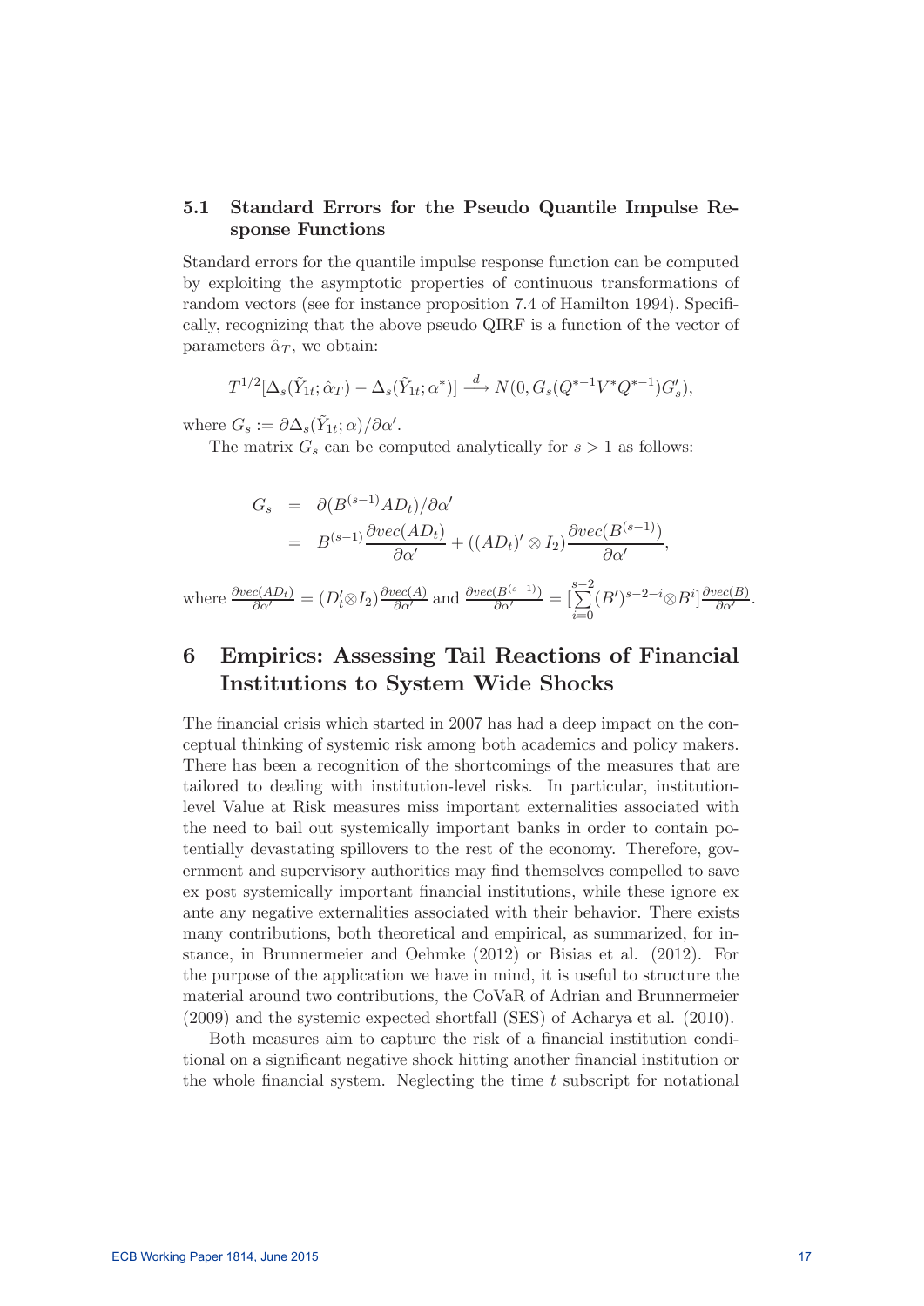### 5.1 Standard Errors for the Pseudo Quantile Impulse Response Functions

Standard errors for the quantile impulse response function can be computed by exploiting the asymptotic properties of continuous transformations of random vectors (see for instance proposition 7.4 of Hamilton 1994). Specifically, recognizing that the above pseudo QIRF is a function of the vector of parameters $\hat{\alpha}_T$, we obtain:

$$T^{1/2}[\Delta_s(\tilde{Y}_{1t};\hat{\alpha}_T) - \Delta_s(\tilde{Y}_{1t};\alpha^*)] \xrightarrow{d} N(0, G_s(Q^{*-1}V^*Q^{*-1})G_s'),$$

where $G_s := \partial\Delta_s(\tilde{Y}_{1t};\alpha)/\partial\alpha'$.

The matrix $G_s$ can be computed analytically for $s > 1$ as follows:

$$\begin{aligned} G_s &= \partial(B^{(s-1)}AD_t)/\partial\alpha' \\ &= B^{(s-1)}\frac{\partial vec(AD_t)}{\partial\alpha'} + ((AD_t)' \otimes I_2)\frac{\partial vec(B^{(s-1)})}{\partial\alpha'}, \end{aligned}$$

where $\frac{\partial vec(AD_t)}{\partial\alpha'} = (D_t'\otimes I_2)\frac{\partial vec(A)}{\partial\alpha'}$ and $\frac{\partial vec(B^{(s-1)})}{\partial\alpha'} = [\sum_{i=0}^{s-2}(B')^{s-2-i}\otimes B^i]\frac{\partial vec(B)}{\partial\alpha'}$.

# 6 Empirics: Assessing Tail Reactions of Financial Institutions to System Wide Shocks

The financial crisis which started in 2007 has had a deep impact on the conceptual thinking of systemic risk among both academics and policy makers. There has been a recognition of the shortcomings of the measures that are tailored to dealing with institution-level risks. In particular, institution-level Value at Risk measures miss important externalities associated with the need to bail out systemically important banks in order to contain potentially devastating spillovers to the rest of the economy. Therefore, government and supervisory authorities may find themselves compelled to save ex post systemically important financial institutions, while these ignore ex ante any negative externalities associated with their behavior. There exists many contributions, both theoretical and empirical, as summarized, for instance, in Brunnermeier and Oehmke (2012) or Bisias et al. (2012). For the purpose of the application we have in mind, it is useful to structure the material around two contributions, the CoVaR of Adrian and Brunnermeier (2009) and the systemic expected shortfall (SES) of Acharya et al. (2010).

Both measures aim to capture the risk of a financial institution conditional on a significant negative shock hitting another financial institution or the whole financial system. Neglecting the time $t$ subscript for notational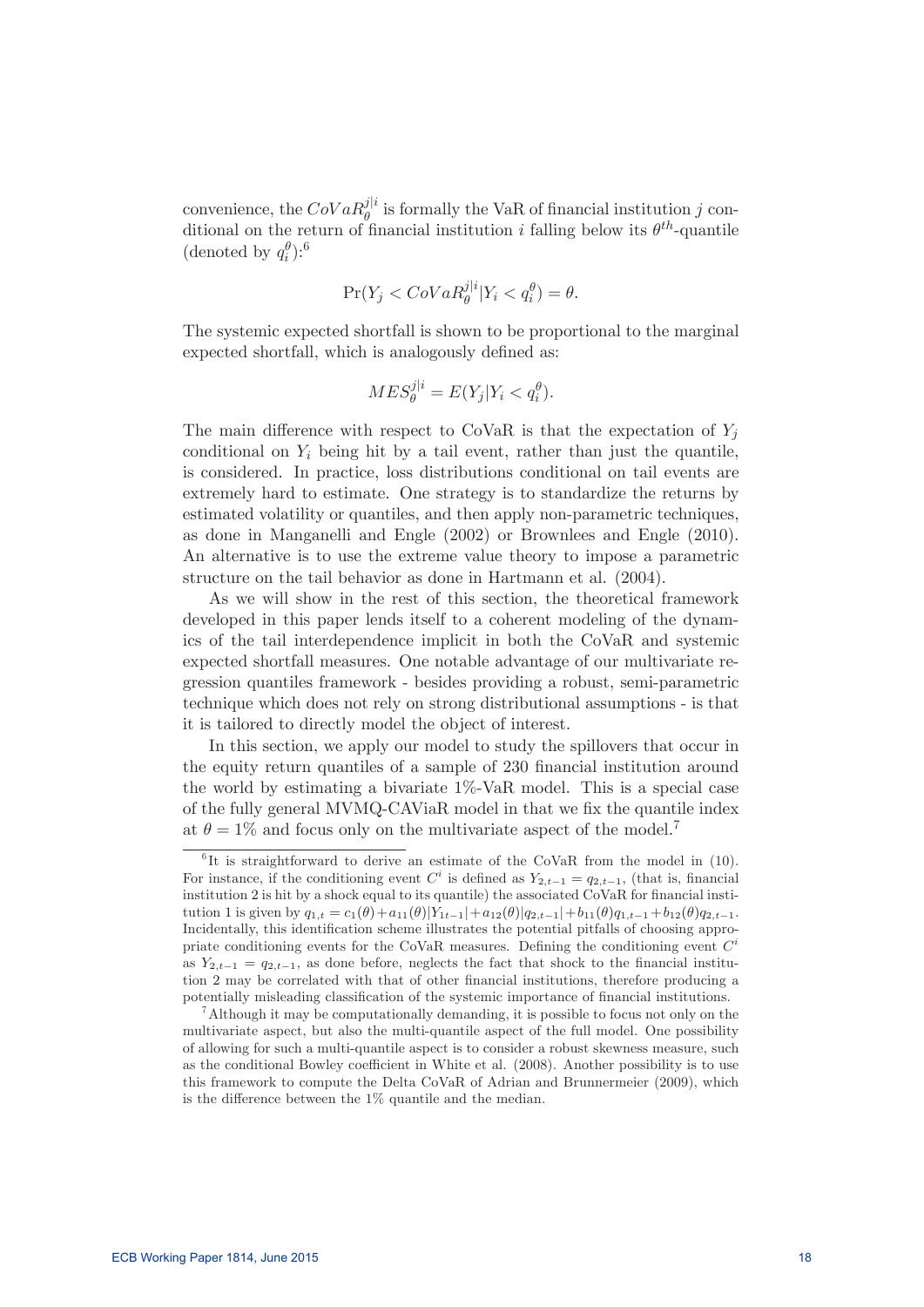convenience, the $CoVaR_{\theta}^{j|i}$ is formally the VaR of financial institution $j$ conditional on the return of financial institution $i$ falling below its $\theta^{th}$-quantile (denoted by $q_i^{\theta}$):[6]

$$\Pr(Y_j < CoVaR_{\theta}^{j|i} | Y_i < q_i^{\theta}) = \theta.$$

The systemic expected shortfall is shown to be proportional to the marginal expected shortfall, which is analogously defined as:

$$MES_{\theta}^{j|i} = E(Y_j | Y_i < q_i^{\theta}).$$

The main difference with respect to CoVaR is that the expectation of $Y_j$ conditional on $Y_i$ being hit by a tail event, rather than just the quantile, is considered. In practice, loss distributions conditional on tail events are extremely hard to estimate. One strategy is to standardize the returns by estimated volatility or quantiles, and then apply non-parametric techniques, as done in Manganelli and Engle (2002) or Brownlees and Engle (2010). An alternative is to use the extreme value theory to impose a parametric structure on the tail behavior as done in Hartmann et al. (2004).

As we will show in the rest of this section, the theoretical framework developed in this paper lends itself to a coherent modeling of the dynamics of the tail interdependence implicit in both the CoVaR and systemic expected shortfall measures. One notable advantage of our multivariate regression quantiles framework - besides providing a robust, semi-parametric technique which does not rely on strong distributional assumptions - is that it is tailored to directly model the object of interest.

In this section, we apply our model to study the spillovers that occur in the equity return quantiles of a sample of 230 financial institution around the world by estimating a bivariate 1%-VaR model. This is a special case of the fully general MVMQ-CAViaR model in that we fix the quantile index at $\theta = 1\%$ and focus only on the multivariate aspect of the model.[7]

---

[6] It is straightforward to derive an estimate of the CoVaR from the model in (10). For instance, if the conditioning event $C^i$ is defined as $Y_{2,t-1} = q_{2,t-1}$, (that is, financial institution 2 is hit by a shock equal to its quantile) the associated CoVaR for financial institution 1 is given by $q_{1,t} = c_1(\theta) + a_{11}(\theta)|Y_{1t-1}| + a_{12}(\theta)|q_{2,t-1}| + b_{11}(\theta)q_{1,t-1} + b_{12}(\theta)q_{2,t-1}$. Incidentally, this identification scheme illustrates the potential pitfalls of choosing appropriate conditioning events for the CoVaR measures. Defining the conditioning event $C^i$ as $Y_{2,t-1} = q_{2,t-1}$, as done before, neglects the fact that shock to the financial institution 2 may be correlated with that of other financial institutions, therefore producing a potentially misleading classification of the systemic importance of financial institutions.

[7] Although it may be computationally demanding, it is possible to focus not only on the multivariate aspect, but also the multi-quantile aspect of the full model. One possibility of allowing for such a multi-quantile aspect is to consider a robust skewness measure, such as the conditional Bowley coefficient in White et al. (2008). Another possibility is to use this framework to compute the Delta CoVaR of Adrian and Brunnermeier (2009), which is the difference between the 1% quantile and the median.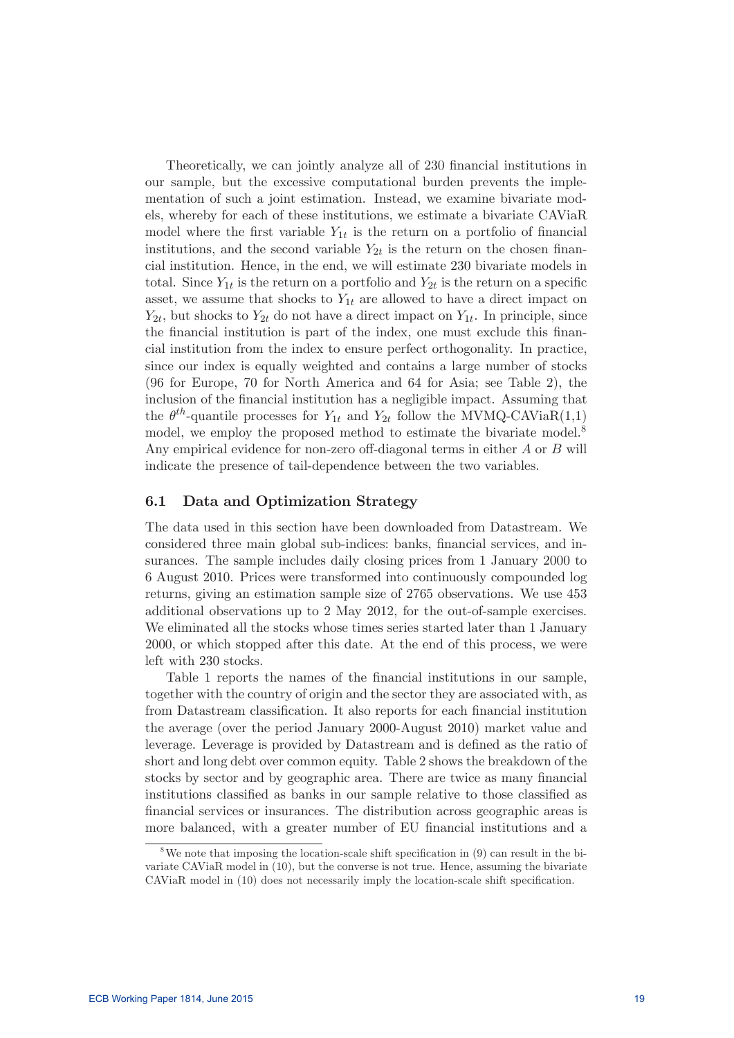Theoretically, we can jointly analyze all of 230 financial institutions in our sample, but the excessive computational burden prevents the implementation of such a joint estimation. Instead, we examine bivariate models, whereby for each of these institutions, we estimate a bivariate CAViaR model where the first variable $Y_{1t}$ is the return on a portfolio of financial institutions, and the second variable $Y_{2t}$ is the return on the chosen financial institution. Hence, in the end, we will estimate 230 bivariate models in total. Since $Y_{1t}$ is the return on a portfolio and $Y_{2t}$ is the return on a specific asset, we assume that shocks to $Y_{1t}$ are allowed to have a direct impact on $Y_{2t}$, but shocks to $Y_{2t}$ do not have a direct impact on $Y_{1t}$. In principle, since the financial institution is part of the index, one must exclude this financial institution from the index to ensure perfect orthogonality. In practice, since our index is equally weighted and contains a large number of stocks (96 for Europe, 70 for North America and 64 for Asia; see Table 2), the inclusion of the financial institution has a negligible impact. Assuming that the $\theta^{th}$-quantile processes for $Y_{1t}$ and $Y_{2t}$ follow the MVMQ-CAViaR(1,1) model, we employ the proposed method to estimate the bivariate model.[8] Any empirical evidence for non-zero off-diagonal terms in either $A$ or $B$ will indicate the presence of tail-dependence between the two variables.

## 6.1 Data and Optimization Strategy

The data used in this section have been downloaded from Datastream. We considered three main global sub-indices: banks, financial services, and insurances. The sample includes daily closing prices from 1 January 2000 to 6 August 2010. Prices were transformed into continuously compounded log returns, giving an estimation sample size of 2765 observations. We use 453 additional observations up to 2 May 2012, for the out-of-sample exercises. We eliminated all the stocks whose times series started later than 1 January 2000, or which stopped after this date. At the end of this process, we were left with 230 stocks.

Table 1 reports the names of the financial institutions in our sample, together with the country of origin and the sector they are associated with, as from Datastream classification. It also reports for each financial institution the average (over the period January 2000-August 2010) market value and leverage. Leverage is provided by Datastream and is defined as the ratio of short and long debt over common equity. Table 2 shows the breakdown of the stocks by sector and by geographic area. There are twice as many financial institutions classified as banks in our sample relative to those classified as financial services or insurances. The distribution across geographic areas is more balanced, with a greater number of EU financial institutions and a

[8] We note that imposing the location-scale shift specification in (9) can result in the bivariate CAViaR model in (10), but the converse is not true. Hence, assuming the bivariate CAViaR model in (10) does not necessarily imply the location-scale shift specification.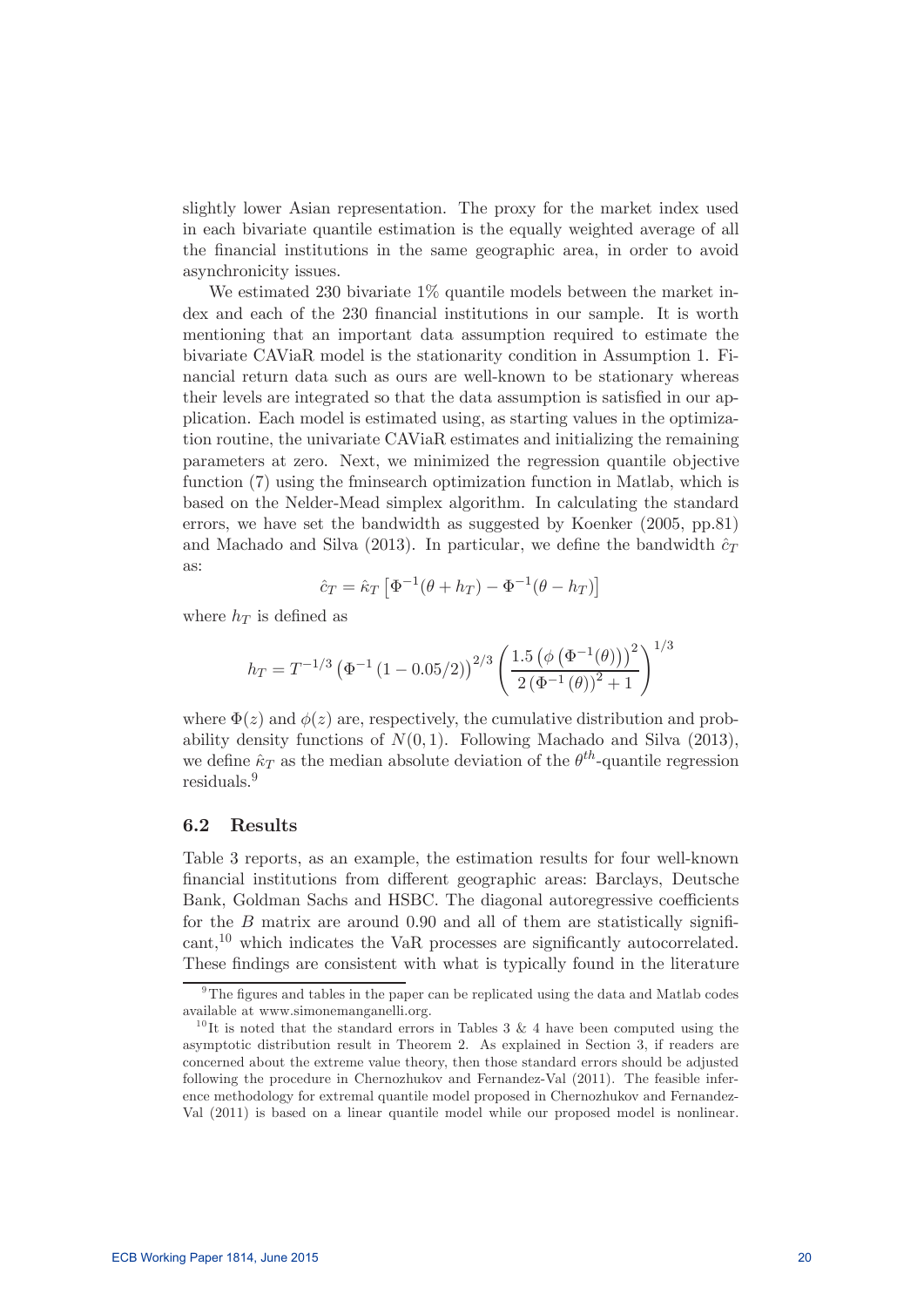slightly lower Asian representation. The proxy for the market index used in each bivariate quantile estimation is the equally weighted average of all the financial institutions in the same geographic area, in order to avoid asynchronicity issues.

We estimated 230 bivariate 1% quantile models between the market index and each of the 230 financial institutions in our sample. It is worth mentioning that an important data assumption required to estimate the bivariate CAViaR model is the stationarity condition in Assumption 1. Financial return data such as ours are well-known to be stationary whereas their levels are integrated so that the data assumption is satisfied in our application. Each model is estimated using, as starting values in the optimization routine, the univariate CAViaR estimates and initializing the remaining parameters at zero. Next, we minimized the regression quantile objective function (7) using the fminsearch optimization function in Matlab, which is based on the Nelder-Mead simplex algorithm. In calculating the standard errors, we have set the bandwidth as suggested by Koenker (2005, pp.81) and Machado and Silva (2013). In particular, we define the bandwidth $\hat{c}_T$ as:

$$\hat{c}_T = \hat{\kappa}_T \left[ \Phi^{-1}(\theta + h_T) - \Phi^{-1}(\theta - h_T) \right]$$

where $h_T$ is defined as

$$h_T = T^{-1/3} \left( \Phi^{-1} \left( 1 - 0.05/2 \right) \right)^{2/3} \left( \frac{1.5 \left( \phi \left( \Phi^{-1}(\theta) \right) \right)^2}{2 \left( \Phi^{-1}(\theta) \right)^2 + 1} \right)^{1/3}$$

where $\Phi(z)$ and $\phi(z)$ are, respectively, the cumulative distribution and probability density functions of $N(0,1)$. Following Machado and Silva (2013), we define $\hat{\kappa}_T$ as the median absolute deviation of the $\theta^{th}$-quantile regression residuals.[9]

## 6.2 Results

Table 3 reports, as an example, the estimation results for four well-known financial institutions from different geographic areas: Barclays, Deutsche Bank, Goldman Sachs and HSBC. The diagonal autoregressive coefficients for the $B$ matrix are around 0.90 and all of them are statistically significant,[10] which indicates the VaR processes are significantly autocorrelated. These findings are consistent with what is typically found in the literature

[9] The figures and tables in the paper can be replicated using the data and Matlab codes available at www.simonemanganelli.org.

[10] It is noted that the standard errors in Tables 3 & 4 have been computed using the asymptotic distribution result in Theorem 2. As explained in Section 3, if readers are concerned about the extreme value theory, then those standard errors should be adjusted following the procedure in Chernozhukov and Fernandez-Val (2011). The feasible inference methodology for extremal quantile model proposed in Chernozhukov and Fernandez-Val (2011) is based on a linear quantile model while our proposed model is nonlinear.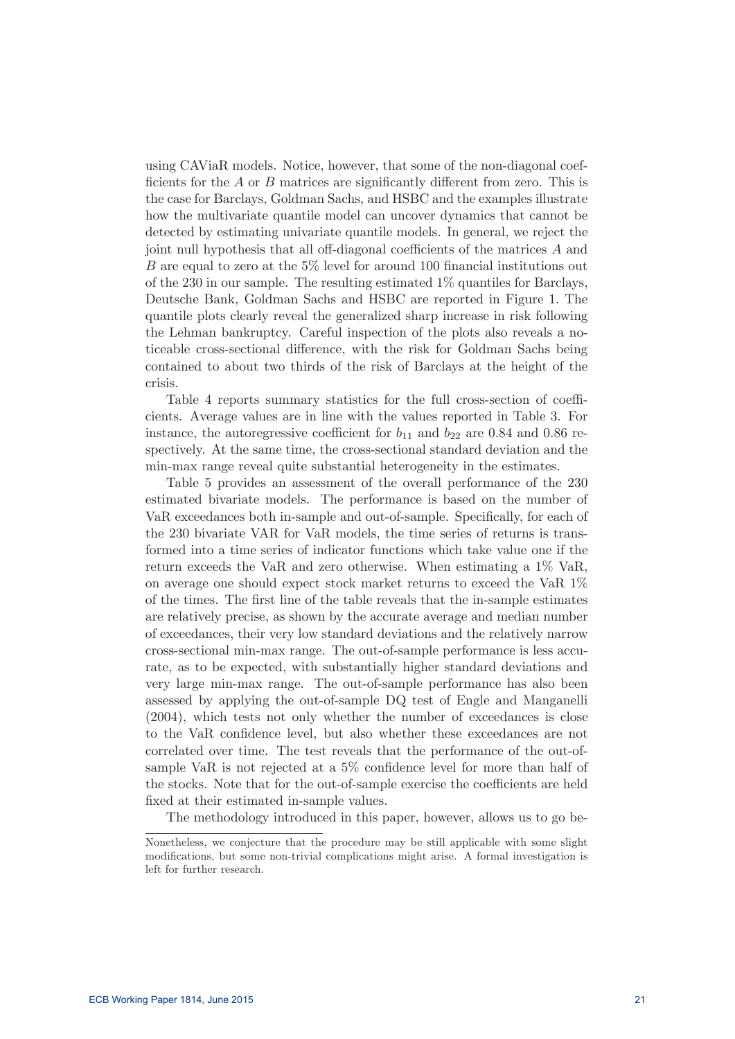using CAViaR models. Notice, however, that some of the non-diagonal coefficients for the $A$ or $B$ matrices are significantly different from zero. This is the case for Barclays, Goldman Sachs, and HSBC and the examples illustrate how the multivariate quantile model can uncover dynamics that cannot be detected by estimating univariate quantile models. In general, we reject the joint null hypothesis that all off-diagonal coefficients of the matrices $A$ and $B$ are equal to zero at the 5% level for around 100 financial institutions out of the 230 in our sample. The resulting estimated 1% quantiles for Barclays, Deutsche Bank, Goldman Sachs and HSBC are reported in Figure 1. The quantile plots clearly reveal the generalized sharp increase in risk following the Lehman bankruptcy. Careful inspection of the plots also reveals a noticeable cross-sectional difference, with the risk for Goldman Sachs being contained to about two thirds of the risk of Barclays at the height of the crisis.

Table 4 reports summary statistics for the full cross-section of coefficients. Average values are in line with the values reported in Table 3. For instance, the autoregressive coefficient for $b_{11}$ and $b_{22}$ are 0.84 and 0.86 respectively. At the same time, the cross-sectional standard deviation and the min-max range reveal quite substantial heterogeneity in the estimates.

Table 5 provides an assessment of the overall performance of the 230 estimated bivariate models. The performance is based on the number of VaR exceedances both in-sample and out-of-sample. Specifically, for each of the 230 bivariate VAR for VaR models, the time series of returns is transformed into a time series of indicator functions which take value one if the return exceeds the VaR and zero otherwise. When estimating a 1% VaR, on average one should expect stock market returns to exceed the VaR 1% of the times. The first line of the table reveals that the in-sample estimates are relatively precise, as shown by the accurate average and median number of exceedances, their very low standard deviations and the relatively narrow cross-sectional min-max range. The out-of-sample performance is less accurate, as to be expected, with substantially higher standard deviations and very large min-max range. The out-of-sample performance has also been assessed by applying the out-of-sample DQ test of Engle and Manganelli (2004), which tests not only whether the number of exceedances is close to the VaR confidence level, but also whether these exceedances are not correlated over time. The test reveals that the performance of the out-of-sample VaR is not rejected at a 5% confidence level for more than half of the stocks. Note that for the out-of-sample exercise the coefficients are held fixed at their estimated in-sample values.

The methodology introduced in this paper, however, allows us to go be-

Nonetheless, we conjecture that the procedure may be still applicable with some slight modifications, but some non-trivial complications might arise. A formal investigation is left for further research.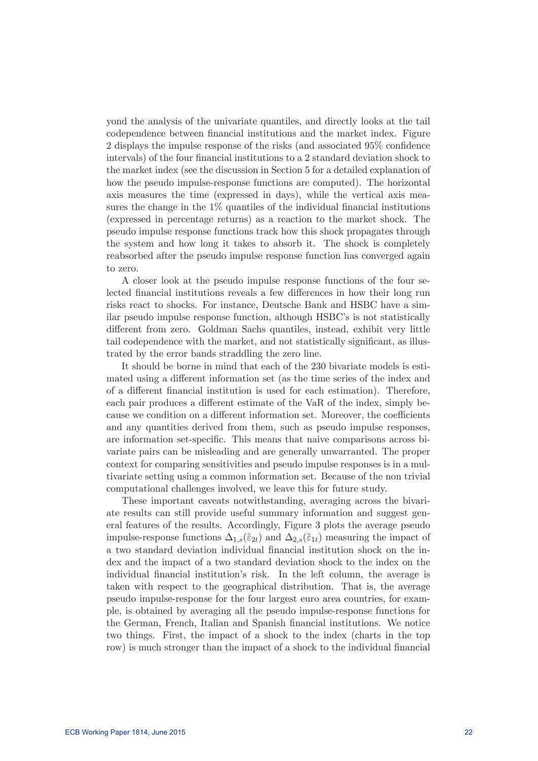yond the analysis of the univariate quantiles, and directly looks at the tail codependence between financial institutions and the market index. Figure 2 displays the impulse response of the risks (and associated 95% confidence intervals) of the four financial institutions to a 2 standard deviation shock to the market index (see the discussion in Section 5 for a detailed explanation of how the pseudo impulse-response functions are computed). The horizontal axis measures the time (expressed in days), while the vertical axis measures the change in the 1% quantiles of the individual financial institutions (expressed in percentage returns) as a reaction to the market shock. The pseudo impulse response functions track how this shock propagates through the system and how long it takes to absorb it. The shock is completely reabsorbed after the pseudo impulse response function has converged again to zero.

A closer look at the pseudo impulse response functions of the four selected financial institutions reveals a few differences in how their long run risks react to shocks. For instance, Deutsche Bank and HSBC have a similar pseudo impulse response function, although HSBC's is not statistically different from zero. Goldman Sachs quantiles, instead, exhibit very little tail codependence with the market, and not statistically significant, as illustrated by the error bands straddling the zero line.

It should be borne in mind that each of the 230 bivariate models is estimated using a different information set (as the time series of the index and of a different financial institution is used for each estimation). Therefore, each pair produces a different estimate of the VaR of the index, simply because we condition on a different information set. Moreover, the coefficients and any quantities derived from them, such as pseudo impulse responses, are information set-specific. This means that naive comparisons across bivariate pairs can be misleading and are generally unwarranted. The proper context for comparing sensitivities and pseudo impulse responses is in a multivariate setting using a common information set. Because of the non trivial computational challenges involved, we leave this for future study.

These important caveats notwithstanding, averaging across the bivariate results can still provide useful summary information and suggest general features of the results. Accordingly, Figure 3 plots the average pseudo impulse-response functions $\Delta_{1,s}(\tilde{\varepsilon}_{2t})$ and $\Delta_{2,s}(\tilde{\varepsilon}_{1t})$ measuring the impact of a two standard deviation individual financial institution shock on the index and the impact of a two standard deviation shock to the index on the individual financial institution's risk. In the left column, the average is taken with respect to the geographical distribution. That is, the average pseudo impulse-response for the four largest euro area countries, for example, is obtained by averaging all the pseudo impulse-response functions for the German, French, Italian and Spanish financial institutions. We notice two things. First, the impact of a shock to the index (charts in the top row) is much stronger than the impact of a shock to the individual financial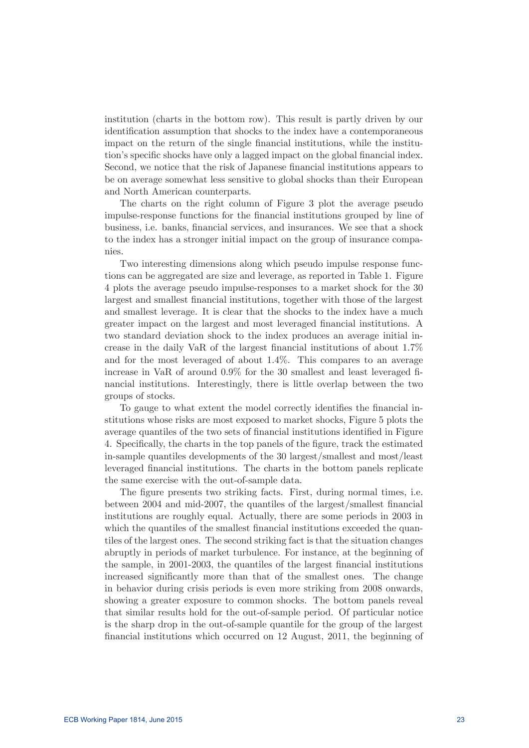institution (charts in the bottom row). This result is partly driven by our identification assumption that shocks to the index have a contemporaneous impact on the return of the single financial institutions, while the institution's specific shocks have only a lagged impact on the global financial index. Second, we notice that the risk of Japanese financial institutions appears to be on average somewhat less sensitive to global shocks than their European and North American counterparts.

The charts on the right column of Figure 3 plot the average pseudo impulse-response functions for the financial institutions grouped by line of business, i.e. banks, financial services, and insurances. We see that a shock to the index has a stronger initial impact on the group of insurance companies.

Two interesting dimensions along which pseudo impulse response functions can be aggregated are size and leverage, as reported in Table 1. Figure 4 plots the average pseudo impulse-responses to a market shock for the 30 largest and smallest financial institutions, together with those of the largest and smallest leverage. It is clear that the shocks to the index have a much greater impact on the largest and most leveraged financial institutions. A two standard deviation shock to the index produces an average initial increase in the daily VaR of the largest financial institutions of about 1.7% and for the most leveraged of about 1.4%. This compares to an average increase in VaR of around 0.9% for the 30 smallest and least leveraged financial institutions. Interestingly, there is little overlap between the two groups of stocks.

To gauge to what extent the model correctly identifies the financial institutions whose risks are most exposed to market shocks, Figure 5 plots the average quantiles of the two sets of financial institutions identified in Figure 4. Specifically, the charts in the top panels of the figure, track the estimated in-sample quantiles developments of the 30 largest/smallest and most/least leveraged financial institutions. The charts in the bottom panels replicate the same exercise with the out-of-sample data.

The figure presents two striking facts. First, during normal times, i.e. between 2004 and mid-2007, the quantiles of the largest/smallest financial institutions are roughly equal. Actually, there are some periods in 2003 in which the quantiles of the smallest financial institutions exceeded the quantiles of the largest ones. The second striking fact is that the situation changes abruptly in periods of market turbulence. For instance, at the beginning of the sample, in 2001-2003, the quantiles of the largest financial institutions increased significantly more than that of the smallest ones. The change in behavior during crisis periods is even more striking from 2008 onwards, showing a greater exposure to common shocks. The bottom panels reveal that similar results hold for the out-of-sample period. Of particular notice is the sharp drop in the out-of-sample quantile for the group of the largest financial institutions which occurred on 12 August, 2011, the beginning of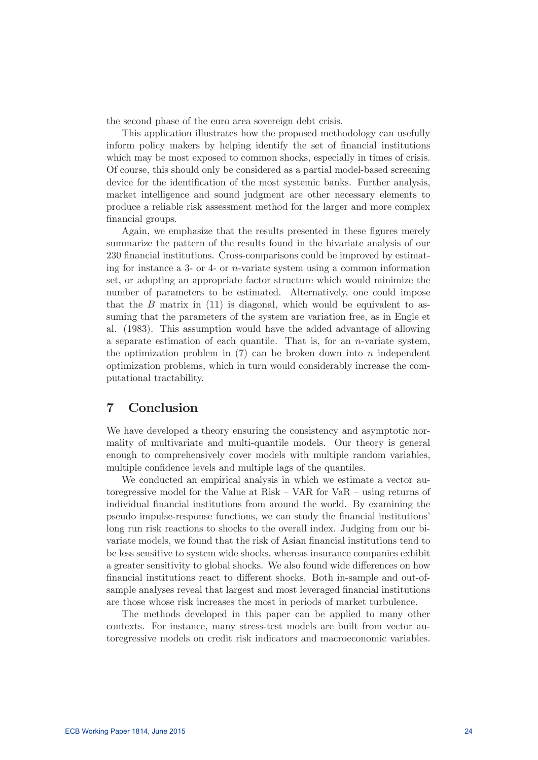the second phase of the euro area sovereign debt crisis.

This application illustrates how the proposed methodology can usefully inform policy makers by helping identify the set of financial institutions which may be most exposed to common shocks, especially in times of crisis. Of course, this should only be considered as a partial model-based screening device for the identification of the most systemic banks. Further analysis, market intelligence and sound judgment are other necessary elements to produce a reliable risk assessment method for the larger and more complex financial groups.

Again, we emphasize that the results presented in these figures merely summarize the pattern of the results found in the bivariate analysis of our 230 financial institutions. Cross-comparisons could be improved by estimating for instance a 3- or 4- or $n$-variate system using a common information set, or adopting an appropriate factor structure which would minimize the number of parameters to be estimated. Alternatively, one could impose that the $B$ matrix in (11) is diagonal, which would be equivalent to assuming that the parameters of the system are variation free, as in Engle et al. (1983). This assumption would have the added advantage of allowing a separate estimation of each quantile. That is, for an $n$-variate system, the optimization problem in (7) can be broken down into $n$ independent optimization problems, which in turn would considerably increase the computational tractability.

# 7 Conclusion

We have developed a theory ensuring the consistency and asymptotic normality of multivariate and multi-quantile models. Our theory is general enough to comprehensively cover models with multiple random variables, multiple confidence levels and multiple lags of the quantiles.

We conducted an empirical analysis in which we estimate a vector autoregressive model for the Value at Risk – VAR for VaR – using returns of individual financial institutions from around the world. By examining the pseudo impulse-response functions, we can study the financial institutions' long run risk reactions to shocks to the overall index. Judging from our bivariate models, we found that the risk of Asian financial institutions tend to be less sensitive to system wide shocks, whereas insurance companies exhibit a greater sensitivity to global shocks. We also found wide differences on how financial institutions react to different shocks. Both in-sample and out-of-sample analyses reveal that largest and most leveraged financial institutions are those whose risk increases the most in periods of market turbulence.

The methods developed in this paper can be applied to many other contexts. For instance, many stress-test models are built from vector autoregressive models on credit risk indicators and macroeconomic variables.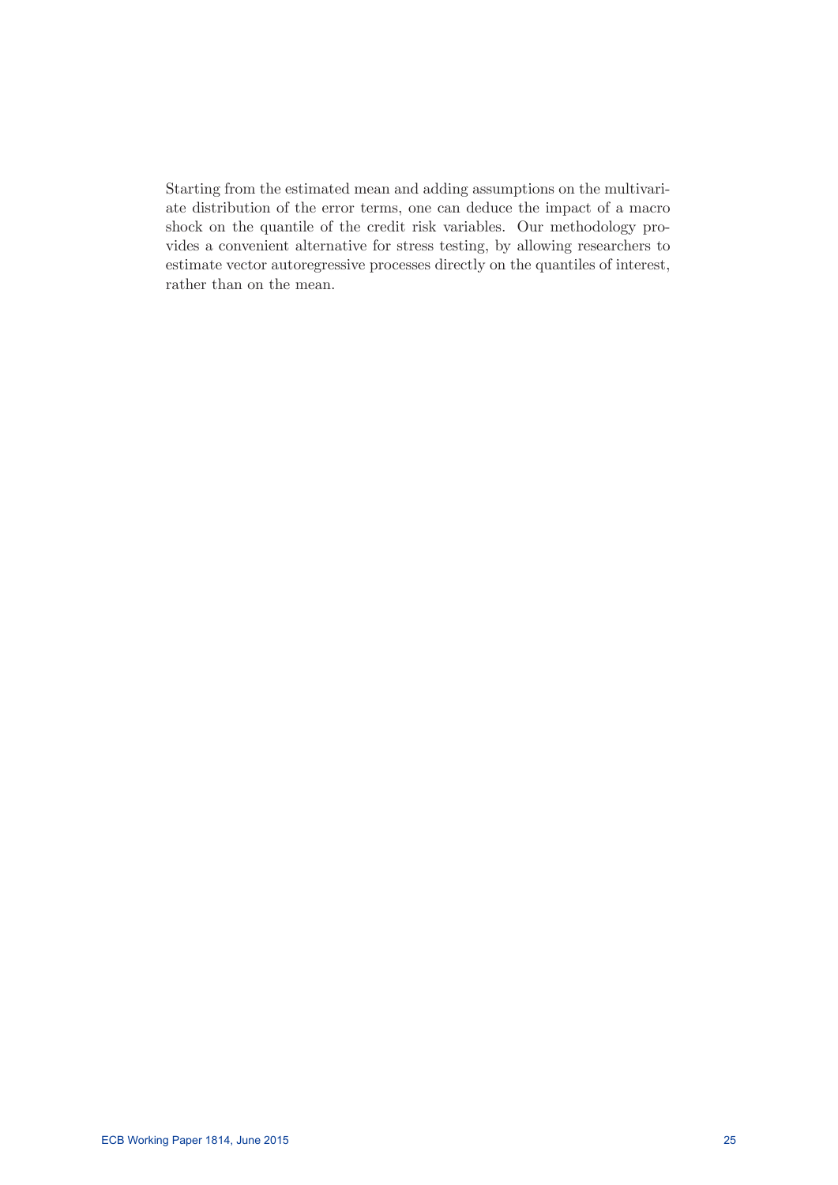Starting from the estimated mean and adding assumptions on the multivariate distribution of the error terms, one can deduce the impact of a macro shock on the quantile of the credit risk variables. Our methodology provides a convenient alternative for stress testing, by allowing researchers to estimate vector autoregressive processes directly on the quantiles of interest, rather than on the mean.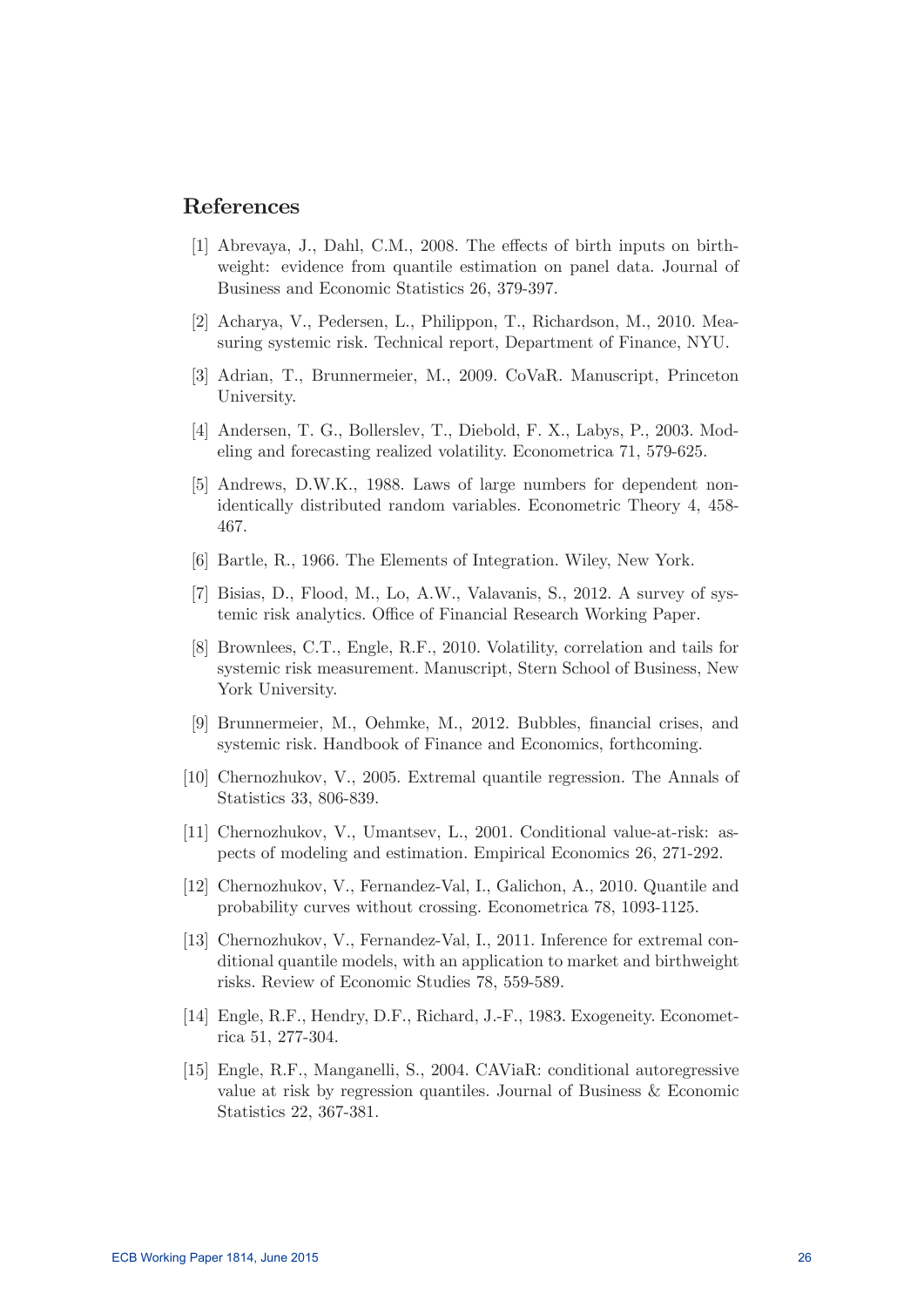## References

[1] Abrevaya, J., Dahl, C.M., 2008. The effects of birth inputs on birthweight: evidence from quantile estimation on panel data. Journal of Business and Economic Statistics 26, 379-397.

[2] Acharya, V., Pedersen, L., Philippon, T., Richardson, M., 2010. Measuring systemic risk. Technical report, Department of Finance, NYU.

[3] Adrian, T., Brunnermeier, M., 2009. CoVaR. Manuscript, Princeton University.

[4] Andersen, T. G., Bollerslev, T., Diebold, F. X., Labys, P., 2003. Modeling and forecasting realized volatility. Econometrica 71, 579-625.

[5] Andrews, D.W.K., 1988. Laws of large numbers for dependent nonidentically distributed random variables. Econometric Theory 4, 458-467.

[6] Bartle, R., 1966. The Elements of Integration. Wiley, New York.

[7] Bisias, D., Flood, M., Lo, A.W., Valavanis, S., 2012. A survey of systemic risk analytics. Office of Financial Research Working Paper.

[8] Brownlees, C.T., Engle, R.F., 2010. Volatility, correlation and tails for systemic risk measurement. Manuscript, Stern School of Business, New York University.

[9] Brunnermeier, M., Oehmke, M., 2012. Bubbles, financial crises, and systemic risk. Handbook of Finance and Economics, forthcoming.

[10] Chernozhukov, V., 2005. Extremal quantile regression. The Annals of Statistics 33, 806-839.

[11] Chernozhukov, V., Umantsev, L., 2001. Conditional value-at-risk: aspects of modeling and estimation. Empirical Economics 26, 271-292.

[12] Chernozhukov, V., Fernandez-Val, I., Galichon, A., 2010. Quantile and probability curves without crossing. Econometrica 78, 1093-1125.

[13] Chernozhukov, V., Fernandez-Val, I., 2011. Inference for extremal conditional quantile models, with an application to market and birthweight risks. Review of Economic Studies 78, 559-589.

[14] Engle, R.F., Hendry, D.F., Richard, J.-F., 1983. Exogeneity. Econometrica 51, 277-304.

[15] Engle, R.F., Manganelli, S., 2004. CAViaR: conditional autoregressive value at risk by regression quantiles. Journal of Business & Economic Statistics 22, 367-381.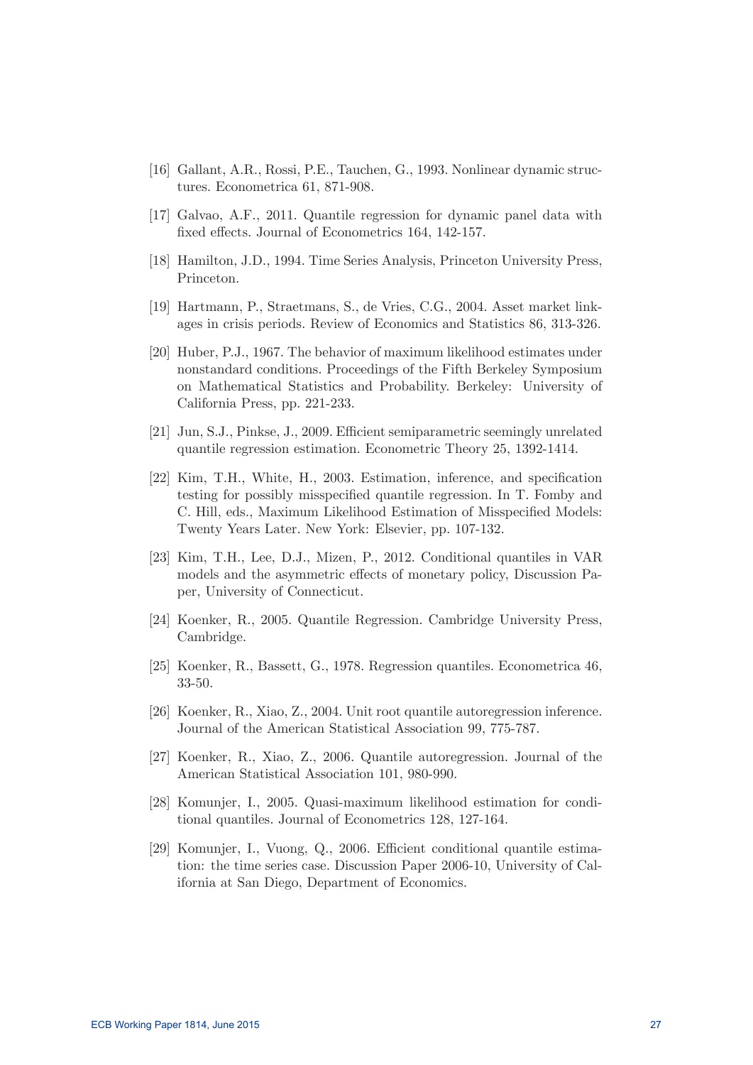[16] Gallant, A.R., Rossi, P.E., Tauchen, G., 1993. Nonlinear dynamic structures. Econometrica 61, 871-908.

[17] Galvao, A.F., 2011. Quantile regression for dynamic panel data with fixed effects. Journal of Econometrics 164, 142-157.

[18] Hamilton, J.D., 1994. Time Series Analysis, Princeton University Press, Princeton.

[19] Hartmann, P., Straetmans, S., de Vries, C.G., 2004. Asset market linkages in crisis periods. Review of Economics and Statistics 86, 313-326.

[20] Huber, P.J., 1967. The behavior of maximum likelihood estimates under nonstandard conditions. Proceedings of the Fifth Berkeley Symposium on Mathematical Statistics and Probability. Berkeley: University of California Press, pp. 221-233.

[21] Jun, S.J., Pinkse, J., 2009. Efficient semiparametric seemingly unrelated quantile regression estimation. Econometric Theory 25, 1392-1414.

[22] Kim, T.H., White, H., 2003. Estimation, inference, and specification testing for possibly misspecified quantile regression. In T. Fomby and C. Hill, eds., Maximum Likelihood Estimation of Misspecified Models: Twenty Years Later. New York: Elsevier, pp. 107-132.

[23] Kim, T.H., Lee, D.J., Mizen, P., 2012. Conditional quantiles in VAR models and the asymmetric effects of monetary policy, Discussion Paper, University of Connecticut.

[24] Koenker, R., 2005. Quantile Regression. Cambridge University Press, Cambridge.

[25] Koenker, R., Bassett, G., 1978. Regression quantiles. Econometrica 46, 33-50.

[26] Koenker, R., Xiao, Z., 2004. Unit root quantile autoregression inference. Journal of the American Statistical Association 99, 775-787.

[27] Koenker, R., Xiao, Z., 2006. Quantile autoregression. Journal of the American Statistical Association 101, 980-990.

[28] Komunjer, I., 2005. Quasi-maximum likelihood estimation for conditional quantiles. Journal of Econometrics 128, 127-164.

[29] Komunjer, I., Vuong, Q., 2006. Efficient conditional quantile estimation: the time series case. Discussion Paper 2006-10, University of California at San Diego, Department of Economics.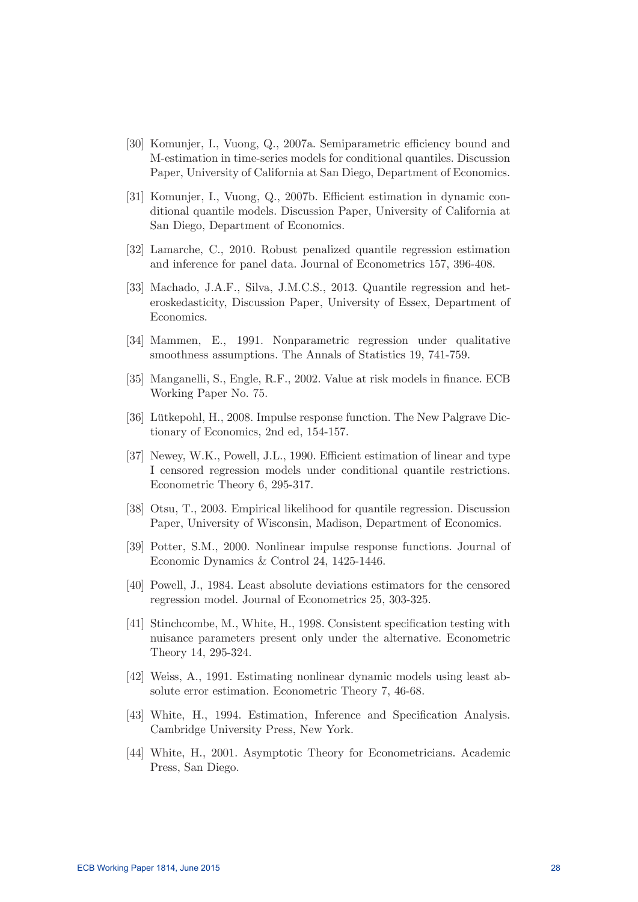[30] Komunjer, I., Vuong, Q., 2007a. Semiparametric efficiency bound and M-estimation in time-series models for conditional quantiles. Discussion Paper, University of California at San Diego, Department of Economics.

[31] Komunjer, I., Vuong, Q., 2007b. Efficient estimation in dynamic conditional quantile models. Discussion Paper, University of California at San Diego, Department of Economics.

[32] Lamarche, C., 2010. Robust penalized quantile regression estimation and inference for panel data. Journal of Econometrics 157, 396-408.

[33] Machado, J.A.F., Silva, J.M.C.S., 2013. Quantile regression and heteroskedasticity, Discussion Paper, University of Essex, Department of Economics.

[34] Mammen, E., 1991. Nonparametric regression under qualitative smoothness assumptions. The Annals of Statistics 19, 741-759.

[35] Manganelli, S., Engle, R.F., 2002. Value at risk models in finance. ECB Working Paper No. 75.

[36] Lütkepohl, H., 2008. Impulse response function. The New Palgrave Dictionary of Economics, 2nd ed, 154-157.

[37] Newey, W.K., Powell, J.L., 1990. Efficient estimation of linear and type I censored regression models under conditional quantile restrictions. Econometric Theory 6, 295-317.

[38] Otsu, T., 2003. Empirical likelihood for quantile regression. Discussion Paper, University of Wisconsin, Madison, Department of Economics.

[39] Potter, S.M., 2000. Nonlinear impulse response functions. Journal of Economic Dynamics & Control 24, 1425-1446.

[40] Powell, J., 1984. Least absolute deviations estimators for the censored regression model. Journal of Econometrics 25, 303-325.

[41] Stinchcombe, M., White, H., 1998. Consistent specification testing with nuisance parameters present only under the alternative. Econometric Theory 14, 295-324.

[42] Weiss, A., 1991. Estimating nonlinear dynamic models using least absolute error estimation. Econometric Theory 7, 46-68.

[43] White, H., 1994. Estimation, Inference and Specification Analysis. Cambridge University Press, New York.

[44] White, H., 2001. Asymptotic Theory for Econometricians. Academic Press, San Diego.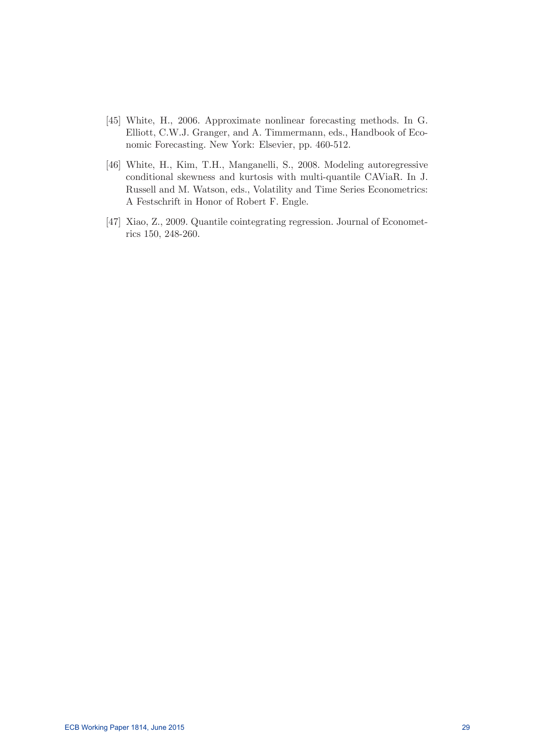[45] White, H., 2006. Approximate nonlinear forecasting methods. In G. Elliott, C.W.J. Granger, and A. Timmermann, eds., Handbook of Economic Forecasting. New York: Elsevier, pp. 460-512.

[46] White, H., Kim, T.H., Manganelli, S., 2008. Modeling autoregressive conditional skewness and kurtosis with multi-quantile CAViaR. In J. Russell and M. Watson, eds., Volatility and Time Series Econometrics: A Festschrift in Honor of Robert F. Engle.

[47] Xiao, Z., 2009. Quantile cointegrating regression. Journal of Econometrics 150, 248-260.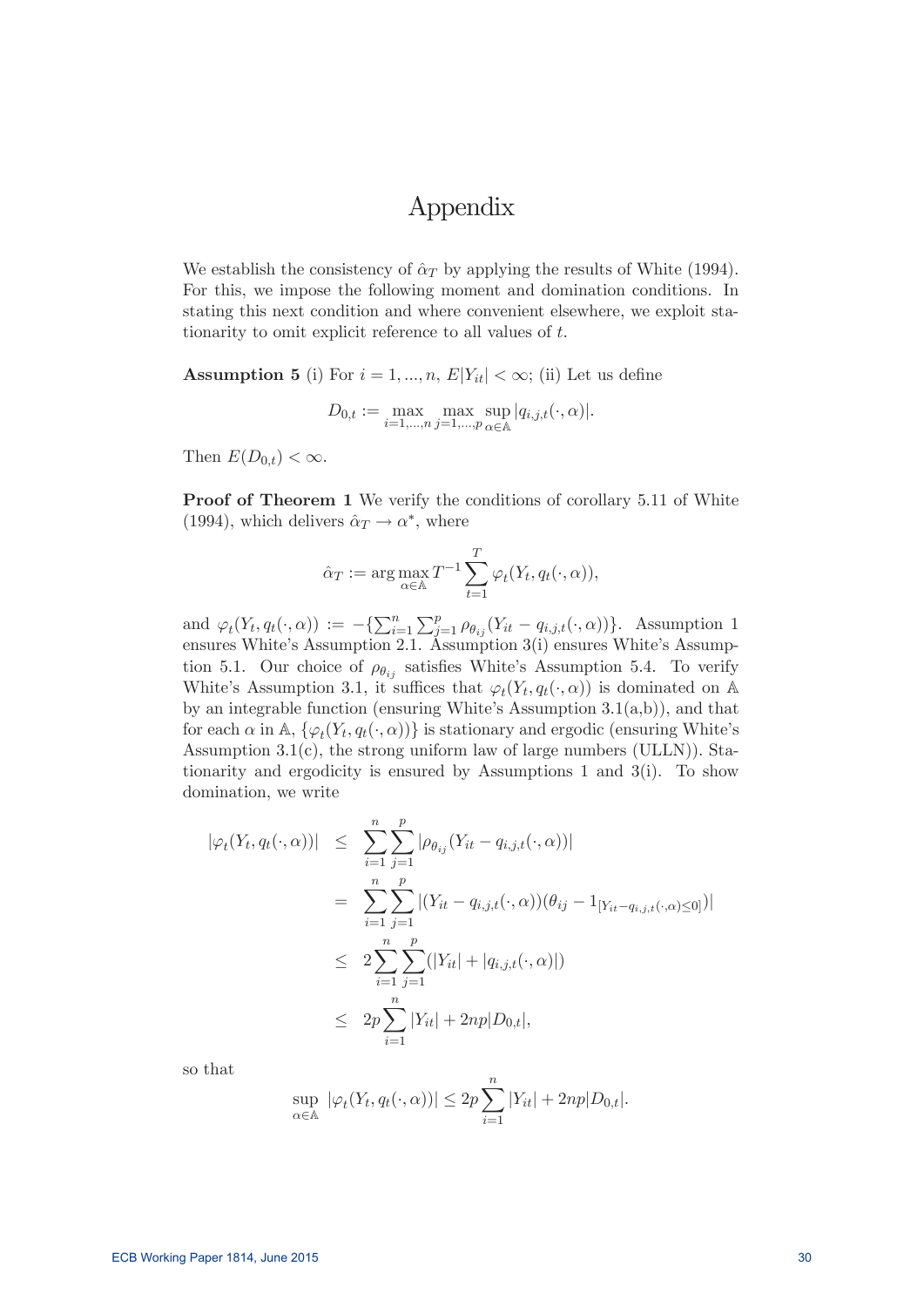# Appendix

We establish the consistency of $\hat{\alpha}_T$ by applying the results of White (1994). For this, we impose the following moment and domination conditions. In stating this next condition and where convenient elsewhere, we exploit stationarity to omit explicit reference to all values of $t$.

**Assumption 5** (i) For $i = 1, ..., n$, $E|Y_{it}| < \infty$; (ii) Let us define

$$D_{0,t} := \max_{i=1,...,n} \max_{j=1,...,p} \sup_{\alpha \in \mathbb{A}} |q_{i,j,t}(\cdot, \alpha)|.$$

Then $E(D_{0,t}) < \infty$.

**Proof of Theorem 1** We verify the conditions of corollary 5.11 of White (1994), which delivers $\hat{\alpha}_T \to \alpha^*$, where

$$\hat{\alpha}_T := \arg\max_{\alpha \in \mathbb{A}} T^{-1} \sum_{t=1}^{T} \varphi_t(Y_t, q_t(\cdot, \alpha)),$$

and $\varphi_t(Y_t, q_t(\cdot, \alpha)) := -\{\sum_{i=1}^{n} \sum_{j=1}^{p} \rho_{\theta_{ij}}(Y_{it} - q_{i,j,t}(\cdot, \alpha))\}$. Assumption 1 ensures White's Assumption 2.1. Assumption 3(i) ensures White's Assumption 5.1. Our choice of $\rho_{\theta_{ij}}$ satisfies White's Assumption 5.4. To verify White's Assumption 3.1, it suffices that $\varphi_t(Y_t, q_t(\cdot, \alpha))$ is dominated on $\mathbb{A}$ by an integrable function (ensuring White's Assumption 3.1(a,b)), and that for each $\alpha$ in $\mathbb{A}$, $\{\varphi_t(Y_t, q_t(\cdot, \alpha))\}$ is stationary and ergodic (ensuring White's Assumption 3.1(c), the strong uniform law of large numbers (ULLN)). Stationarity and ergodicity is ensured by Assumptions 1 and 3(i). To show domination, we write

$$\begin{aligned}
|\varphi_t(Y_t, q_t(\cdot, \alpha))| &\leq \sum_{i=1}^{n} \sum_{j=1}^{p} |\rho_{\theta_{ij}}(Y_{it} - q_{i,j,t}(\cdot, \alpha))| \\
&= \sum_{i=1}^{n} \sum_{j=1}^{p} |(Y_{it} - q_{i,j,t}(\cdot, \alpha))(\theta_{ij} - 1_{[Y_{it} - q_{i,j,t}(\cdot, \alpha) \leq 0]})| \\
&\leq 2 \sum_{i=1}^{n} \sum_{j=1}^{p} (|Y_{it}| + |q_{i,j,t}(\cdot, \alpha)|) \\
&\leq 2p \sum_{i=1}^{n} |Y_{it}| + 2np|D_{0,t}|,
\end{aligned}$$

so that

$$\sup_{\alpha \in \mathbb{A}} |\varphi_t(Y_t, q_t(\cdot, \alpha))| \leq 2p \sum_{i=1}^{n} |Y_{it}| + 2np|D_{0,t}|.$$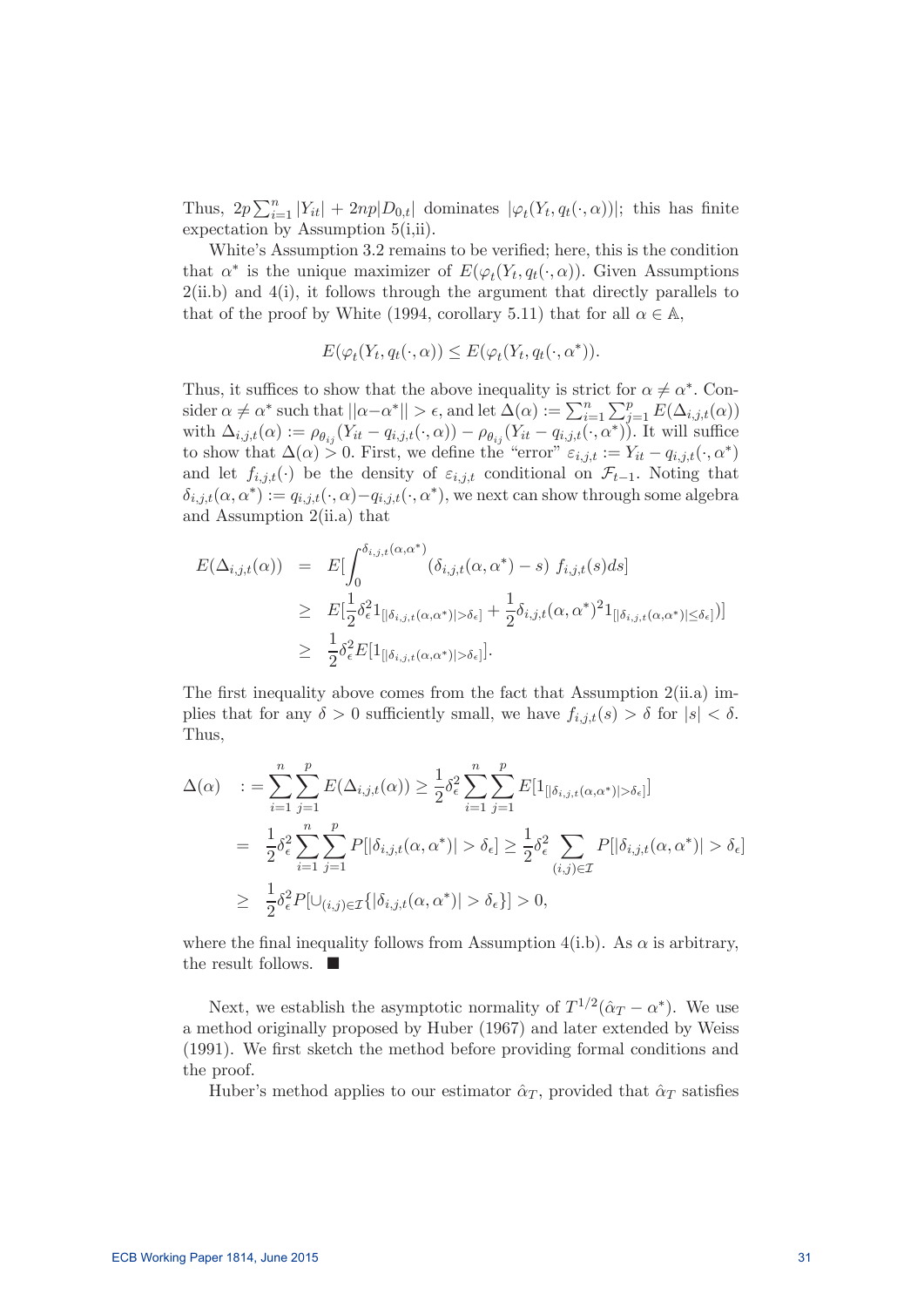Thus, $2p\sum_{i=1}^{n}|Y_{it}| + 2np|D_{0,t}|$ dominates $|\varphi_t(Y_t, q_t(\cdot, \alpha))|$; this has finite expectation by Assumption 5(i,ii).

White's Assumption 3.2 remains to be verified; here, this is the condition that $\alpha^*$ is the unique maximizer of $E(\varphi_t(Y_t, q_t(\cdot, \alpha))$. Given Assumptions 2(ii.b) and 4(i), it follows through the argument that directly parallels to that of the proof by White (1994, corollary 5.11) that for all $\alpha \in \mathbb{A}$,

$$E(\varphi_t(Y_t, q_t(\cdot, \alpha)) \leq E(\varphi_t(Y_t, q_t(\cdot, \alpha^*)).$$

Thus, it suffices to show that the above inequality is strict for $\alpha \neq \alpha^*$. Consider $\alpha \neq \alpha^*$ such that $||\alpha - \alpha^*|| > \epsilon$, and let $\Delta(\alpha) := \sum_{i=1}^{n}\sum_{j=1}^{p} E(\Delta_{i,j,t}(\alpha))$ with $\Delta_{i,j,t}(\alpha) := \rho_{\theta_{ij}}(Y_{it} - q_{i,j,t}(\cdot, \alpha)) - \rho_{\theta_{ij}}(Y_{it} - q_{i,j,t}(\cdot, \alpha^*))$. It will suffice to show that $\Delta(\alpha) > 0$. First, we define the "error" $\varepsilon_{i,j,t} := Y_{it} - q_{i,j,t}(\cdot, \alpha^*)$ and let $f_{i,j,t}(\cdot)$ be the density of $\varepsilon_{i,j,t}$ conditional on $\mathcal{F}_{t-1}$. Noting that $\delta_{i,j,t}(\alpha, \alpha^*) := q_{i,j,t}(\cdot, \alpha) - q_{i,j,t}(\cdot, \alpha^*)$, we next can show through some algebra and Assumption 2(ii.a) that

$$\begin{aligned}
E(\Delta_{i,j,t}(\alpha)) &= E[\int_0^{\delta_{i,j,t}(\alpha,\alpha^*)} (\delta_{i,j,t}(\alpha, \alpha^*) - s)\ f_{i,j,t}(s)ds] \\
&\geq E[\frac{1}{2}\delta_\epsilon^2 1_{[|\delta_{i,j,t}(\alpha,\alpha^*)|>\delta_\epsilon]} + \frac{1}{2}\delta_{i,j,t}(\alpha, \alpha^*)^2 1_{[|\delta_{i,j,t}(\alpha,\alpha^*)|\leq\delta_\epsilon]})] \\
&\geq \frac{1}{2}\delta_\epsilon^2 E[1_{[|\delta_{i,j,t}(\alpha,\alpha^*)|>\delta_\epsilon]}].
\end{aligned}$$

The first inequality above comes from the fact that Assumption 2(ii.a) implies that for any $\delta > 0$ sufficiently small, we have $f_{i,j,t}(s) > \delta$ for $|s| < \delta$. Thus,

$$\begin{aligned}
\Delta(\alpha) \quad &:= \sum_{i=1}^{n}\sum_{j=1}^{p} E(\Delta_{i,j,t}(\alpha)) \geq \frac{1}{2}\delta_\epsilon^2 \sum_{i=1}^{n}\sum_{j=1}^{p} E[1_{[|\delta_{i,j,t}(\alpha,\alpha^*)|>\delta_\epsilon]}] \\
&= \frac{1}{2}\delta_\epsilon^2 \sum_{i=1}^{n}\sum_{j=1}^{p} P[|\delta_{i,j,t}(\alpha, \alpha^*)| > \delta_\epsilon] \geq \frac{1}{2}\delta_\epsilon^2 \sum_{(i,j)\in\mathcal{I}} P[|\delta_{i,j,t}(\alpha, \alpha^*)| > \delta_\epsilon] \\
&\geq \frac{1}{2}\delta_\epsilon^2 P[\cup_{(i,j)\in\mathcal{I}}\{|\delta_{i,j,t}(\alpha, \alpha^*)| > \delta_\epsilon\}] > 0,
\end{aligned}$$

where the final inequality follows from Assumption 4(i.b). As $\alpha$ is arbitrary, the result follows. ■

Next, we establish the asymptotic normality of $T^{1/2}(\hat{\alpha}_T - \alpha^*)$. We use a method originally proposed by Huber (1967) and later extended by Weiss (1991). We first sketch the method before providing formal conditions and the proof.

Huber's method applies to our estimator $\hat{\alpha}_T$, provided that $\hat{\alpha}_T$ satisfies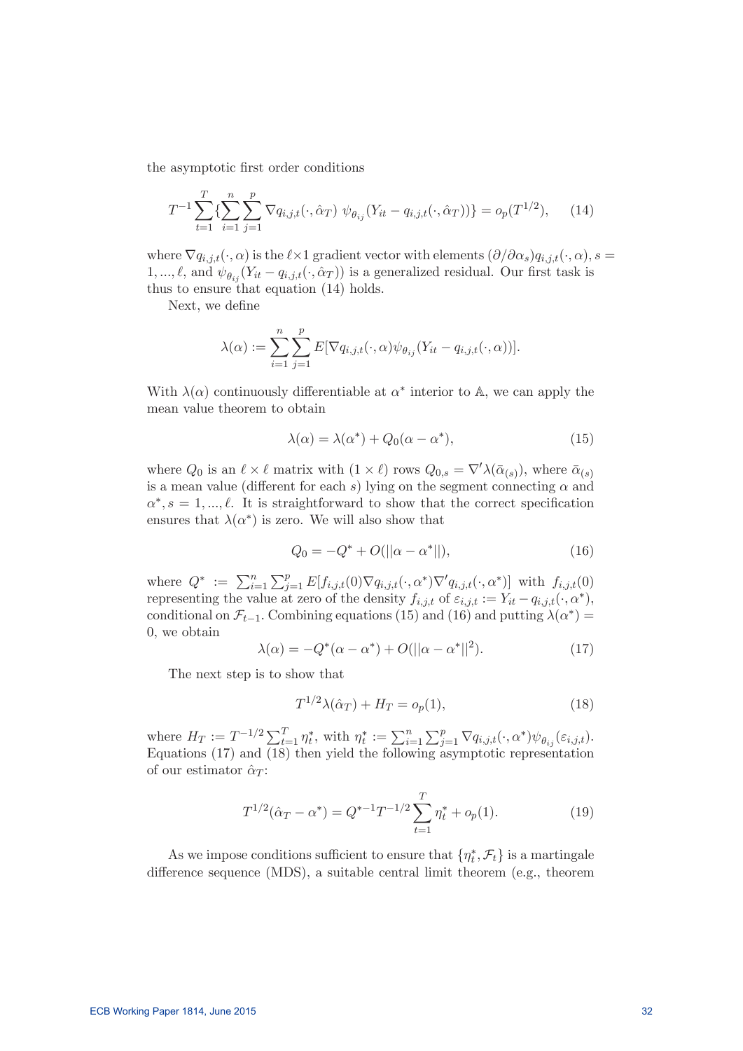the asymptotic first order conditions

$$T^{-1}\sum_{t=1}^{T}\{\sum_{i=1}^{n}\sum_{j=1}^{p}\nabla q_{i,j,t}(\cdot,\hat{\alpha}_T)\ \psi_{\theta_{ij}}(Y_{it}-q_{i,j,t}(\cdot,\hat{\alpha}_T))\}=o_p(T^{1/2}), \qquad (14)$$

where $\nabla q_{i,j,t}(\cdot,\alpha)$ is the $\ell\times 1$ gradient vector with elements $(\partial/\partial\alpha_s)q_{i,j,t}(\cdot,\alpha), s=1,...,\ell$, and $\psi_{\theta_{ij}}(Y_{it}-q_{i,j,t}(\cdot,\hat{\alpha}_T))$ is a generalized residual. Our first task is thus to ensure that equation (14) holds.

Next, we define

$$\lambda(\alpha):=\sum_{i=1}^{n}\sum_{j=1}^{p}E[\nabla q_{i,j,t}(\cdot,\alpha)\psi_{\theta_{ij}}(Y_{it}-q_{i,j,t}(\cdot,\alpha))].$$

With $\lambda(\alpha)$ continuously differentiable at $\alpha^*$ interior to $\mathbb{A}$, we can apply the mean value theorem to obtain

$$\lambda(\alpha)=\lambda(\alpha^*)+Q_0(\alpha-\alpha^*), \qquad (15)$$

where $Q_0$ is an $\ell\times\ell$ matrix with $(1\times\ell)$ rows $Q_{0,s}=\nabla'\lambda(\bar{\alpha}_{(s)})$, where $\bar{\alpha}_{(s)}$ is a mean value (different for each $s$) lying on the segment connecting $\alpha$ and $\alpha^*, s=1,...,\ell$. It is straightforward to show that the correct specification ensures that $\lambda(\alpha^*)$ is zero. We will also show that

$$Q_0=-Q^*+O(||\alpha-\alpha^*||), \qquad (16)$$

where $Q^*:=\sum_{i=1}^{n}\sum_{j=1}^{p}E[f_{i,j,t}(0)\nabla q_{i,j,t}(\cdot,\alpha^*)\nabla' q_{i,j,t}(\cdot,\alpha^*)]$ with $f_{i,j,t}(0)$ representing the value at zero of the density $f_{i,j,t}$ of $\varepsilon_{i,j,t}:=Y_{it}-q_{i,j,t}(\cdot,\alpha^*)$, conditional on $\mathcal{F}_{t-1}$. Combining equations (15) and (16) and putting $\lambda(\alpha^*)=0$, we obtain

$$\lambda(\alpha)=-Q^*(\alpha-\alpha^*)+O(||\alpha-\alpha^*||^2). \qquad (17)$$

The next step is to show that

$$T^{1/2}\lambda(\hat{\alpha}_T)+H_T=o_p(1), \qquad (18)$$

where $H_T:=T^{-1/2}\sum_{t=1}^{T}\eta_t^*$, with $\eta_t^*:=\sum_{i=1}^{n}\sum_{j=1}^{p}\nabla q_{i,j,t}(\cdot,\alpha^*)\psi_{\theta_{ij}}(\varepsilon_{i,j,t})$. Equations (17) and (18) then yield the following asymptotic representation of our estimator $\hat{\alpha}_T$:

$$T^{1/2}(\hat{\alpha}_T-\alpha^*)=Q^{*-1}T^{-1/2}\sum_{t=1}^{T}\eta_t^*+o_p(1). \qquad (19)$$

As we impose conditions sufficient to ensure that $\{\eta_t^*,\mathcal{F}_t\}$ is a martingale difference sequence (MDS), a suitable central limit theorem (e.g., theorem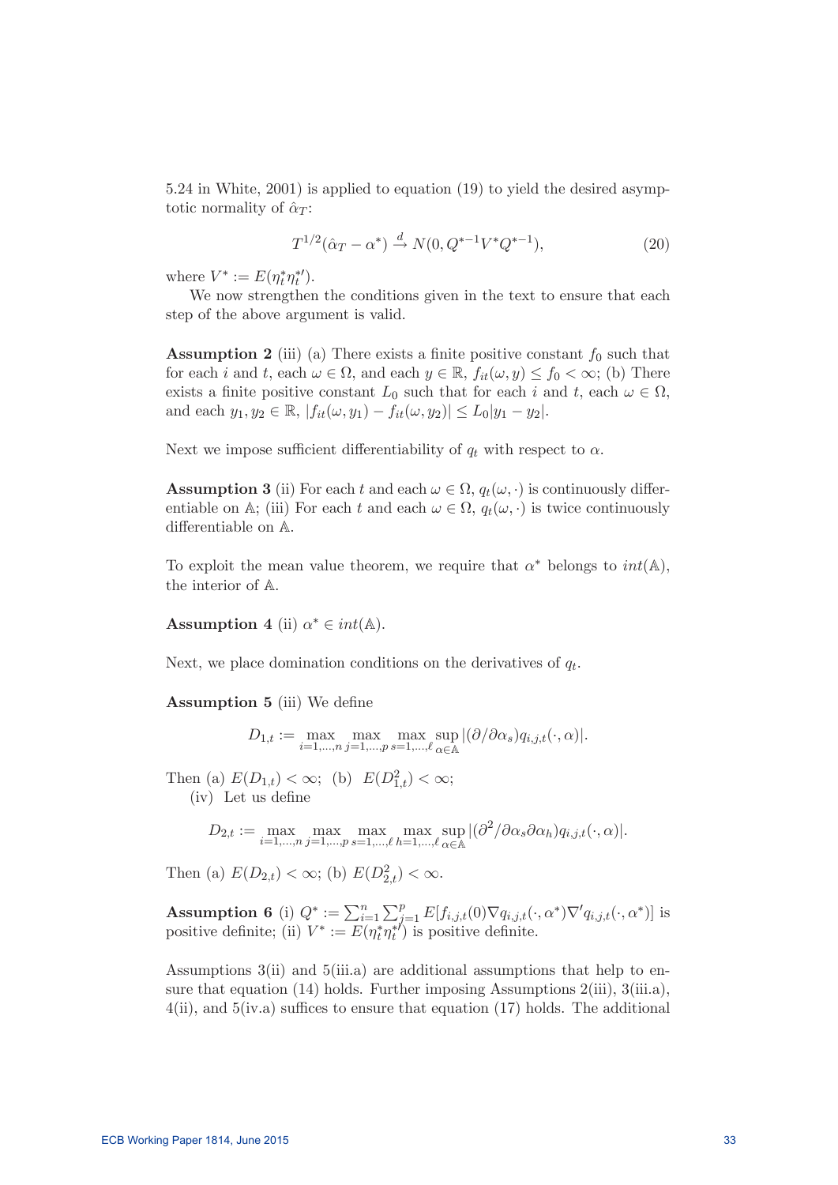5.24 in White, 2001) is applied to equation (19) to yield the desired asymptotic normality of $\hat{\alpha}_T$:

$$T^{1/2}(\hat{\alpha}_T - \alpha^*) \xrightarrow{d} N(0, Q^{*-1}V^*Q^{*-1}), \tag{20}$$

where $V^* := E(\eta_t^* \eta_t^{*\prime})$.

We now strengthen the conditions given in the text to ensure that each step of the above argument is valid.

**Assumption 2** (iii) (a) There exists a finite positive constant $f_0$ such that for each $i$ and $t$, each $\omega \in \Omega$, and each $y \in \mathbb{R}$, $f_{it}(\omega, y) \leq f_0 < \infty$; (b) There exists a finite positive constant $L_0$ such that for each $i$ and $t$, each $\omega \in \Omega$, and each $y_1, y_2 \in \mathbb{R}$, $|f_{it}(\omega, y_1) - f_{it}(\omega, y_2)| \leq L_0|y_1 - y_2|$.

Next we impose sufficient differentiability of $q_t$ with respect to $\alpha$.

**Assumption 3** (ii) For each $t$ and each $\omega \in \Omega$, $q_t(\omega, \cdot)$ is continuously differentiable on $\mathbb{A}$; (iii) For each $t$ and each $\omega \in \Omega$, $q_t(\omega, \cdot)$ is twice continuously differentiable on $\mathbb{A}$.

To exploit the mean value theorem, we require that $\alpha^*$ belongs to $int(\mathbb{A})$, the interior of $\mathbb{A}$.

**Assumption 4** (ii) $\alpha^* \in int(\mathbb{A})$.

Next, we place domination conditions on the derivatives of $q_t$.

**Assumption 5** (iii) We define

$$D_{1,t} := \max_{i=1,\ldots,n} \max_{j=1,\ldots,p} \max_{s=1,\ldots,\ell} \sup_{\alpha \in \mathbb{A}} |(\partial/\partial\alpha_s) q_{i,j,t}(\cdot, \alpha)|.$$

Then (a) $E(D_{1,t}) < \infty$; (b) $E(D_{1,t}^2) < \infty$;

(iv) Let us define

$$D_{2,t} := \max_{i=1,\ldots,n} \max_{j=1,\ldots,p} \max_{s=1,\ldots,\ell} \max_{h=1,\ldots,\ell} \sup_{\alpha \in \mathbb{A}} |(\partial^2/\partial\alpha_s \partial\alpha_h) q_{i,j,t}(\cdot, \alpha)|.$$

Then (a) $E(D_{2,t}) < \infty$; (b) $E(D_{2,t}^2) < \infty$.

**Assumption 6** (i) $Q^* := \sum_{i=1}^{n} \sum_{j=1}^{p} E[f_{i,j,t}(0) \nabla q_{i,j,t}(\cdot, \alpha^*) \nabla' q_{i,j,t}(\cdot, \alpha^*)]$ is positive definite; (ii) $V^* := E(\eta_t^* \eta_t^{*\prime})$ is positive definite.

Assumptions 3(ii) and 5(iii.a) are additional assumptions that help to ensure that equation (14) holds. Further imposing Assumptions 2(iii), 3(iii.a), 4(ii), and 5(iv.a) suffices to ensure that equation (17) holds. The additional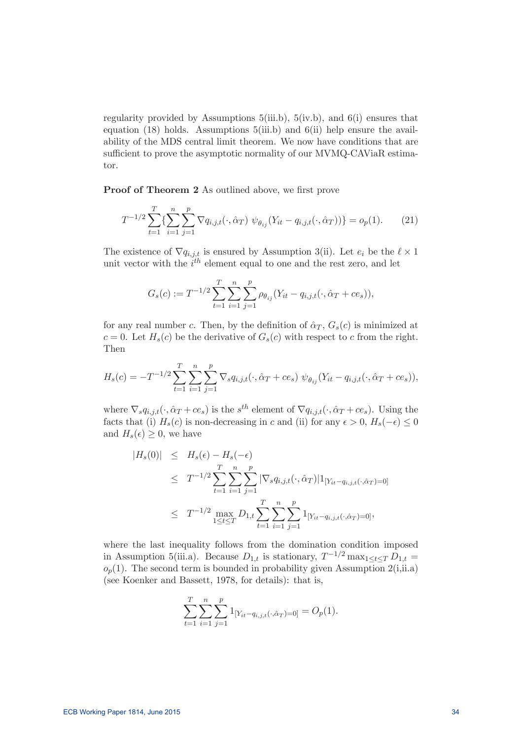regularity provided by Assumptions 5(iii.b), 5(iv.b), and 6(i) ensures that equation (18) holds. Assumptions 5(iii.b) and 6(ii) help ensure the availability of the MDS central limit theorem. We now have conditions that are sufficient to prove the asymptotic normality of our MVMQ-CAViaR estimator.

**Proof of Theorem 2** As outlined above, we first prove

$$T^{-1/2}\sum_{t=1}^{T}\{\sum_{i=1}^{n}\sum_{j=1}^{p}\nabla q_{i,j,t}(\cdot,\hat{\alpha}_T)\ \psi_{\theta_{ij}}(Y_{it}-q_{i,j,t}(\cdot,\hat{\alpha}_T))\}=o_p(1). \qquad (21)$$

The existence of $\nabla q_{i,j,t}$ is ensured by Assumption 3(ii). Let $e_i$ be the $\ell \times 1$ unit vector with the $i^{th}$ element equal to one and the rest zero, and let

$$G_s(c):=T^{-1/2}\sum_{t=1}^{T}\sum_{i=1}^{n}\sum_{j=1}^{p}\rho_{\theta_{ij}}(Y_{it}-q_{i,j,t}(\cdot,\hat{\alpha}_T+ce_s)),$$

for any real number $c$. Then, by the definition of $\hat{\alpha}_T$, $G_s(c)$ is minimized at $c=0$. Let $H_s(c)$ be the derivative of $G_s(c)$ with respect to $c$ from the right. Then

$$H_s(c)=-T^{-1/2}\sum_{t=1}^{T}\sum_{i=1}^{n}\sum_{j=1}^{p}\nabla_s q_{i,j,t}(\cdot,\hat{\alpha}_T+ce_s)\ \psi_{\theta_{ij}}(Y_{it}-q_{i,j,t}(\cdot,\hat{\alpha}_T+ce_s)),$$

where $\nabla_s q_{i,j,t}(\cdot,\hat{\alpha}_T+ce_s)$ is the $s^{th}$ element of $\nabla q_{i,j,t}(\cdot,\hat{\alpha}_T+ce_s)$. Using the facts that (i) $H_s(c)$ is non-decreasing in $c$ and (ii) for any $\epsilon>0$, $H_s(-\epsilon)\leq 0$ and $H_s(\epsilon)\geq 0$, we have

$$\begin{aligned}
|H_s(0)| &\leq H_s(\epsilon)-H_s(-\epsilon)\\
&\leq T^{-1/2}\sum_{t=1}^{T}\sum_{i=1}^{n}\sum_{j=1}^{p}|\nabla_s q_{i,j,t}(\cdot,\hat{\alpha}_T)|1_{[Y_{it}-q_{i,j,t}(\cdot,\hat{\alpha}_T)=0]}\\
&\leq T^{-1/2}\max_{1\leq t\leq T}D_{1,t}\sum_{t=1}^{T}\sum_{i=1}^{n}\sum_{j=1}^{p}1_{[Y_{it}-q_{i,j,t}(\cdot,\hat{\alpha}_T)=0]},
\end{aligned}$$

where the last inequality follows from the domination condition imposed in Assumption 5(iii.a). Because $D_{1,t}$ is stationary, $T^{-1/2}\max_{1\leq t\leq T}D_{1,t}=o_p(1)$. The second term is bounded in probability given Assumption 2(i,ii.a) (see Koenker and Bassett, 1978, for details): that is,

$$\sum_{t=1}^{T}\sum_{i=1}^{n}\sum_{j=1}^{p}1_{[Y_{it}-q_{i,j,t}(\cdot,\hat{\alpha}_T)=0]}=O_p(1).$$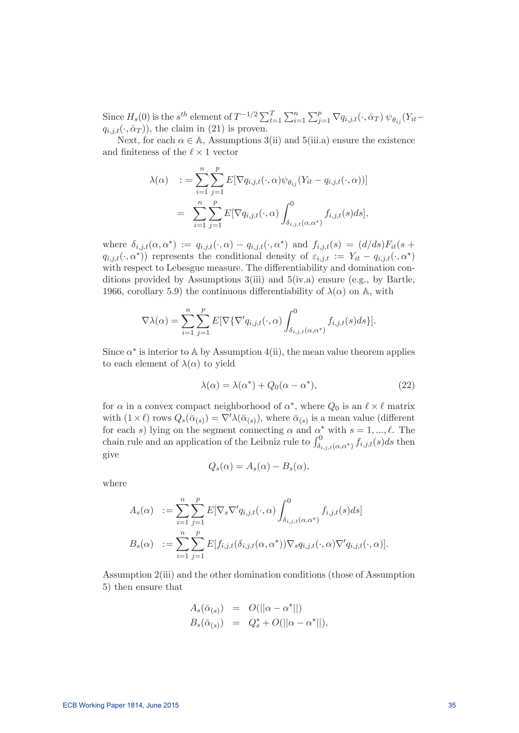Since $H_s(0)$ is the $s^{th}$ element of $T^{-1/2}\sum_{t=1}^{T}\sum_{i=1}^{n}\sum_{j=1}^{p}\nabla q_{i,j,t}(\cdot,\hat{\alpha}_T)\,\psi_{\theta_{ij}}(Y_{it}-q_{i,j,t}(\cdot,\hat{\alpha}_T))$, the claim in (21) is proven.

Next, for each $\alpha \in \mathbb{A}$, Assumptions 3(ii) and 5(iii.a) ensure the existence and finiteness of the $\ell \times 1$ vector

$$
\begin{aligned}
\lambda(\alpha) \quad &:= \sum_{i=1}^{n}\sum_{j=1}^{p} E[\nabla q_{i,j,t}(\cdot,\alpha)\psi_{\theta_{ij}}(Y_{it}-q_{i,j,t}(\cdot,\alpha))] \\
&= \sum_{i=1}^{n}\sum_{j=1}^{p} E[\nabla q_{i,j,t}(\cdot,\alpha)\int_{\delta_{i,j,t}(\alpha,\alpha^*)}^{0} f_{i,j,t}(s)ds],
\end{aligned}
$$

where $\delta_{i,j,t}(\alpha,\alpha^*) := q_{i,j,t}(\cdot,\alpha) - q_{i,j,t}(\cdot,\alpha^*)$ and $f_{i,j,t}(s) = (d/ds)F_{it}(s + q_{i,j,t}(\cdot,\alpha^*))$ represents the conditional density of $\varepsilon_{i,j,t} := Y_{it} - q_{i,j,t}(\cdot,\alpha^*)$ with respect to Lebesgue measure. The differentiability and domination conditions provided by Assumptions 3(iii) and 5(iv.a) ensure (e.g., by Bartle, 1966, corollary 5.9) the continuous differentiability of $\lambda(\alpha)$ on $\mathbb{A}$, with

$$
\nabla\lambda(\alpha) = \sum_{i=1}^{n}\sum_{j=1}^{p} E[\nabla\{\nabla' q_{i,j,t}(\cdot,\alpha)\int_{\delta_{i,j,t}(\alpha,\alpha^*)}^{0} f_{i,j,t}(s)ds\}].
$$

Since $\alpha^*$ is interior to $\mathbb{A}$ by Assumption 4(ii), the mean value theorem applies to each element of $\lambda(\alpha)$ to yield

$$
\lambda(\alpha) = \lambda(\alpha^*) + Q_0(\alpha - \alpha^*), \tag{22}
$$

for $\alpha$ in a convex compact neighborhood of $\alpha^*$, where $Q_0$ is an $\ell \times \ell$ matrix with $(1 \times \ell)$ rows $Q_s(\bar{\alpha}_{(s)}) = \nabla'\lambda(\bar{\alpha}_{(s)})$, where $\bar{\alpha}_{(s)}$ is a mean value (different for each $s$) lying on the segment connecting $\alpha$ and $\alpha^*$ with $s = 1,...,\ell$. The chain rule and an application of the Leibniz rule to $\int_{\delta_{i,j,t}(\alpha,\alpha^*)}^{0} f_{i,j,t}(s)ds$ then give

$$
Q_s(\alpha) = A_s(\alpha) - B_s(\alpha),
$$

where

$$
\begin{aligned}
A_s(\alpha) \quad &:= \sum_{i=1}^{n}\sum_{j=1}^{p} E[\nabla_s\nabla' q_{i,j,t}(\cdot,\alpha)\int_{\delta_{i,j,t}(\alpha,\alpha^*)}^{0} f_{i,j,t}(s)ds] \\
B_s(\alpha) \quad &:= \sum_{i=1}^{n}\sum_{j=1}^{p} E[f_{i,j,t}(\delta_{i,j,t}(\alpha,\alpha^*))\nabla_s q_{i,j,t}(\cdot,\alpha)\nabla' q_{i,j,t}(\cdot,\alpha)].
\end{aligned}
$$

Assumption 2(iii) and the other domination conditions (those of Assumption 5) then ensure that

$$
\begin{aligned}
A_s(\bar{\alpha}_{(s)}) &= O(||\alpha - \alpha^*||) \\
B_s(\bar{\alpha}_{(s)}) &= Q_s^* + O(||\alpha - \alpha^*||),
\end{aligned}
$$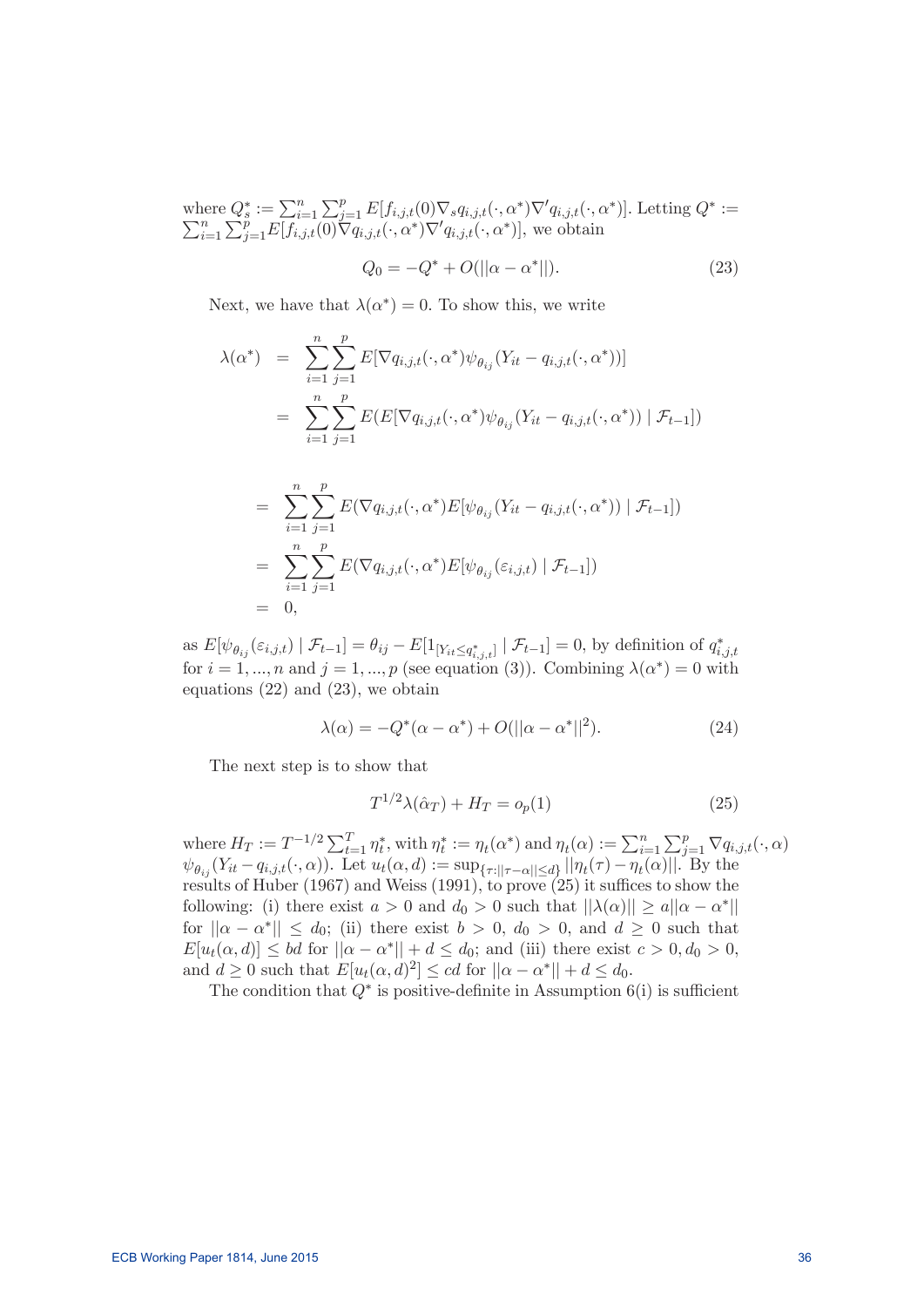where $Q_s^* := \sum_{i=1}^n \sum_{j=1}^p E[f_{i,j,t}(0)\nabla_s q_{i,j,t}(\cdot,\alpha^*)\nabla' q_{i,j,t}(\cdot,\alpha^*)]$. Letting $Q^* := \sum_{i=1}^n \sum_{j=1}^p E[f_{i,j,t}(0)\nabla q_{i,j,t}(\cdot,\alpha^*)\nabla' q_{i,j,t}(\cdot,\alpha^*)]$, we obtain

$$Q_0 = -Q^* + O(||\alpha - \alpha^*||). \tag{23}$$

Next, we have that $\lambda(\alpha^*) = 0$. To show this, we write

$$\begin{aligned}
\lambda(\alpha^*) &= \sum_{i=1}^n \sum_{j=1}^p E[\nabla q_{i,j,t}(\cdot,\alpha^*)\psi_{\theta_{ij}}(Y_{it} - q_{i,j,t}(\cdot,\alpha^*))] \\
&= \sum_{i=1}^n \sum_{j=1}^p E(E[\nabla q_{i,j,t}(\cdot,\alpha^*)\psi_{\theta_{ij}}(Y_{it} - q_{i,j,t}(\cdot,\alpha^*)) \mid \mathcal{F}_{t-1}]) \\
&= \sum_{i=1}^n \sum_{j=1}^p E(\nabla q_{i,j,t}(\cdot,\alpha^*)E[\psi_{\theta_{ij}}(Y_{it} - q_{i,j,t}(\cdot,\alpha^*)) \mid \mathcal{F}_{t-1}]) \\
&= \sum_{i=1}^n \sum_{j=1}^p E(\nabla q_{i,j,t}(\cdot,\alpha^*)E[\psi_{\theta_{ij}}(\varepsilon_{i,j,t}) \mid \mathcal{F}_{t-1}]) \\
&= 0,
\end{aligned}$$

as $E[\psi_{\theta_{ij}}(\varepsilon_{i,j,t}) \mid \mathcal{F}_{t-1}] = \theta_{ij} - E[1_{[Y_{it} \leq q_{i,j,t}^*]} \mid \mathcal{F}_{t-1}] = 0$, by definition of $q_{i,j,t}^*$ for $i = 1, ..., n$ and $j = 1, ..., p$ (see equation (3)). Combining $\lambda(\alpha^*) = 0$ with equations (22) and (23), we obtain

$$\lambda(\alpha) = -Q^*(\alpha - \alpha^*) + O(||\alpha - \alpha^*||^2). \tag{24}$$

The next step is to show that

$$T^{1/2}\lambda(\hat{\alpha}_T) + H_T = o_p(1) \tag{25}$$

where $H_T := T^{-1/2}\sum_{t=1}^T \eta_t^*$, with $\eta_t^* := \eta_t(\alpha^*)$ and $\eta_t(\alpha) := \sum_{i=1}^n \sum_{j=1}^p \nabla q_{i,j,t}(\cdot,\alpha)$ $\psi_{\theta_{ij}}(Y_{it} - q_{i,j,t}(\cdot,\alpha))$. Let $u_t(\alpha, d) := \sup_{\{\tau:||\tau-\alpha|| \leq d\}} ||\eta_t(\tau) - \eta_t(\alpha)||$. By the results of Huber (1967) and Weiss (1991), to prove (25) it suffices to show the following: (i) there exist $a > 0$ and $d_0 > 0$ such that $||\lambda(\alpha)|| \geq a||\alpha - \alpha^*||$ for $||\alpha - \alpha^*|| \leq d_0$; (ii) there exist $b > 0$, $d_0 > 0$, and $d \geq 0$ such that $E[u_t(\alpha, d)] \leq bd$ for $||\alpha - \alpha^*|| + d \leq d_0$; and (iii) there exist $c > 0, d_0 > 0$, and $d \geq 0$ such that $E[u_t(\alpha, d)^2] \leq cd$ for $||\alpha - \alpha^*|| + d \leq d_0$.

The condition that $Q^*$ is positive-definite in Assumption 6(i) is sufficient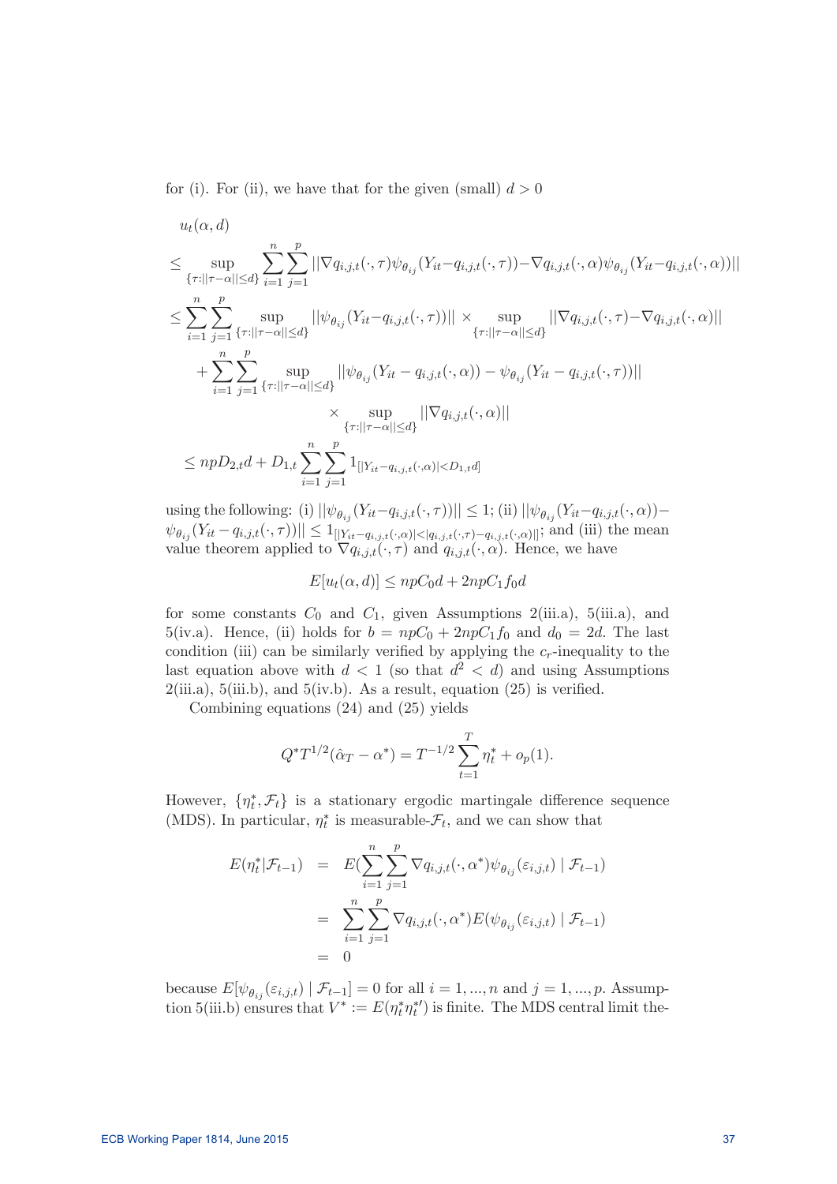for (i). For (ii), we have that for the given (small) $d > 0$

$$
\begin{aligned}
& u_t(\alpha, d) \\
\leq & \sup_{\{\tau:||\tau-\alpha||\leq d\}} \sum_{i=1}^{n}\sum_{j=1}^{p} ||\nabla q_{i,j,t}(\cdot,\tau)\psi_{\theta_{ij}}(Y_{it}-q_{i,j,t}(\cdot,\tau)) - \nabla q_{i,j,t}(\cdot,\alpha)\psi_{\theta_{ij}}(Y_{it}-q_{i,j,t}(\cdot,\alpha))|| \\
\leq & \sum_{i=1}^{n}\sum_{j=1}^{p} \sup_{\{\tau:||\tau-\alpha||\leq d\}} ||\psi_{\theta_{ij}}(Y_{it}-q_{i,j,t}(\cdot,\tau))|| \times \sup_{\{\tau:||\tau-\alpha||\leq d\}} ||\nabla q_{i,j,t}(\cdot,\tau) - \nabla q_{i,j,t}(\cdot,\alpha)|| \\
& + \sum_{i=1}^{n}\sum_{j=1}^{p} \sup_{\{\tau:||\tau-\alpha||\leq d\}} ||\psi_{\theta_{ij}}(Y_{it}-q_{i,j,t}(\cdot,\alpha)) - \psi_{\theta_{ij}}(Y_{it}-q_{i,j,t}(\cdot,\tau))|| \\
& \qquad \times \sup_{\{\tau:||\tau-\alpha||\leq d\}} ||\nabla q_{i,j,t}(\cdot,\alpha)|| \\
\leq & \; npD_{2,t}d + D_{1,t}\sum_{i=1}^{n}\sum_{j=1}^{p} 1_{[|Y_{it}-q_{i,j,t}(\cdot,\alpha)|<D_{1,t}d]}
\end{aligned}
$$

using the following: (i) $||\psi_{\theta_{ij}}(Y_{it}-q_{i,j,t}(\cdot,\tau))|| \leq 1$; (ii) $||\psi_{\theta_{ij}}(Y_{it}-q_{i,j,t}(\cdot,\alpha)) - \psi_{\theta_{ij}}(Y_{it}-q_{i,j,t}(\cdot,\tau))|| \leq 1_{[|Y_{it}-q_{i,j,t}(\cdot,\alpha)|<|q_{i,j,t}(\cdot,\tau)-q_{i,j,t}(\cdot,\alpha)|]}$; and (iii) the mean value theorem applied to $\nabla q_{i,j,t}(\cdot,\tau)$ and $q_{i,j,t}(\cdot,\alpha)$. Hence, we have

$$
E[u_t(\alpha, d)] \leq npC_0 d + 2npC_1 f_0 d
$$

for some constants $C_0$ and $C_1$, given Assumptions 2(iii.a), 5(iii.a), and 5(iv.a). Hence, (ii) holds for $b = npC_0 + 2npC_1 f_0$ and $d_0 = 2d$. The last condition (iii) can be similarly verified by applying the $c_r$-inequality to the last equation above with $d < 1$ (so that $d^2 < d$) and using Assumptions 2(iii.a), 5(iii.b), and 5(iv.b). As a result, equation (25) is verified.

Combining equations (24) and (25) yields

$$
Q^* T^{1/2}(\hat{\alpha}_T - \alpha^*) = T^{-1/2}\sum_{t=1}^{T} \eta_t^* + o_p(1).
$$

However, $\{\eta_t^*, \mathcal{F}_t\}$ is a stationary ergodic martingale difference sequence (MDS). In particular, $\eta_t^*$ is measurable-$\mathcal{F}_t$, and we can show that

$$
\begin{aligned}
E(\eta_t^*|\mathcal{F}_{t-1}) &= E(\sum_{i=1}^{n}\sum_{j=1}^{p} \nabla q_{i,j,t}(\cdot,\alpha^*)\psi_{\theta_{ij}}(\varepsilon_{i,j,t}) \mid \mathcal{F}_{t-1}) \\
&= \sum_{i=1}^{n}\sum_{j=1}^{p} \nabla q_{i,j,t}(\cdot,\alpha^*) E(\psi_{\theta_{ij}}(\varepsilon_{i,j,t}) \mid \mathcal{F}_{t-1}) \\
&= 0
\end{aligned}
$$

because $E[\psi_{\theta_{ij}}(\varepsilon_{i,j,t}) \mid \mathcal{F}_{t-1}] = 0$ for all $i = 1, ..., n$ and $j = 1, ..., p$. Assumption 5(iii.b) ensures that $V^* := E(\eta_t^* \eta_t^{*\prime})$ is finite. The MDS central limit the-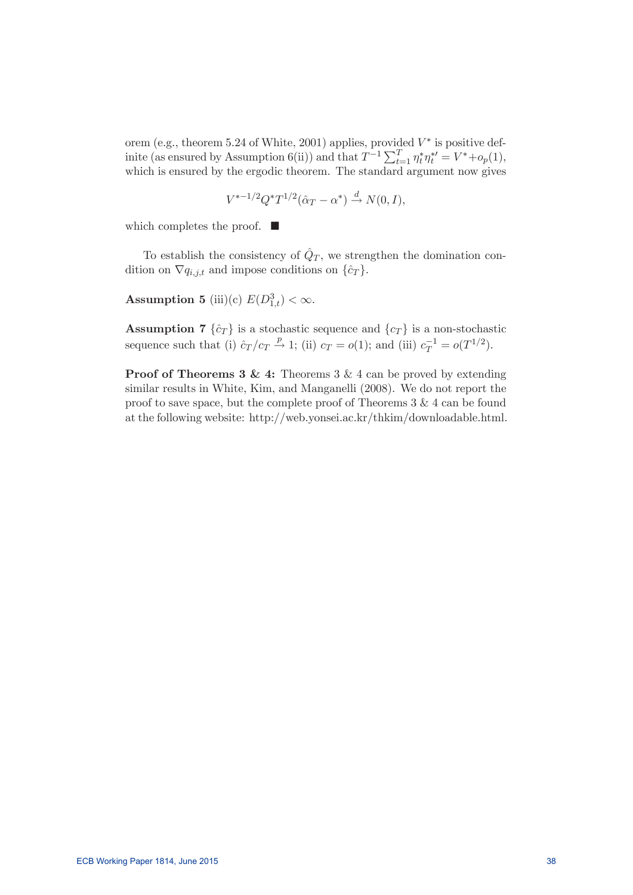orem (e.g., theorem 5.24 of White, 2001) applies, provided $V^*$ is positive definite (as ensured by Assumption 6(ii)) and that $T^{-1}\sum_{t=1}^{T}\eta_t^*\eta_t^{*\prime} = V^* + o_p(1)$, which is ensured by the ergodic theorem. The standard argument now gives

$$V^{*-1/2}Q^*T^{1/2}(\hat{\alpha}_T - \alpha^*) \xrightarrow{d} N(0, I),$$

which completes the proof. ■

To establish the consistency of $\hat{Q}_T$, we strengthen the domination condition on $\nabla q_{i,j,t}$ and impose conditions on $\{\hat{c}_T\}$.

**Assumption 5** (iii)(c) $E(D_{1,t}^3) < \infty$.

**Assumption 7** $\{\hat{c}_T\}$ is a stochastic sequence and $\{c_T\}$ is a non-stochastic sequence such that (i) $\hat{c}_T/c_T \xrightarrow{p} 1$; (ii) $c_T = o(1)$; and (iii) $c_T^{-1} = o(T^{1/2})$.

**Proof of Theorems 3 & 4:** Theorems 3 & 4 can be proved by extending similar results in White, Kim, and Manganelli (2008). We do not report the proof to save space, but the complete proof of Theorems 3 & 4 can be found at the following website: http://web.yonsei.ac.kr/thkim/downloadable.html.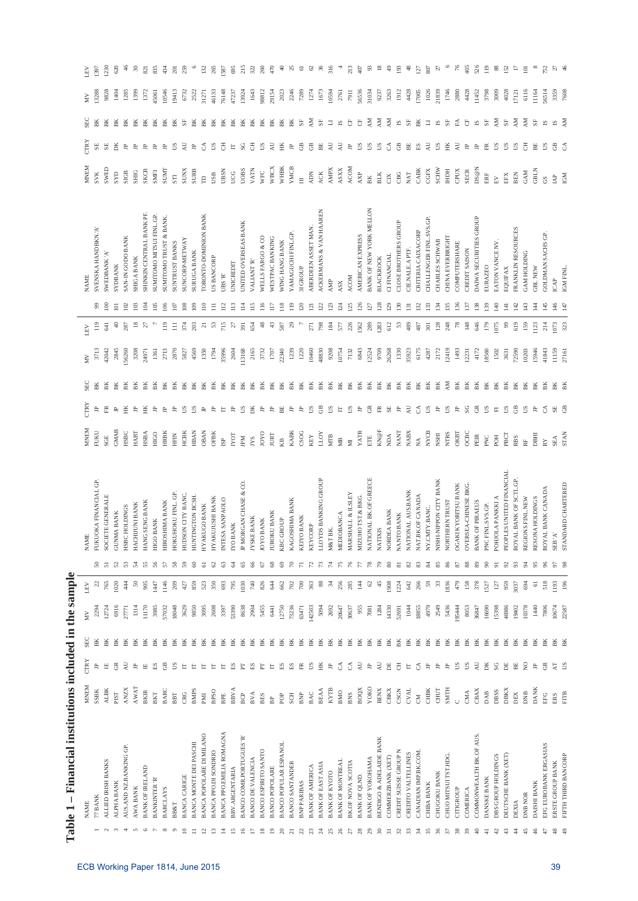# Table 1 – Financial institutions included in the sample

| | NAME | MNEM | CTRY | SEC | MV | LEV | | NAME | MNEM | CTRY | SEC | MV | LEV | | NAME | MNEM | CTRY | SEC | MV | LEV |
|---|---|---|---|---|---|---|---|---|---|---|---|---|---|---|---|---|---|---|---|---|
| 1 | 77 BANK | SSBK | JP | BK | 2294 | 22 | 50 | FUKUOKA FINANCIAL GP. | FUKU | JP | BK | 3713 | 119 | 99 | SVENSKA HANDBKN.'A' | SVK | SE | BK | 13288 | 1397 |
| 2 | ALLIED IRISH BANKS | ALBK | IE | BK | 12724 | 765 | 51 | SOCIETE GENERALE | SGE | FR | BK | 42042 | 641 | 100 | SWEDBANK 'A' | SWED | SE | BK | 9828 | 1230 |
| 3 | ALPHA BANK | PIST | GR | BK | 6916 | 1020 | 52 | GUNMA BANK | GMAB | JP | BK | 2845 | 40 | 101 | SYDBANK | SYD | DK | BK | 1404 | 620 |
| 4 | AUS.AND NZ.BANKING GP. | ANZX | AU | BK | 27771 | 444 | 53 | HSBC HOLDINGS | HSBC | HK | BK | 156260 | 287 | 102 | SAN-IN GODO BANK | SIGB | JP | BK | 1285 | 46 |
| 5 | AWA BANK | AWAT | JP | BK | 1314 | 50 | 54 | HACHIJUNI BANK | HABT | JP | BK | 3208 | 18 | 103 | SHIGA BANK | SHIG | JP | BK | 1399 | 30 |
| 6 | BANK OF IRELAND | BKIR | IE | BK | 11170 | 905 | 55 | HANG SENG BANK | HSBA | HK | BK | 24971 | 27 | 104 | SHINKIN CENTRAL BANK PF. | SKCB | JP | BK | 1372 | 821 |
| 7 | BANKINTER 'R' | BKT | ES | BK | 3985 | 1447 | 56 | HIGO BANK | HIGO | JP | BK | 1361 | 7 | 105 | SUMITOMO MITSUI FINL.GP. | SMFI | JP | BK | 45061 | 835 |
| 8 | BARCLAYS | BARC | GB | BK | 57032 | 1146 | 57 | HIROSHIMA BANK | HRBK | JP | BK | 2713 | 119 | 106 | SUMITOMO TRUST & BANK. | SUMT | JP | BK | 10546 | 434 |
| 9 | BB&T | BBT | US | BK | 18048 | 209 | 58 | HOKUHOKU FINL. GP. | HFIN | JP | BK | 2870 | 111 | 107 | SUNTRUST BANKS | STI | US | BK | 19413 | 201 |
| 10 | BANCA CARIGE | CRG | IT | BK | 3629 | 427 | 59 | HUDSON CITY BANC. | HCBK | US | BK | 5827 | 374 | 108 | SUNCORP-METWAY | SUNX | AU | SF | 6732 | 239 |
| 11 | BANCA MONTE DEI PASCHI | BMPS | IT | BK | 9850 | 859 | 60 | HUNTINGTON BCSH. | HBAN | US | BK | 4569 | 203 | 109 | SURUGA BANK | SURB | JP | BK | 2522 | 6 |
| 12 | BANCA POPOLARE DI MILANO | PMI | IT | BK | 3095 | 523 | 61 | HYAKUGO BANK | OBAN | JP | BK | 1350 | 21 | 110 | TORONTO-DOMINION BANK | TD | CA | BK | 31271 | 132 |
| 13 | BANCA PPO.DI SONDRIO | BPSO | IT | BK | 2608 | 350 | 62 | HYAKUJUSHI BANK | OFBK | JP | BK | 1794 | 53 | 111 | US BANCORP | USB | US | BK | 46133 | 265 |
| 14 | BANCA PPO.EMILIA ROMAGNA | BPE | IT | BK | 3397 | 693 | 63 | INTESA SANPAOLO | ISP | IT | BK | 35996 | 715 | 112 | UBS 'R' | UBSN | CH | BK | 76148 | 1587 |
| 15 | BBV.ARGENTARIA | BBVA | ES | BK | 53390 | 795 | 64 | IYO BANK | IYOT | JP | BK | 2604 | 27 | 113 | UNICREDIT | UCG | IT | BK | 47237 | 695 |
| 16 | BANCO COMR.PORTUGUES 'R' | BCP | PT | BK | 8638 | 1030 | 65 | JP MORGAN CHASE & CO. | JPM | US | BK | 113168 | 391 | 114 | UNITED OVERSEAS BANK | UOBS | SG | BK | 13924 | 215 |
| 17 | BANCO DE VALENCIA | BVA | ES | BK | 2904 | 740 | 66 | JYSKE BANK | JYS | DK | BK | 2165 | 654 | 115 | VALIANT 'R' | VATN | CH | BK | 1643 | 322 |
| 18 | BANCO ESPIRITO SANTO | BES | PT | BK | 5455 | 826 | 67 | JOYO BANK | JOYO | JP | BK | 3732 | 48 | 116 | WELLS FARGO & CO | WFC | US | BK | 98812 | 260 |
| 19 | BANCO POPOLARE | BP | IT | BK | 6441 | 644 | 68 | JUROKU BANK | JURT | JP | BK | 1707 | 43 | 117 | WESTPAC BANKING | WBCX | AU | BK | 29154 | 470 |
| 20 | BANCO POPULAR ESPANOL | POP | ES | BK | 12750 | 662 | 69 | KBC GROUP | KB | BE | BK | 22340 | 587 | 118 | WING HANG BANK | WHBK | HK | BK | 2023 | 40 |
| 21 | BANCO SANTANDER | SCH | ES | BK | 73236 | 702 | 70 | KAGOSHIMA BANK | KABK | JP | BK | 1239 | 29 | 119 | YAMAGUCHI FINL.GP. | YMCB | JP | BK | 2246 | 25 |
| 22 | BNP PARIBAS | BNP | FR | BK | 63471 | 700 | 71 | KEIYO BANK | CSOG | JP | BK | 1220 | 7 | 120 | 3I GROUP | III | GB | SF | 7289 | 61 |
| 23 | BANK OF AMERICA | BAC | US | BK | 142503 | 363 | 72 | KEYCORP | KEY | US | BK | 10460 | 271 | 121 | ABERDEEN ASSET MAN. | ADN | GB | AM | 1274 | 62 |
| 24 | BANK OF EAST ASIA | BEAA | HK | BK | 5094 | 88 | 73 | LLOYDS BANKING GROUP | LLOY | GB | BK | 48830 | 798 | 122 | ACKERMANS & VAN HAAREN | ACK | BE | SF | 1673 | 36 |
| 25 | BANK OF KYOTO | KYTB | JP | BK | 2692 | 34 | 74 | M&T BK. | MTB | US | BK | 9208 | 184 | 123 | AMP | AMPX | AU | LI | 10594 | 316 |
| 26 | BANK OF MONTREAL | BMO | CA | BK | 20647 | 256 | 75 | MEDIOBANCA | MB | IT | BK | 10754 | 577 | 124 | ASX | ASXX | AU | IS | 2761 | 4 |
| 27 | BK.OF NOVA SCOTIA | BNS | CA | BK | 30637 | 285 | 76 | MARSHALL & ILSLEY | MI | US | BK | 7132 | 226 | 125 | ACOM | ACOM | JP | CF | 7911 | 213 |
| 28 | BANK OF QLND. | BOQX | AU | BK | 955 | 144 | 77 | MIZUHO TST.& BKG. | YATR | JP | BK | 6843 | 1562 | 126 | AMERICAN EXPRESS | AXP | US | CF | 56536 | 407 |
| 29 | BANK OF YOKOHAMA | YOKO | JP | BK | 7081 | 62 | 78 | NATIONAL BK.OF GREECE | ETE | GR | BK | 12524 | 289 | 127 | BANK OF NEW YORK MELLON | BK | US | AM | 31034 | 93 |
| 30 | BENDIGO & ADELAIDE BANK | BENX | AU | BK | 1284 | 45 | 79 | NATIXIS | KN@F | FR | BK | 9709 | 1283 | 128 | BLACKROCK | BLK | US | AM | 9237 | 18 |
| 31 | COMMERZBANK (XET) | CBKX | DE | BK | 14330 | 1908 | 80 | NORDEA BANK | NDA | SE | BK | 26268 | 612 | 129 | CI FINANCIAL | CIX | CA | AM | 3263 | 49 |
| 32 | CREDIT SUISSE GROUP N | CSGN | CH | BK | 52691 | 1224 | 81 | NANTO BANK | NANT | JP | BK | 1330 | 53 | 130 | CLOSE BROTHERS GROUP | CBG | GB | IS | 1912 | 193 |
| 33 | CREDITO VALTELLINES | CVAL | IT | BK | 1044 | 642 | 82 | NATIONAL AUS.BANK | NABX | AU | BK | 35923 | 489 | 131 | CIE.NALE.A PTF. | NAT | BE | SF | 4428 | 48 |
| 34 | CANADIAN IMP.BK.COM. | CM | CA | BK | 18855 | 266 | 83 | NAT.BK.OF CANADA | NA | CA | BK | 6175 | 487 | 132 | CRITERIA CAIXACORP | CABK | ES | BK | 17005 | 127 |
| 35 | CHIBA BANK | CHBK | JP | BK | 4979 | 59 | 84 | NY.CMTY.BANC. | NYCB | US | BK | 4287 | 301 | 133 | CHALLENGER FINL.SVS.GP. | CGFX | AU | LI | 1026 | 807 |
| 36 | CHUGOKU BANK | CHUT | JP | BK | 2549 | 33 | 85 | NISHI-NIPPON CITY BANK | NSHI | JP | BK | 2172 | 128 | 134 | CHARLES SCHWAB | SCHW | US | IS | 21839 | 27 |
| 37 | CHUO MITSUI TST.HDG. | SMTH | JP | BK | 5436 | 1836 | 86 | NORTHERN TRUST | NTRS | US | AM | 12419 | 248 | 135 | CHINA EVERBRIGHT | IHDH | HK | SF | 1746 | 6 |
| 38 | CITIGROUP | C | US | BK | 195444 | 479 | 87 | OGAKI KYORITSU BANK | OKBT | JP | BK | 1493 | 78 | 136 | COMPUTERSHARE | CPUX | AU | FA | 2880 | 76 |
| 39 | COMERICA | CMA | US | BK | 8053 | 158 | 88 | OVERSEA-CHINESE BKG. | OCBC | SG | BK | 12231 | 148 | 137 | CREDIT SAISON | SECR | JP | CF | 4428 | 405 |
| 40 | COMMONWEALTH BK.OF AUS. | CBAX | AU | BK | 36847 | 378 | 89 | BANK OF PIRAEUS | PEIR | GR | BK | 4172 | 646 | 138 | DAIWA SECURITIES GROUP | DS@N | JP | IS | 11452 | 526 |
| 41 | DANSKE BANK | DAB | DK | BK | 16690 | 1527 | 90 | PNC FINL.SVS.GP. | PNC | US | BK | 18560 | 179 | 139 | EURAZEO | ERF | FR | SF | 3798 | 119 |
| 42 | DBS GROUP HOLDINGS | DBSS | SG | BK | 15398 | 127 | 91 | POHJOLA PANKKI A | POH | FI | BK | 1502 | 1075 | 140 | EATON VANCE NV. | EV | US | AM | 3009 | 88 |
| 43 | DEUTSCHE BANK (XET) | DBKX | DE | BK | 46986 | 959 | 92 | PEOPLES UNITED FINANCIAL | PBCT | US | BK | 3631 | 99 | 141 | EQUIFAX | EFX | US | SF | 4028 | 152 |
| 44 | DEXIA | DEX | BE | BK | 19402 | 3037 | 93 | ROYAL BANK OF SCTL.GP. | RBS | GB | BK | 72590 | 619 | 142 | FRANKLIN RESOURCES | BEN | US | AM | 17121 | 17 |
| 45 | DNB NOR | DNB | NO | BK | 10378 | 694 | 94 | REGIONS FINL.NEW | RF | US | BK | 10203 | 159 | 143 | GAM HOLDING | GAM | CH | AM | 6116 | 101 |
| 46 | DAISHI BANK | DANK | JP | BK | 1440 | 61 | 95 | RESONA HOLDINGS | DBHI | JP | BK | 15946 | 1123 | 144 | GBL NEW | GBLN | BE | SF | 11164 | 8 |
| 47 | EFG EUROBANK ERGASIAS | EFG | GR | BK | 7806 | 518 | 96 | ROYAL BANK CANADA | RY | CA | BK | 41843 | 214 | 145 | GOLDMAN SACHS GP. | GS | US | IS | 56514 | 752 |
| 48 | ERSTE GROUP BANK | ERS | AT | BK | 10674 | 1193 | 97 | SEB 'A' | SEA | SE | BK | 11159 | 1073 | 146 | ICAP | IAP | GB | IS | 3359 | 27 |
| 49 | FIFTH THIRD BANCORP | FITB | US | BK | 22587 | 196 | 98 | STANDARD CHARTERED | STAN | GB | BK | 27161 | 323 | 147 | IGM FINL. | IGM | CA | AM | 7608 | 46 |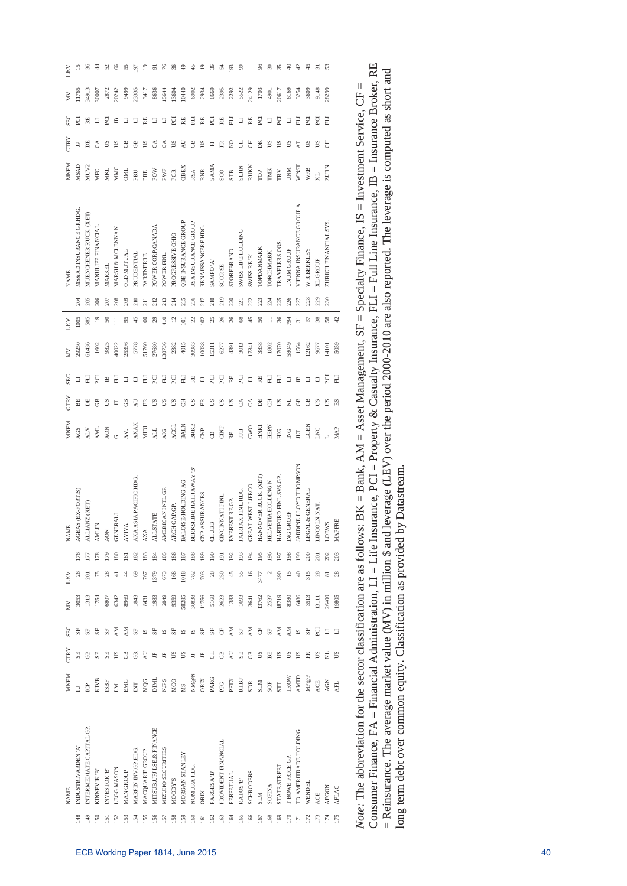| | NAME | MNEM | CTRY | SEC | MV | LEV | | NAME | MNEM | CTRY | SEC | MV | LEV | | NAME | MNEM | CTRY | SEC | MV | LEV |
|---|---|---|---|---|---|---|---|---|---|---|---|---|---|---|---|---|---|---|---|---|
| 148 | INDUSTRIVARDEN 'A' | IU | SE | SF | 3053 | 26 | 176 | AGEAS (EX-FORTIS) | AGS | BE | LI | 29250 | 1005 | 204 | MS&AD INSURANCE GP.HDG. | MSAD | JP | PCI | 11765 | 15 |
| 149 | INTERMEDIATE CAPITAL GP. | ICP | GB | SF | 1313 | 201 | 177 | ALLIANZ (XET) | ALV | DE | FLI | 61436 | 585 | 205 | MUENCHENER RUCK. (XET) | MUV2 | DE | RE | 34913 | 36 |
| 150 | KINNEVIK 'B' | KIVB | SE | SF | 1754 | 75 | 178 | AMLIN | AML | GB | PCI | 1602 | 19 | 206 | MANULIFE FINANCIAL | MFC | CA | LI | 30007 | 44 |
| 151 | INVESTOR 'B' | ISBF | SE | SF | 6807 | 28 | 179 | AON | AON | US | IB | 9825 | 50 | 207 | MARKEL | MKL | US | PCI | 2872 | 52 |
| 152 | LEGG MASON | LM | US | AM | 6342 | 41 | 180 | GENERALI | G | IT | FLI | 40022 | 111 | 208 | MARSH & MCLENNAN | MMC | US | IB | 20242 | 66 |
| 153 | MAN GROUP | EMG | GB | AM | 8969 | 44 | 181 | AVIVA | AV. | GB | LI | 25396 | 95 | 209 | OLD MUTUAL | OML | GB | LI | 9499 | 55 |
| 154 | MARFIN INV.GP.HDG. | INT | GR | SF | 1843 | 69 | 182 | AXA ASIA PACIFIC HDG. | AXAX | AU | LI | 5778 | 45 | 210 | PRUDENTIAL | PRU | GB | LI | 23335 | 197 |
| 155 | MACQUARIE GROUP | MQG | AU | IS | 8431 | 767 | 183 | AXA | MIDI | FR | FLI | 51760 | 60 | 211 | PARTNERRE | PRE | US | RE | 3417 | 19 |
| 156 | MITSUB.UFJ LSE.& FINANCE | DIML | JP | SF | 1983 | 1379 | 184 | ALLSTATE | ALL | US | PCI | 27680 | 29 | 212 | POWER CORP.CANADA | POW | CA | LI | 8636 | 91 |
| 157 | MIZUHO SECURITIES | NJPS | JP | IS | 2849 | 673 | 185 | AMERICAN INTL.GP. | AIG | US | FLI | 138736 | 410 | 213 | POWER FINL. | PWF | CA | LI | 15644 | 76 |
| 158 | MOODY'S | MCO | US | SF | 9359 | 168 | 186 | ARCH CAP.GP. | ACGL | US | PCI | 2382 | 12 | 214 | PROGRESSIVE OHIO | PGR | US | PCI | 13604 | 36 |
| 159 | MORGAN STANLEY | MS | US | IS | 58285 | 1018 | 187 | BALOISE-HOLDING AG | BALN | CH | FLI | 4015 | 101 | 215 | QBE INSURANCE GROUP | QBEX | AU | RE | 10440 | 49 |
| 160 | NOMURA HDG. | NM@N | JP | IS | 30838 | 782 | 188 | BERKSHIRE HATHAWAY 'B' | BRKB | US | RE | 30983 | 22 | 216 | RSA INSURANCE GROUP | RSA | GB | FLI | 6902 | 45 |
| 161 | ORIX | ORIX | JP | SF | 11756 | 703 | 189 | CNP ASSURANCES | CNP | FR | LI | 10038 | 102 | 217 | RENAISSANCERE HDG. | RNR | US | RE | 2934 | 19 |
| 162 | PARGESA 'B' | PARG | CH | SF | 5168 | 28 | 190 | CHUBB | CB | US | PCI | 15311 | 25 | 218 | SAMPO 'A' | SAMA | FI | PCI | 8669 | 36 |
| 163 | PROVIDENT FINANCIAL | PFG | GB | CF | 2623 | 250 | 191 | CINCINNATI FINL. | CINF | US | PCI | 6277 | 26 | 219 | SCOR SE | SCO | FR | RE | 2395 | 54 |
| 164 | PERPETUAL | PPTX | AU | AM | 1383 | 45 | 192 | EVEREST RE GP. | RE | US | RE | 4391 | 26 | 220 | STOREBRAND | STB | NO | FLI | 2292 | 193 |
| 165 | RATOS 'B' | RTBF | SE | SF | 1693 | 55 | 193 | FAIRFAX FINL.HDG. | FFH | CA | PCI | 3013 | 68 | 221 | SWISS LIFE HOLDING | SLHN | CH | LI | 5522 | 99 |
| 166 | SCHRODERS | SDR | GB | AM | 3641 | 16 | 194 | GREAT WEST LIFECO | GWO | CA | LI | 17341 | 45 | 222 | SWISS RE 'R' | RUKN | CH | RE | 24129 | |
| 167 | SLM | SLM | US | CF | 13762 | 3477 | 195 | HANNOVER RUCK. (XET) | HNR1 | DE | RE | 3838 | 50 | 223 | TOPDANMARK | TOP | DK | PCI | 1703 | 96 |
| 168 | SOFINA | SOF | BE | SF | 2537 | 2 | 196 | HELVETIA HOLDING N | HEPN | CH | FLI | 1802 | 11 | 224 | TORCHMARK | TMK | US | LI | 4901 | 30 |
| 169 | STATE STREET | STT | US | AM | 18719 | 390 | 197 | HARTFORD FINL.SVS.GP. | HIG | US | FLI | 17070 | 36 | 225 | TRAVELERS COS. | TRV | US | PCI | 20617 | 35 |
| 170 | T ROWE PRICE GP. | TROW | US | AM | 8380 | 15 | 198 | ING GROEP | ING | NL | LI | 58049 | 794 | 226 | UNUM GROUP | UNM | US | LI | 6169 | 40 |
| 171 | TD AMERITRADE HOLDING | AMTD | US | IS | 6486 | 40 | 199 | JARDINE LLOYD THOMPSON | JLT | GB | IB | 1564 | 31 | 227 | VIENNA INSURANCE GROUP A | WNST | AT | FLI | 3254 | 42 |
| 172 | WENDEL | MF@F | FR | SF | 3513 | 315 | 200 | LEGAL & GENERAL | LGEN | GB | LI | 12162 | 57 | 228 | W R BERKLEY | WRB | US | PCI | 3609 | 45 |
| 173 | ACE | ACE | US | PCI | 13111 | 28 | 201 | LINCOLN NAT. | LNC | US | LI | 9677 | 38 | 229 | XL GROUP | XL | US | PCI | 9148 | 31 |
| 174 | AEGON | AGN | NL | LI | 26400 | 81 | 202 | LOEWS | L | US | PCI | 14101 | 58 | 230 | ZURICH FINANCIAL SVS. | ZURN | CH | FLI | 28299 | 53 |
| 175 | AFLAC | AFL | US | LI | 19805 | 28 | 203 | MAPFRE | MAP | ES | FLI | 5059 | 42 | | | | | | | |

*Note*: The abbreviation for the sector classification are as follows: BK = Bank, AM = Asset Management, SF = Specialty Finance, IS = Investment Service, CF = Consumer Finance, FA = Financial Administration, LI = Life Insurance, PCI = Property & Casualty Insurance, FLI = Full Line Insurance, IB = Insurance Broker, RE = Reinsurance. The average market value (MV) in million $ and leverage (LEV) over the period 2000-2010 are also reported. The leverage is computed as short and long term debt over common equity. Classification as provided by Datastream.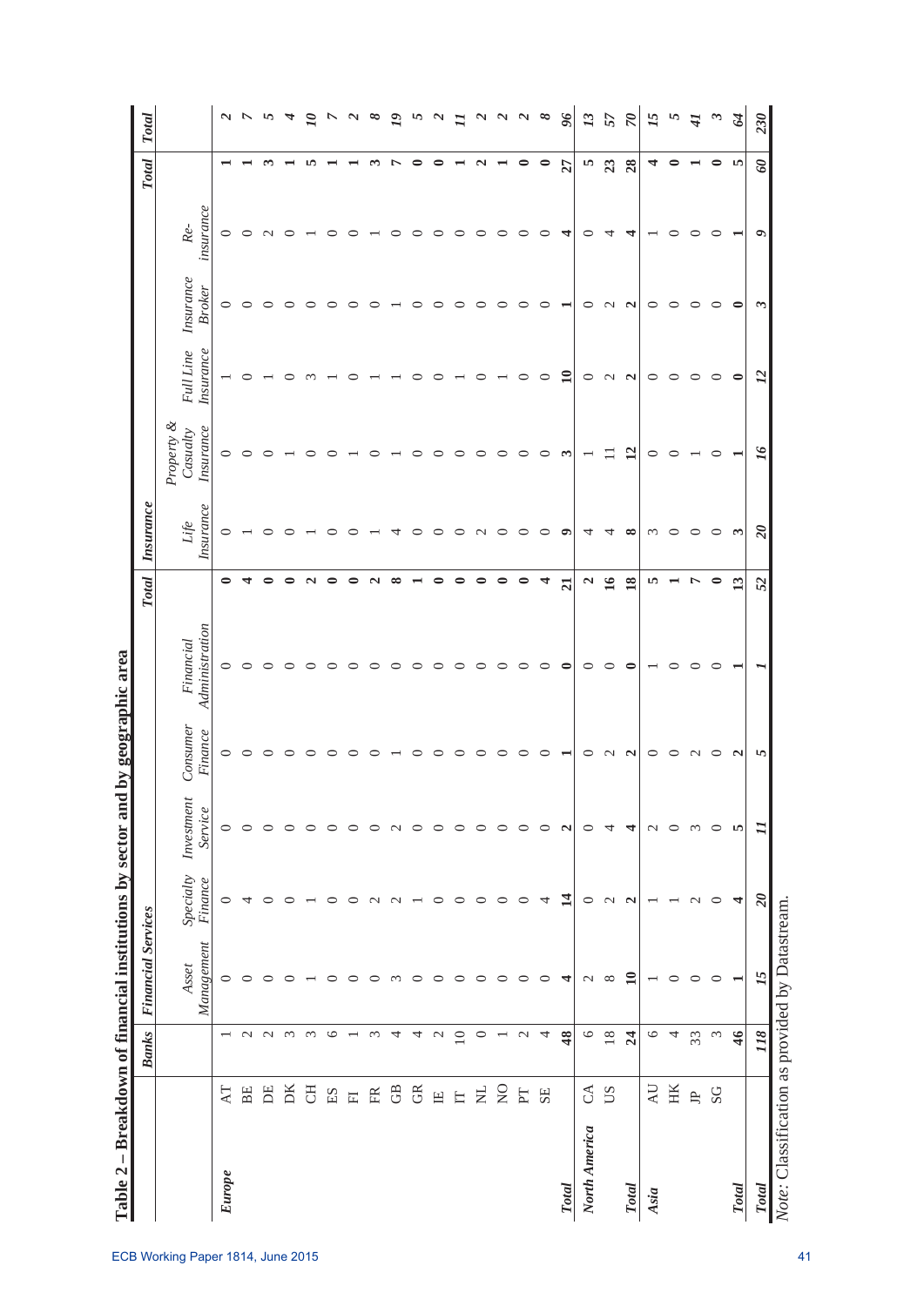**Table 2 – Breakdown of financial institutions by sector and by geographic area**

| | | Banks | Financial Services | | | | | Total | Insurance | | | | | Total | Total |
|---|---|---|---|---|---|---|---|---|---|---|---|---|---|---|---|
| | | | *Asset Management* | *Specialty Finance* | *Investment Service* | *Consumer Finance* | *Financial Administration* | | *Life Insurance* | *Property & Casualty Insurance* | *Full Line Insurance* | *Insurance Broker* | *Re-insurance* | | |
| ***Europe*** | AT | 1 | 0 | 0 | 0 | 0 | 0 | **0** | 0 | 0 | 1 | 0 | 0 | **1** | ***2*** |
| | BE | 2 | 0 | 4 | 0 | 0 | 0 | **4** | 1 | 0 | 0 | 0 | 0 | **1** | ***7*** |
| | DE | 2 | 0 | 0 | 0 | 0 | 0 | **0** | 0 | 0 | 1 | 0 | 2 | **3** | ***5*** |
| | DK | 3 | 0 | 0 | 0 | 0 | 0 | **0** | 0 | 1 | 0 | 0 | 0 | **1** | ***4*** |
| | CH | 3 | 1 | 1 | 0 | 0 | 0 | **2** | 1 | 0 | 3 | 0 | 1 | **5** | ***10*** |
| | ES | 6 | 0 | 0 | 0 | 0 | 0 | **0** | 0 | 0 | 1 | 0 | 0 | **1** | ***7*** |
| | FI | 1 | 0 | 0 | 0 | 0 | 0 | **0** | 0 | 1 | 0 | 0 | 0 | **1** | ***2*** |
| | FR | 3 | 0 | 2 | 0 | 0 | 0 | **2** | 1 | 0 | 1 | 0 | 1 | **3** | ***8*** |
| | GB | 4 | 3 | 2 | 2 | 1 | 0 | **8** | 4 | 1 | 1 | 1 | 0 | **7** | ***19*** |
| | GR | 4 | 0 | 1 | 0 | 0 | 0 | **1** | 0 | 0 | 0 | 0 | 0 | **0** | ***5*** |
| | IE | 2 | 0 | 0 | 0 | 0 | 0 | **0** | 0 | 0 | 0 | 0 | 0 | **0** | ***2*** |
| | IT | 10 | 0 | 0 | 0 | 0 | 0 | **0** | 0 | 0 | 1 | 0 | 0 | **1** | ***11*** |
| | NL | 0 | 0 | 0 | 0 | 0 | 0 | **0** | 2 | 0 | 0 | 0 | 0 | **2** | ***2*** |
| | NO | 1 | 0 | 0 | 0 | 0 | 0 | **0** | 0 | 0 | 1 | 0 | 0 | **1** | ***2*** |
| | PT | 2 | 0 | 0 | 0 | 0 | 0 | **0** | 0 | 0 | 0 | 0 | 0 | **0** | ***2*** |
| | SE | 4 | 0 | 4 | 0 | 0 | 0 | **4** | 0 | 0 | 0 | 0 | 0 | **0** | ***8*** |
| ***Total*** | | **48** | **4** | **14** | **2** | **1** | **0** | **21** | **9** | **3** | **10** | **1** | **4** | **27** | ***96*** |
| ***North America*** | CA | 6 | 2 | 0 | 0 | 0 | 0 | **2** | 4 | 1 | 0 | 0 | 0 | **5** | ***13*** |
| | US | 18 | 8 | 2 | 4 | 2 | 0 | **16** | 4 | 11 | 2 | 2 | 4 | **23** | ***57*** |
| ***Total*** | | **24** | **10** | **2** | **4** | **2** | **0** | **18** | **8** | **12** | **2** | **2** | **4** | **28** | ***70*** |
| ***Asia*** | AU | 6 | 1 | 1 | 2 | 0 | 1 | **5** | 3 | 0 | 0 | 0 | 1 | **4** | ***15*** |
| | HK | 4 | 0 | 1 | 0 | 0 | 0 | **1** | 0 | 0 | 0 | 0 | 0 | **0** | ***5*** |
| | JP | 33 | 0 | 2 | 3 | 2 | 0 | **7** | 0 | 1 | 0 | 0 | 0 | **1** | ***41*** |
| | SG | 3 | 0 | 0 | 0 | 0 | 0 | **0** | 0 | 0 | 0 | 0 | 0 | **0** | ***3*** |
| ***Total*** | | **46** | **1** | **4** | **5** | **2** | **1** | **13** | **3** | **1** | **0** | **0** | **1** | **5** | ***64*** |
| ***Total*** | | ***118*** | ***15*** | ***20*** | ***11*** | ***5*** | ***1*** | ***52*** | ***20*** | ***16*** | ***12*** | ***3*** | ***9*** | ***60*** | ***230*** |

*Note:* Classification as provided by Datastream.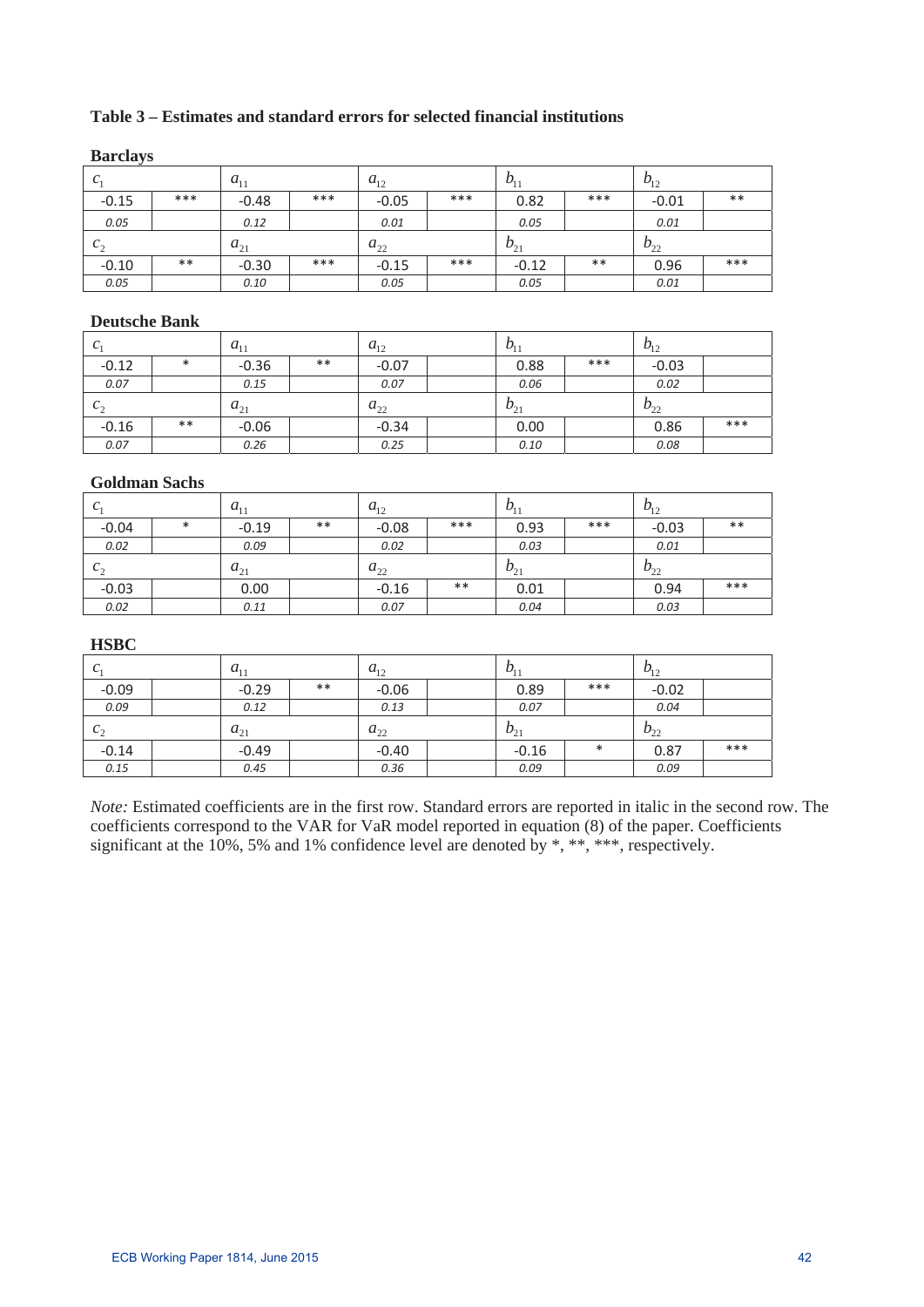**Table 3 – Estimates and standard errors for selected financial institutions**

**Barclays**

| $c_1$ | | $a_{11}$ | | $a_{12}$ | | $b_{11}$ | | $b_{12}$ | |
|---|---|---|---|---|---|---|---|---|---|
| -0.15 | *** | -0.48 | *** | -0.05 | *** | 0.82 | *** | -0.01 | ** |
| *0.05* | | *0.12* | | *0.01* | | *0.05* | | *0.01* | |
| $c_2$ | | $a_{21}$ | | $a_{22}$ | | $b_{21}$ | | $b_{22}$ | |
| -0.10 | ** | -0.30 | *** | -0.15 | *** | -0.12 | ** | 0.96 | *** |
| *0.05* | | *0.10* | | *0.05* | | *0.05* | | *0.01* | |

**Deutsche Bank**

| $c_1$ | | $a_{11}$ | | $a_{12}$ | | $b_{11}$ | | $b_{12}$ | |
|---|---|---|---|---|---|---|---|---|---|
| -0.12 | * | -0.36 | ** | -0.07 | | 0.88 | *** | -0.03 | |
| *0.07* | | *0.15* | | *0.07* | | *0.06* | | *0.02* | |
| $c_2$ | | $a_{21}$ | | $a_{22}$ | | $b_{21}$ | | $b_{22}$ | |
| -0.16 | ** | -0.06 | | -0.34 | | 0.00 | | 0.86 | *** |
| *0.07* | | *0.26* | | *0.25* | | *0.10* | | *0.08* | |

**Goldman Sachs**

| $c_1$ | | $a_{11}$ | | $a_{12}$ | | $b_{11}$ | | $b_{12}$ | |
|---|---|---|---|---|---|---|---|---|---|
| -0.04 | * | -0.19 | ** | -0.08 | *** | 0.93 | *** | -0.03 | ** |
| *0.02* | | *0.09* | | *0.02* | | *0.03* | | *0.01* | |
| $c_2$ | | $a_{21}$ | | $a_{22}$ | | $b_{21}$ | | $b_{22}$ | |
| -0.03 | | 0.00 | | -0.16 | ** | 0.01 | | 0.94 | *** |
| *0.02* | | *0.11* | | *0.07* | | *0.04* | | *0.03* | |

**HSBC**

| $c_1$ | | $a_{11}$ | | $a_{12}$ | | $b_{11}$ | | $b_{12}$ | |
|---|---|---|---|---|---|---|---|---|---|
| -0.09 | | -0.29 | ** | -0.06 | | 0.89 | *** | -0.02 | |
| *0.09* | | *0.12* | | *0.13* | | *0.07* | | *0.04* | |
| $c_2$ | | $a_{21}$ | | $a_{22}$ | | $b_{21}$ | | $b_{22}$ | |
| -0.14 | | -0.49 | | -0.40 | | -0.16 | * | 0.87 | *** |
| *0.15* | | *0.45* | | *0.36* | | *0.09* | | *0.09* | |

*Note:* Estimated coefficients are in the first row. Standard errors are reported in italic in the second row. The coefficients correspond to the VAR for VaR model reported in equation (8) of the paper. Coefficients significant at the 10%, 5% and 1% confidence level are denoted by *, **, ***, respectively.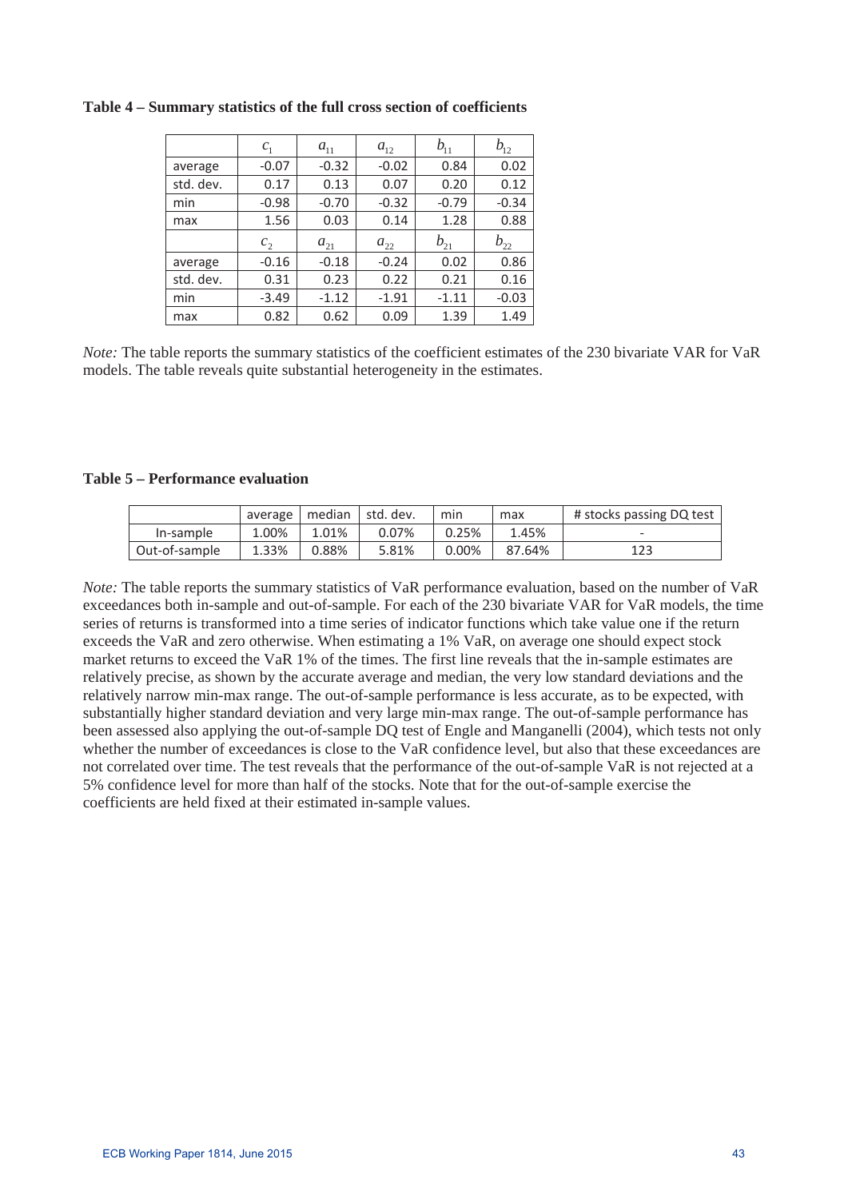**Table 4 – Summary statistics of the full cross section of coefficients**

| | $c_1$ | $a_{11}$ | $a_{12}$ | $b_{11}$ | $b_{12}$ |
|---|---|---|---|---|---|
| average | -0.07 | -0.32 | -0.02 | 0.84 | 0.02 |
| std. dev. | 0.17 | 0.13 | 0.07 | 0.20 | 0.12 |
| min | -0.98 | -0.70 | -0.32 | -0.79 | -0.34 |
| max | 1.56 | 0.03 | 0.14 | 1.28 | 0.88 |
| | $c_2$ | $a_{21}$ | $a_{22}$ | $b_{21}$ | $b_{22}$ |
| average | -0.16 | -0.18 | -0.24 | 0.02 | 0.86 |
| std. dev. | 0.31 | 0.23 | 0.22 | 0.21 | 0.16 |
| min | -3.49 | -1.12 | -1.91 | -1.11 | -0.03 |
| max | 0.82 | 0.62 | 0.09 | 1.39 | 1.49 |

*Note:* The table reports the summary statistics of the coefficient estimates of the 230 bivariate VAR for VaR models. The table reveals quite substantial heterogeneity in the estimates.

**Table 5 – Performance evaluation**

| | average | median | std. dev. | min | max | # stocks passing DQ test |
|---|---|---|---|---|---|---|
| In-sample | 1.00% | 1.01% | 0.07% | 0.25% | 1.45% | - |
| Out-of-sample | 1.33% | 0.88% | 5.81% | 0.00% | 87.64% | 123 |

*Note:* The table reports the summary statistics of VaR performance evaluation, based on the number of VaR exceedances both in-sample and out-of-sample. For each of the 230 bivariate VAR for VaR models, the time series of returns is transformed into a time series of indicator functions which take value one if the return exceeds the VaR and zero otherwise. When estimating a 1% VaR, on average one should expect stock market returns to exceed the VaR 1% of the times. The first line reveals that the in-sample estimates are relatively precise, as shown by the accurate average and median, the very low standard deviations and the relatively narrow min-max range. The out-of-sample performance is less accurate, as to be expected, with substantially higher standard deviation and very large min-max range. The out-of-sample performance has been assessed also applying the out-of-sample DQ test of Engle and Manganelli (2004), which tests not only whether the number of exceedances is close to the VaR confidence level, but also that these exceedances are not correlated over time. The test reveals that the performance of the out-of-sample VaR is not rejected at a 5% confidence level for more than half of the stocks. Note that for the out-of-sample exercise the coefficients are held fixed at their estimated in-sample values.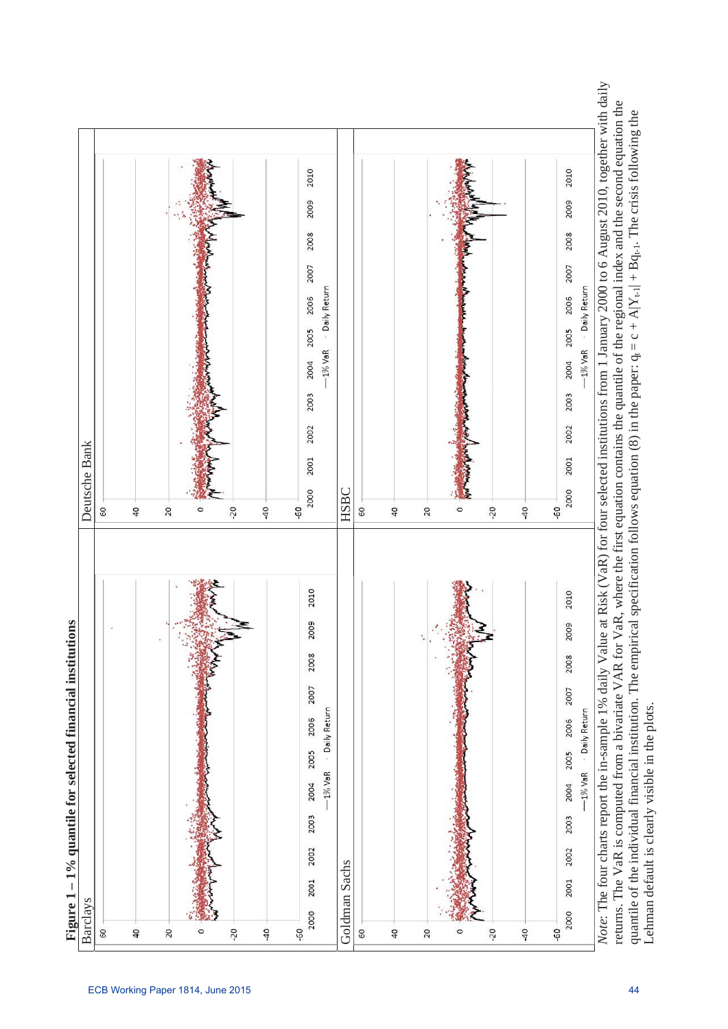**Figure 1 – 1% quantile for selected financial institutions**

*Note:* The four charts report the in-sample 1% daily Value at Risk (VaR) for four selected institutions from 1 January 2000 to 6 August 2010, together with daily returns. The VaR is computed from a bivariate VAR for VaR, where the first equation contains the quantile of the regional index and the second equation the quantile of the individual financial institution. The empirical specification follows equation (8) in the paper: $q_t = c + A|Y_{t-1}| + Bq_{t-1}$. The crisis following the Lehman default is clearly visible in the plots.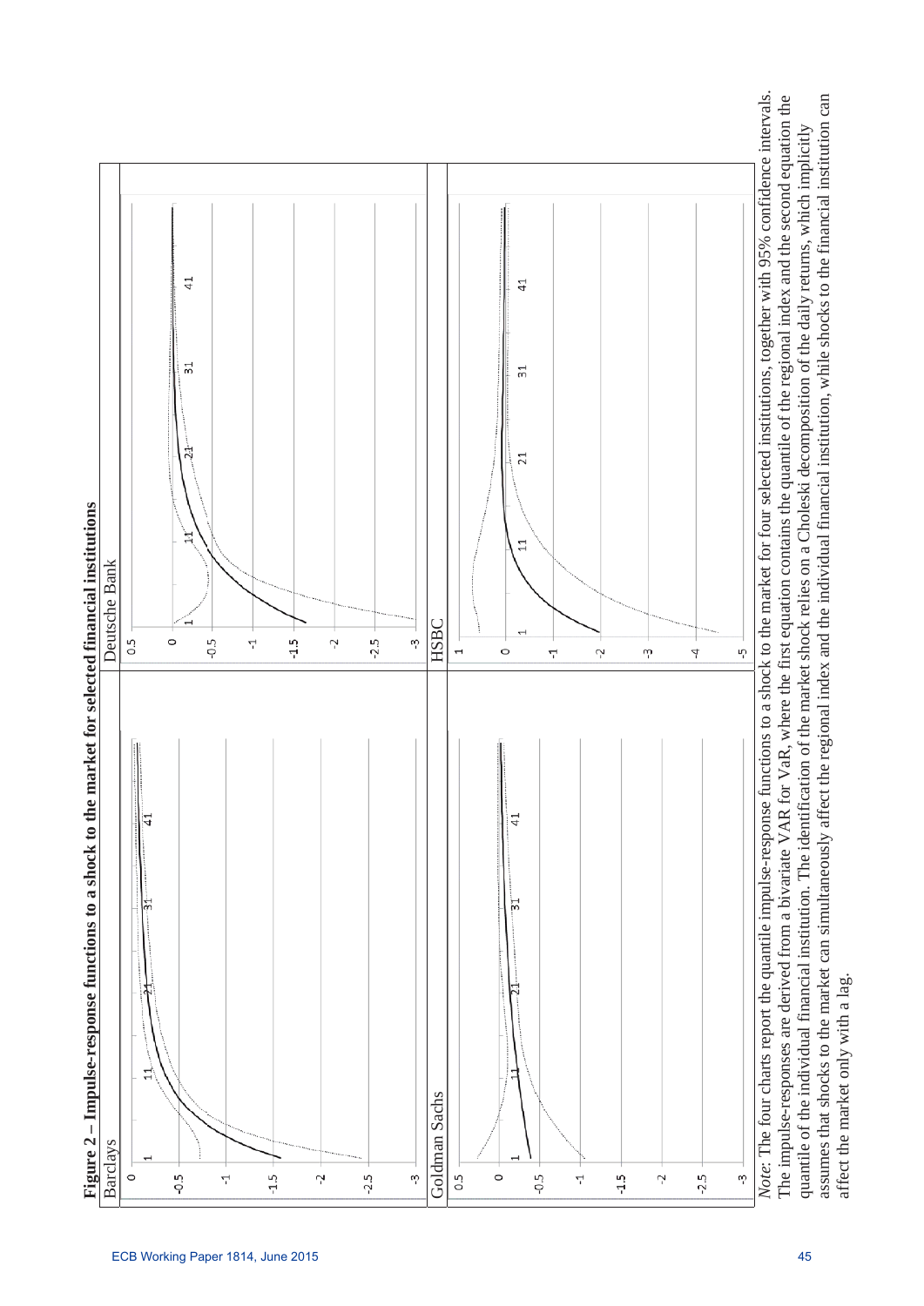**Figure 2 – Impulse-response functions to a shock to the market for selected financial institutions**

*Note:* The four charts report the quantile impulse-response functions to a shock to the market for four selected institutions, together with 95% confidence intervals. The impulse-responses are derived from a bivariate VAR for VaR, where the first equation contains the quantile of the regional index and the second equation the quantile of the individual financial institution. The identification of the market shock relies on a Choleski decomposition of the daily returns, which implicitly assumes that shocks to the market can simultaneously affect the regional index and the individual financial institution, while shocks to the financial institution can affect the market only with a lag.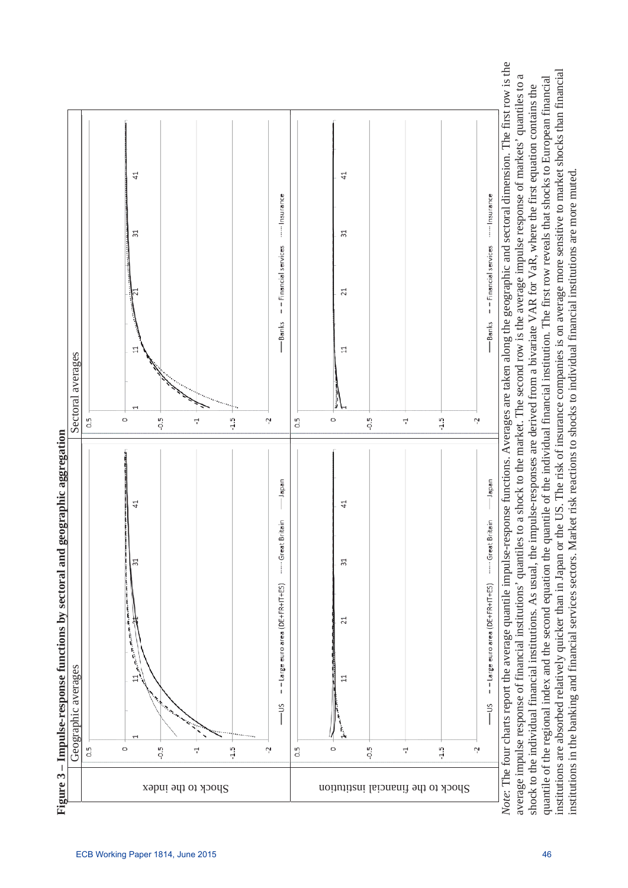**Figure 3 – Impulse-response functions by sectoral and geographic aggregation**

| | Geographic averages | Sectoral averages |
|---|---|---|
| Shock to the index | | |
| Shock to the financial institution | | |

Legend (geographic averages): US; Large euro area (DE+FR+IT+ES); Great Britain; Japan

Legend (sectoral averages): Banks; Financial services; Insurance

*Note:* The four charts report the average quantile impulse-response functions. Averages are taken along the geographic and sectoral dimension. The first row is the average impulse response of financial institutions' quantiles to a shock to the market. The second row is the average impulse response of markets' quantiles to a shock to the individual financial institutions. As usual, the impulse-responses are derived from a bivariate VAR for VaR, where the first equation contains the quantile of the regional index and the second equation the quantile of the individual financial institution. The first row reveals that shocks to European financial institutions are absorbed relatively quicker than in Japan or the US. The risk of insurance companies is on average more sensitive to market shocks than financial institutions in the banking and financial services sectors. Market risk reactions to shocks to individual financial institutions are more muted.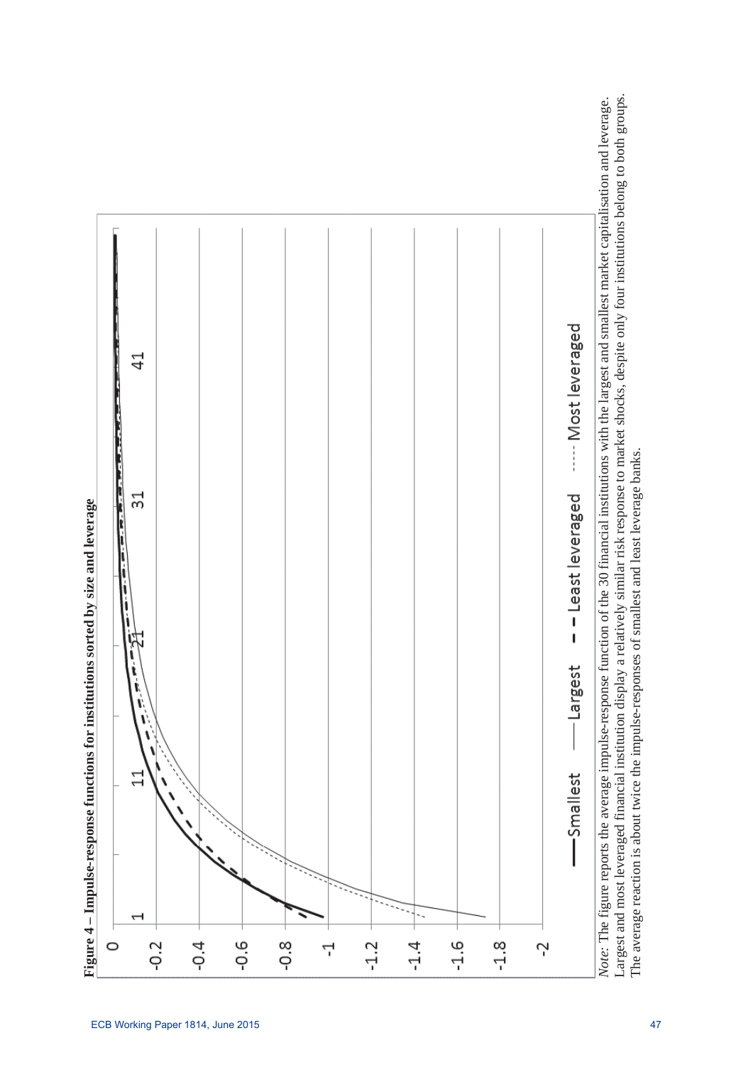**Figure 4 – Impulse-response functions for institutions sorted by size and leverage**

*Note:* The figure reports the average impulse-response function of the 30 financial institutions with the largest and smallest market capitalisation and leverage. Largest and most leveraged financial institution display a relatively similar risk response to market shocks, despite only four institutions belong to both groups. The average reaction is about twice the impulse-responses of smallest and least leverage banks.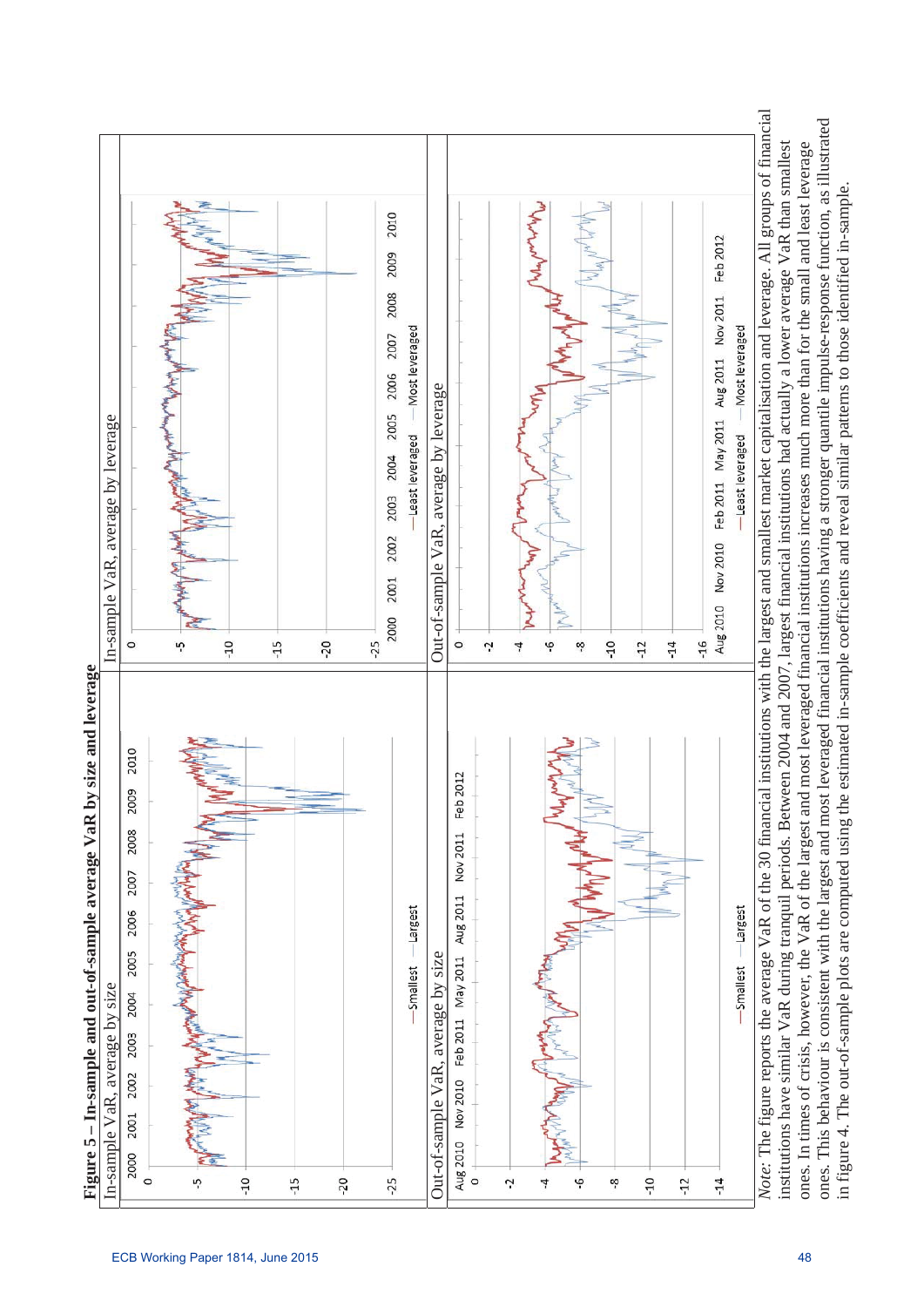**Figure 5 – In-sample and out-of-sample average VaR by size and leverage**

In-sample VaR, average by size

In-sample VaR, average by leverage

Out-of-sample VaR, average by size

Out-of-sample VaR, average by leverage

*Note:* The figure reports the average VaR of the 30 financial institutions with the largest and smallest market capitalisation and leverage. All groups of financial institutions have similar VaR during tranquil periods. Between 2004 and 2007, largest financial institutions had actually a lower average VaR than smallest ones. In times of crisis, however, the VaR of the largest and most leveraged financial institutions increases much more than for the small and least leverage ones. This behaviour is consistent with the largest and most leveraged financial institutions having a stronger quantile impulse-response function, as illustrated in figure 4. The out-of-sample plots are computed using the estimated in-sample coefficients and reveal similar patterns to those identified in-sample.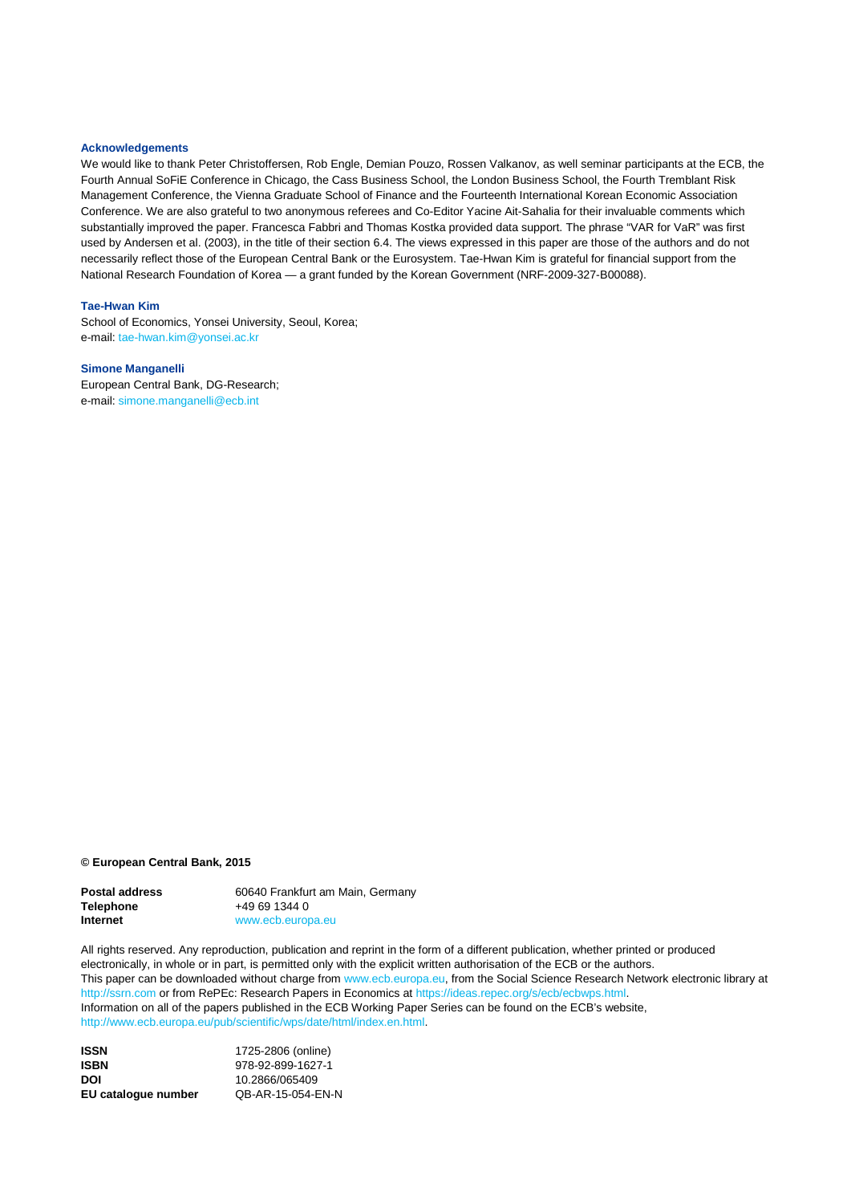### Acknowledgements

We would like to thank Peter Christoffersen, Rob Engle, Demian Pouzo, Rossen Valkanov, as well seminar participants at the ECB, the Fourth Annual SoFiE Conference in Chicago, the Cass Business School, the London Business School, the Fourth Tremblant Risk Management Conference, the Vienna Graduate School of Finance and the Fourteenth International Korean Economic Association Conference. We are also grateful to two anonymous referees and Co-Editor Yacine Ait-Sahalia for their invaluable comments which substantially improved the paper. Francesca Fabbri and Thomas Kostka provided data support. The phrase "VAR for VaR" was first used by Andersen et al. (2003), in the title of their section 6.4. The views expressed in this paper are those of the authors and do not necessarily reflect those of the European Central Bank or the Eurosystem. Tae-Hwan Kim is grateful for financial support from the National Research Foundation of Korea — a grant funded by the Korean Government (NRF-2009-327-B00088).

**Tae-Hwan Kim**
School of Economics, Yonsei University, Seoul, Korea;
e-mail: tae-hwan.kim@yonsei.ac.kr

**Simone Manganelli**
European Central Bank, DG-Research;
e-mail: simone.manganelli@ecb.int

**© European Central Bank, 2015**

| | |
|---|---|
| **Postal address** | 60640 Frankfurt am Main, Germany |
| **Telephone** | +49 69 1344 0 |
| **Internet** | www.ecb.europa.eu |

All rights reserved. Any reproduction, publication and reprint in the form of a different publication, whether printed or produced electronically, in whole or in part, is permitted only with the explicit written authorisation of the ECB or the authors.
This paper can be downloaded without charge from www.ecb.europa.eu, from the Social Science Research Network electronic library at http://ssrn.com or from RePEc: Research Papers in Economics at https://ideas.repec.org/s/ecb/ecbwps.html.
Information on all of the papers published in the ECB Working Paper Series can be found on the ECB's website, http://www.ecb.europa.eu/pub/scientific/wps/date/html/index.en.html.

| | |
|---|---|
| **ISSN** | 1725-2806 (online) |
| **ISBN** | 978-92-899-1627-1 |
| **DOI** | 10.2866/065409 |
| **EU catalogue number** | QB-AR-15-054-EN-N |